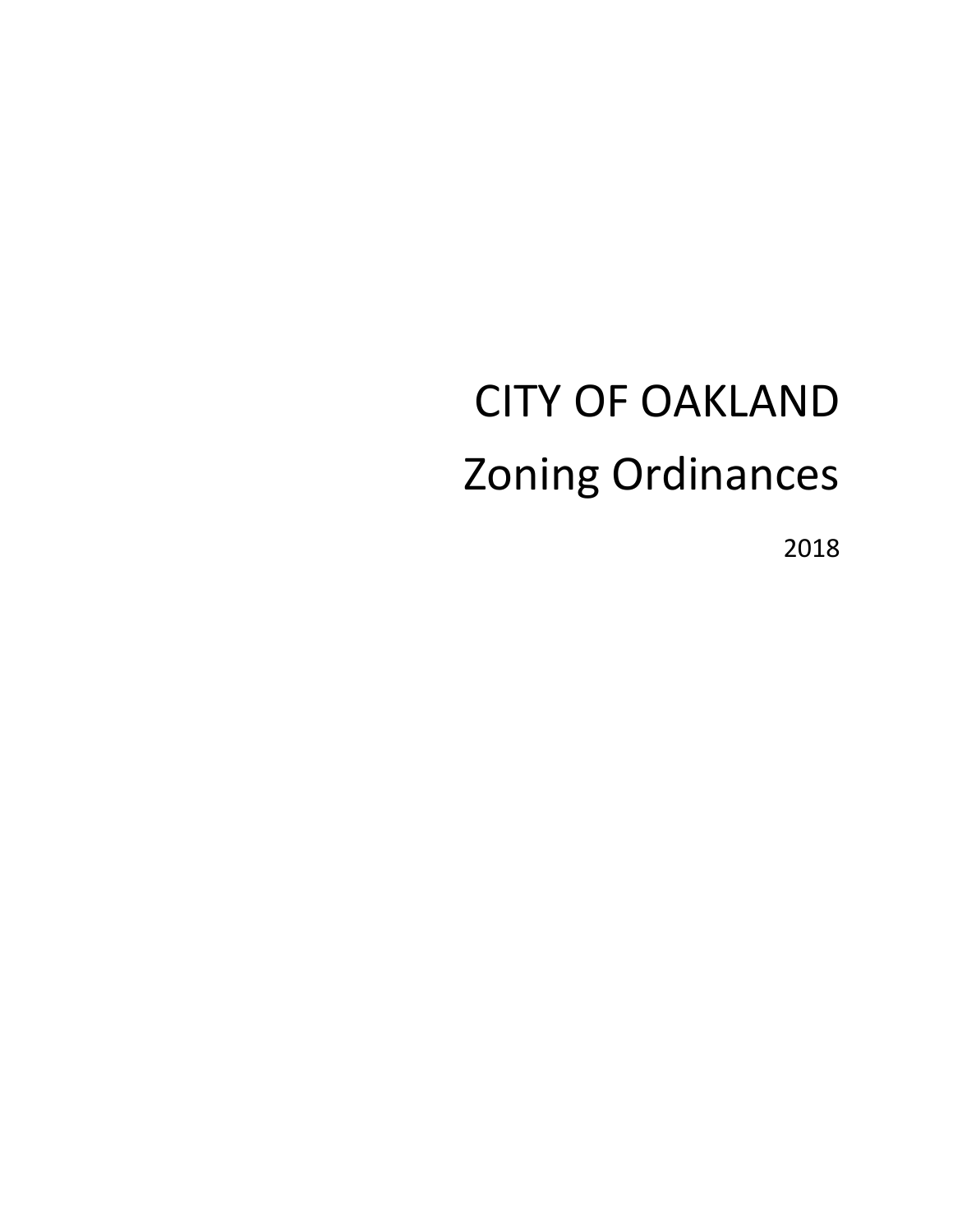# CITY OF OAKLAND

# Zoning Ordinances

2018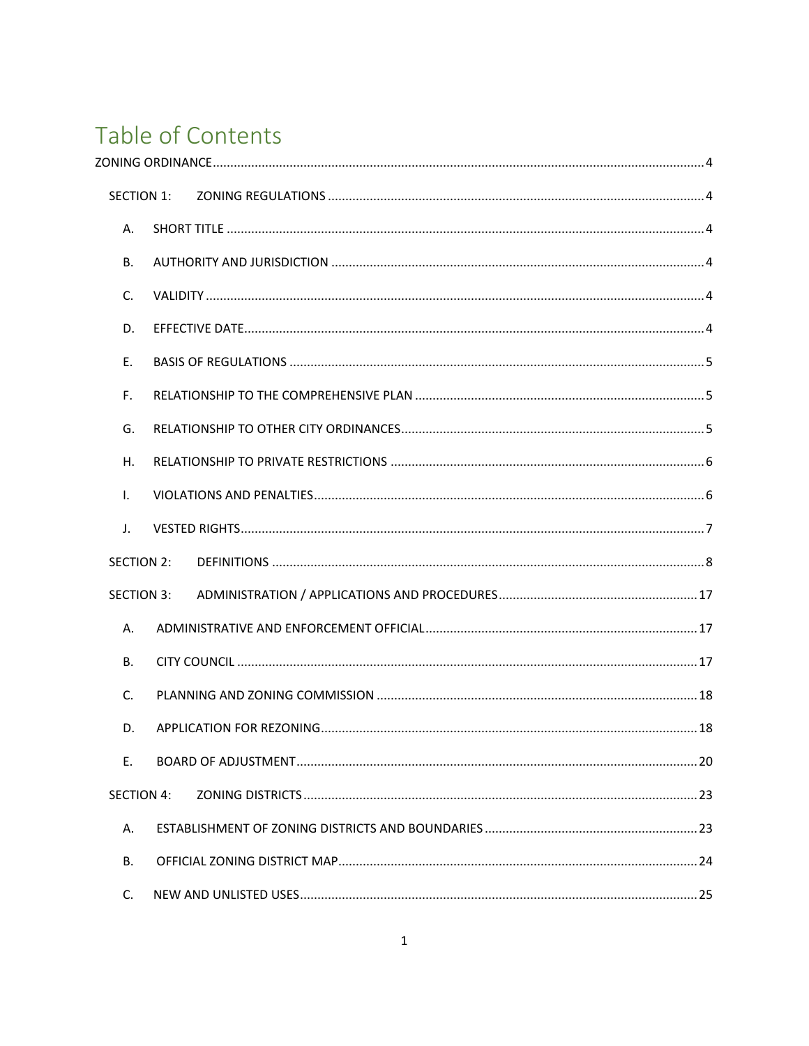# Table of Contents

ZONING ORDINANCE ........................................................................................................................................ 4

- SECTION 1: ZONING REGULATIONS .......................................................................................................... 4
  - A. SHORT TITLE ........................................................................................................................................ 4
  - B. AUTHORITY AND JURISDICTION ......................................................................................................... 4
  - C. VALIDITY ............................................................................................................................................. 4
  - D. EFFECTIVE DATE.................................................................................................................................. 4
  - E. BASIS OF REGULATIONS ..................................................................................................................... 5
  - F. RELATIONSHIP TO THE COMPREHENSIVE PLAN .................................................................................. 5
  - G. RELATIONSHIP TO OTHER CITY ORDINANCES...................................................................................... 5
  - H. RELATIONSHIP TO PRIVATE RESTRICTIONS ......................................................................................... 6
  - I. VIOLATIONS AND PENALTIES............................................................................................................... 6
  - J. VESTED RIGHTS.................................................................................................................................... 7
- SECTION 2: DEFINITIONS ........................................................................................................................... 8
- SECTION 3: ADMINISTRATION / APPLICATIONS AND PROCEDURES ......................................................... 17
  - A. ADMINISTRATIVE AND ENFORCEMENT OFFICIAL ............................................................................. 17
  - B. CITY COUNCIL ................................................................................................................................... 17
  - C. PLANNING AND ZONING COMMISSION ........................................................................................... 18
  - D. APPLICATION FOR REZONING........................................................................................................... 18
  - E. BOARD OF ADJUSTMENT.................................................................................................................. 20
- SECTION 4: ZONING DISTRICTS ................................................................................................................ 23
  - A. ESTABLISHMENT OF ZONING DISTRICTS AND BOUNDARIES ............................................................ 23
  - B. OFFICIAL ZONING DISTRICT MAP...................................................................................................... 24
  - C. NEW AND UNLISTED USES................................................................................................................. 25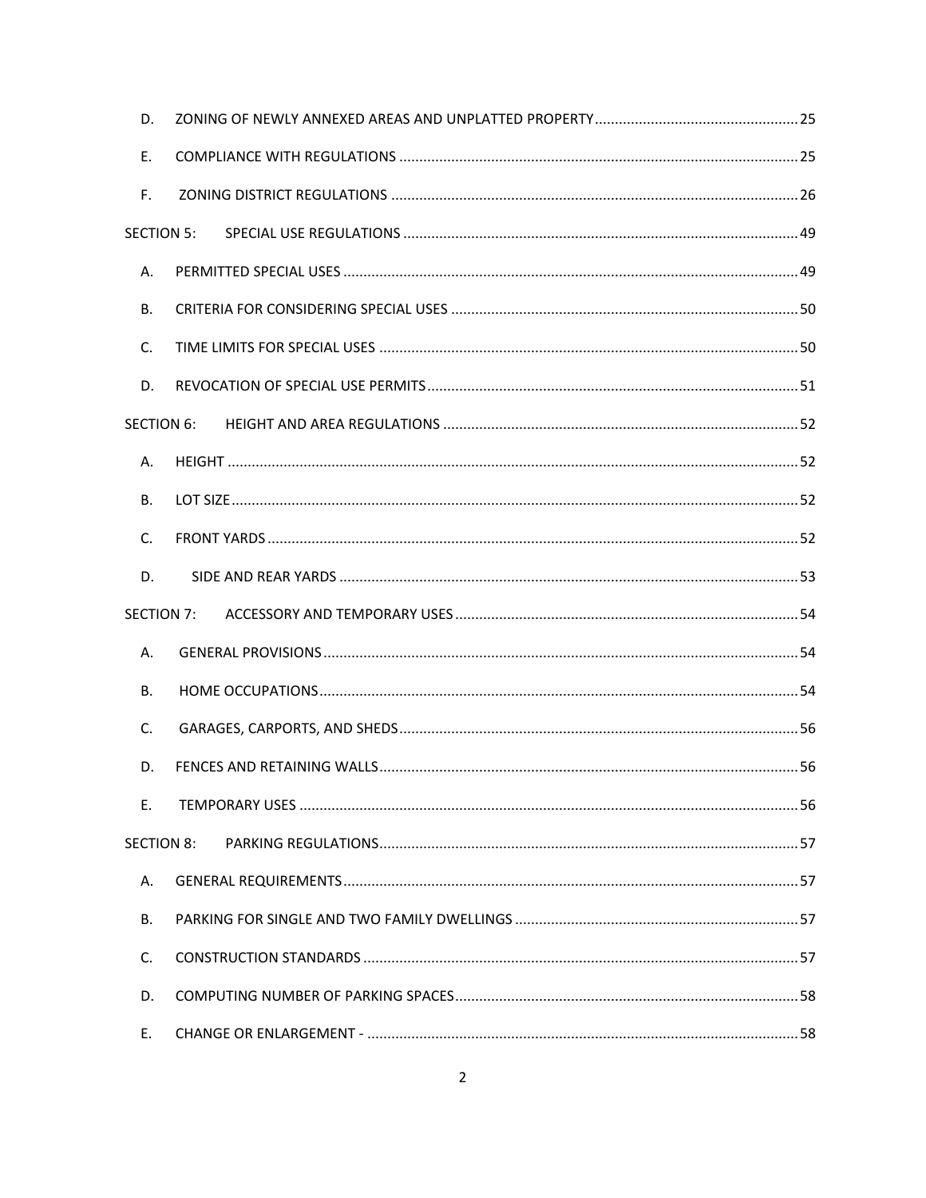D. ZONING OF NEWLY ANNEXED AREAS AND UNPLATTED PROPERTY .................................................. 25

E. COMPLIANCE WITH REGULATIONS .................................................................................................. 25

F. ZONING DISTRICT REGULATIONS .................................................................................................. 26

SECTION 5: SPECIAL USE REGULATIONS .................................................................................................. 49

A. PERMITTED SPECIAL USES ................................................................................................................ 49

B. CRITERIA FOR CONSIDERING SPECIAL USES ..................................................................................... 50

C. TIME LIMITS FOR SPECIAL USES ........................................................................................................ 50

D. REVOCATION OF SPECIAL USE PERMITS ............................................................................................ 51

SECTION 6: HEIGHT AND AREA REGULATIONS ........................................................................................ 52

A. HEIGHT ............................................................................................................................................. 52

B. LOT SIZE ............................................................................................................................................ 52

C. FRONT YARDS .................................................................................................................................. 52

D. SIDE AND REAR YARDS .................................................................................................................. 53

SECTION 7: ACCESSORY AND TEMPORARY USES .................................................................................... 54

A. GENERAL PROVISIONS ..................................................................................................................... 54

B. HOME OCCUPATIONS ....................................................................................................................... 54

C. GARAGES, CARPORTS, AND SHEDS .................................................................................................. 56

D. FENCES AND RETAINING WALLS ....................................................................................................... 56

E. TEMPORARY USES ............................................................................................................................ 56

SECTION 8: PARKING REGULATIONS ........................................................................................................ 57

A. GENERAL REQUIREMENTS ................................................................................................................ 57

B. PARKING FOR SINGLE AND TWO FAMILY DWELLINGS ....................................................................... 57

C. CONSTRUCTION STANDARDS ............................................................................................................ 57

D. COMPUTING NUMBER OF PARKING SPACES ..................................................................................... 58

E. CHANGE OR ENLARGEMENT - ........................................................................................................... 58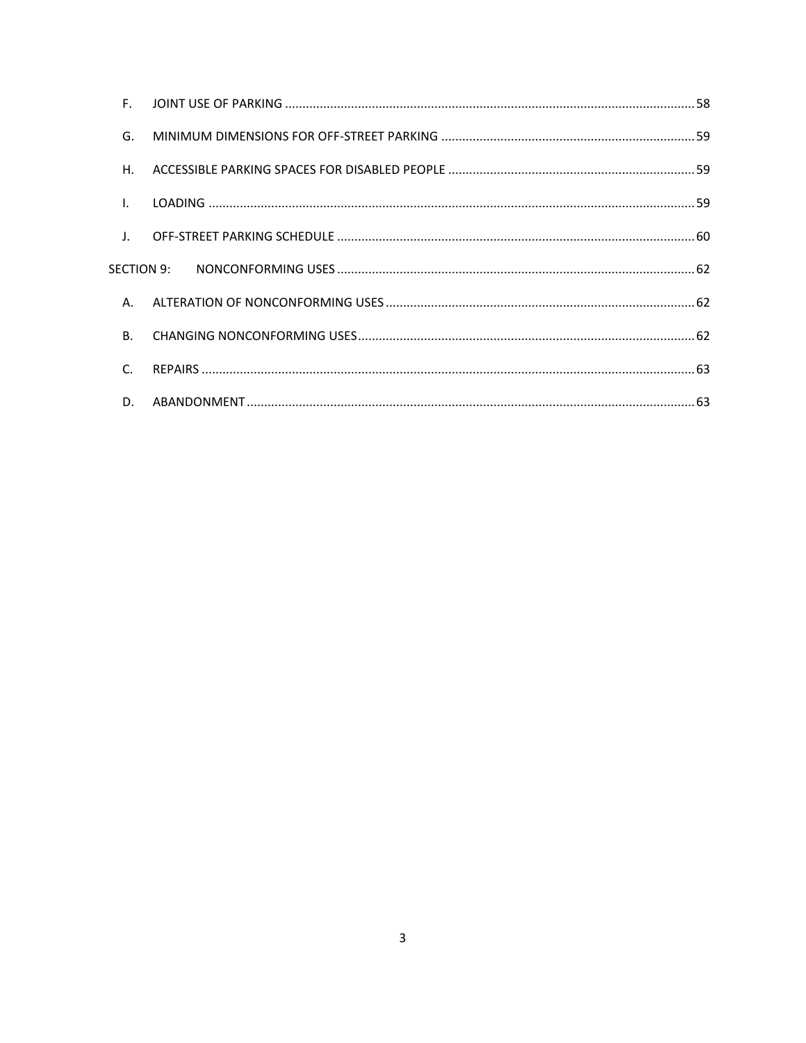F. JOINT USE OF PARKING ..... 58

G. MINIMUM DIMENSIONS FOR OFF-STREET PARKING ..... 59

H. ACCESSIBLE PARKING SPACES FOR DISABLED PEOPLE ..... 59

I. LOADING ..... 59

J. OFF-STREET PARKING SCHEDULE ..... 60

SECTION 9: NONCONFORMING USES ..... 62

A. ALTERATION OF NONCONFORMING USES ..... 62

B. CHANGING NONCONFORMING USES ..... 62

C. REPAIRS ..... 63

D. ABANDONMENT ..... 63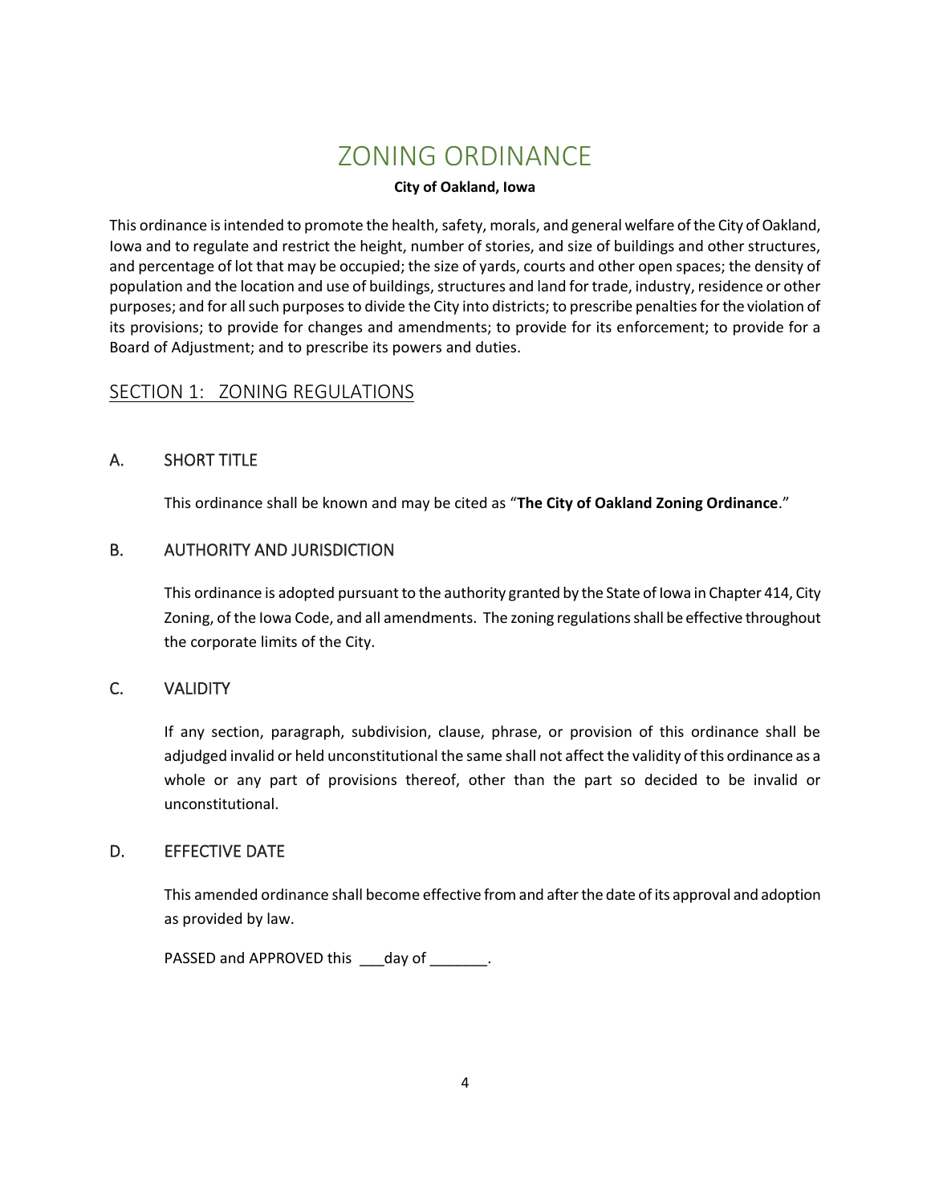# ZONING ORDINANCE

**City of Oakland, Iowa**

This ordinance is intended to promote the health, safety, morals, and general welfare of the City of Oakland, Iowa and to regulate and restrict the height, number of stories, and size of buildings and other structures, and percentage of lot that may be occupied; the size of yards, courts and other open spaces; the density of population and the location and use of buildings, structures and land for trade, industry, residence or other purposes; and for all such purposes to divide the City into districts; to prescribe penalties for the violation of its provisions; to provide for changes and amendments; to provide for its enforcement; to provide for a Board of Adjustment; and to prescribe its powers and duties.

## SECTION 1: ZONING REGULATIONS

### A. SHORT TITLE

This ordinance shall be known and may be cited as "**The City of Oakland Zoning Ordinance**."

### B. AUTHORITY AND JURISDICTION

This ordinance is adopted pursuant to the authority granted by the State of Iowa in Chapter 414, City Zoning, of the Iowa Code, and all amendments. The zoning regulations shall be effective throughout the corporate limits of the City.

### C. VALIDITY

If any section, paragraph, subdivision, clause, phrase, or provision of this ordinance shall be adjudged invalid or held unconstitutional the same shall not affect the validity of this ordinance as a whole or any part of provisions thereof, other than the part so decided to be invalid or unconstitutional.

### D. EFFECTIVE DATE

This amended ordinance shall become effective from and after the date of its approval and adoption as provided by law.

PASSED and APPROVED this ___day of _______.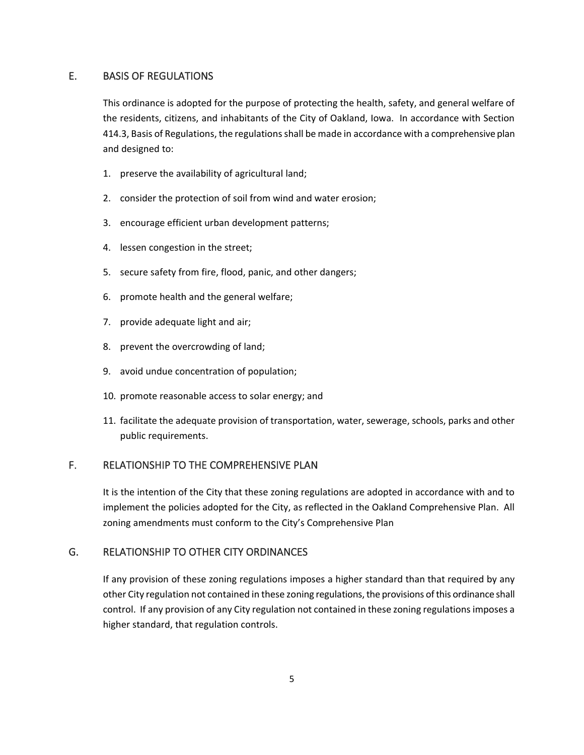## E. BASIS OF REGULATIONS

This ordinance is adopted for the purpose of protecting the health, safety, and general welfare of the residents, citizens, and inhabitants of the City of Oakland, Iowa. In accordance with Section 414.3, Basis of Regulations, the regulations shall be made in accordance with a comprehensive plan and designed to:

1. preserve the availability of agricultural land;
2. consider the protection of soil from wind and water erosion;
3. encourage efficient urban development patterns;
4. lessen congestion in the street;
5. secure safety from fire, flood, panic, and other dangers;
6. promote health and the general welfare;
7. provide adequate light and air;
8. prevent the overcrowding of land;
9. avoid undue concentration of population;
10. promote reasonable access to solar energy; and
11. facilitate the adequate provision of transportation, water, sewerage, schools, parks and other public requirements.

## F. RELATIONSHIP TO THE COMPREHENSIVE PLAN

It is the intention of the City that these zoning regulations are adopted in accordance with and to implement the policies adopted for the City, as reflected in the Oakland Comprehensive Plan. All zoning amendments must conform to the City's Comprehensive Plan

## G. RELATIONSHIP TO OTHER CITY ORDINANCES

If any provision of these zoning regulations imposes a higher standard than that required by any other City regulation not contained in these zoning regulations, the provisions of this ordinance shall control. If any provision of any City regulation not contained in these zoning regulations imposes a higher standard, that regulation controls.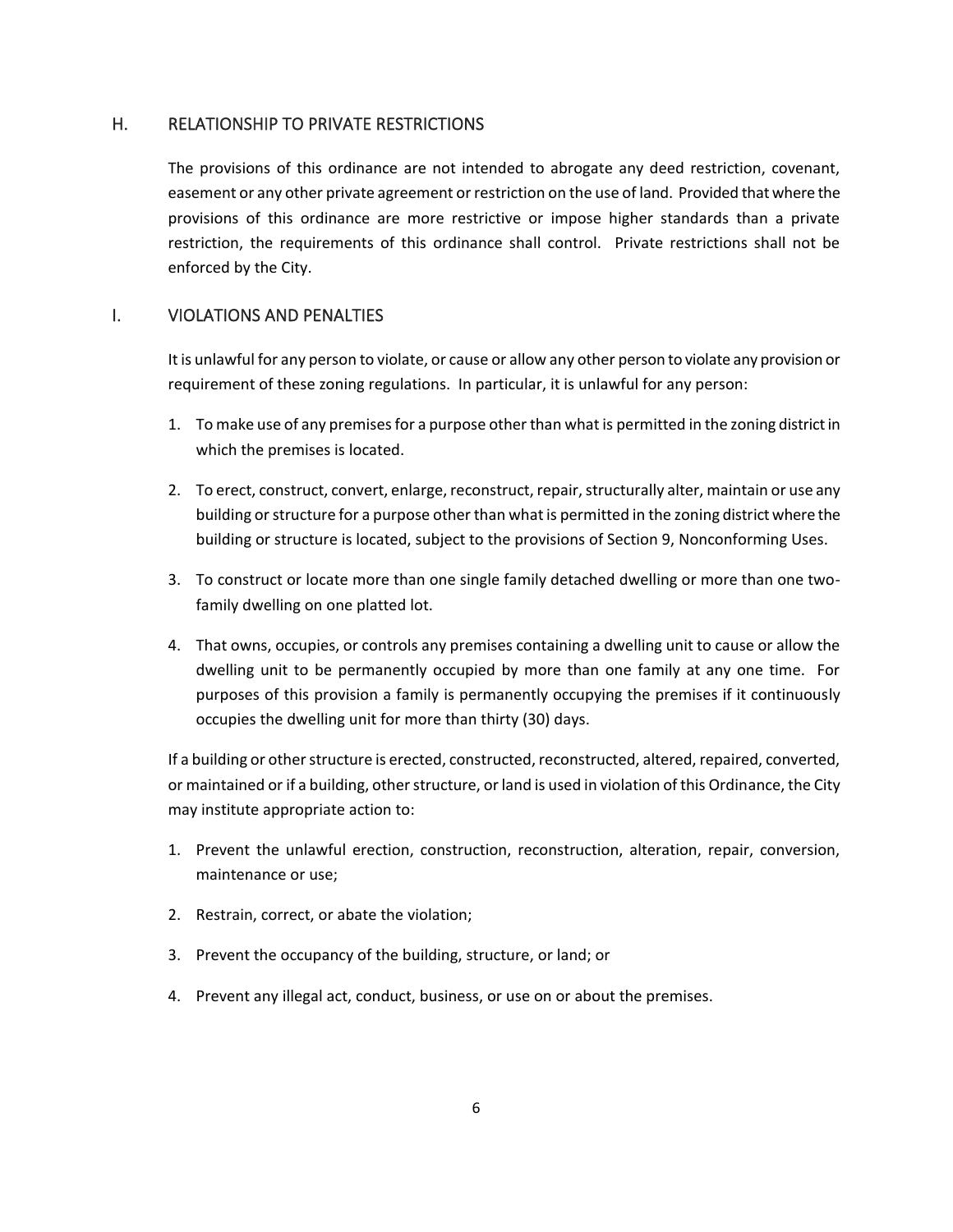## H. RELATIONSHIP TO PRIVATE RESTRICTIONS

The provisions of this ordinance are not intended to abrogate any deed restriction, covenant, easement or any other private agreement or restriction on the use of land. Provided that where the provisions of this ordinance are more restrictive or impose higher standards than a private restriction, the requirements of this ordinance shall control. Private restrictions shall not be enforced by the City.

## I. VIOLATIONS AND PENALTIES

It is unlawful for any person to violate, or cause or allow any other person to violate any provision or requirement of these zoning regulations. In particular, it is unlawful for any person:

1. To make use of any premises for a purpose other than what is permitted in the zoning district in which the premises is located.
2. To erect, construct, convert, enlarge, reconstruct, repair, structurally alter, maintain or use any building or structure for a purpose other than what is permitted in the zoning district where the building or structure is located, subject to the provisions of Section 9, Nonconforming Uses.
3. To construct or locate more than one single family detached dwelling or more than one two-family dwelling on one platted lot.
4. That owns, occupies, or controls any premises containing a dwelling unit to cause or allow the dwelling unit to be permanently occupied by more than one family at any one time. For purposes of this provision a family is permanently occupying the premises if it continuously occupies the dwelling unit for more than thirty (30) days.

If a building or other structure is erected, constructed, reconstructed, altered, repaired, converted, or maintained or if a building, other structure, or land is used in violation of this Ordinance, the City may institute appropriate action to:

1. Prevent the unlawful erection, construction, reconstruction, alteration, repair, conversion, maintenance or use;
2. Restrain, correct, or abate the violation;
3. Prevent the occupancy of the building, structure, or land; or
4. Prevent any illegal act, conduct, business, or use on or about the premises.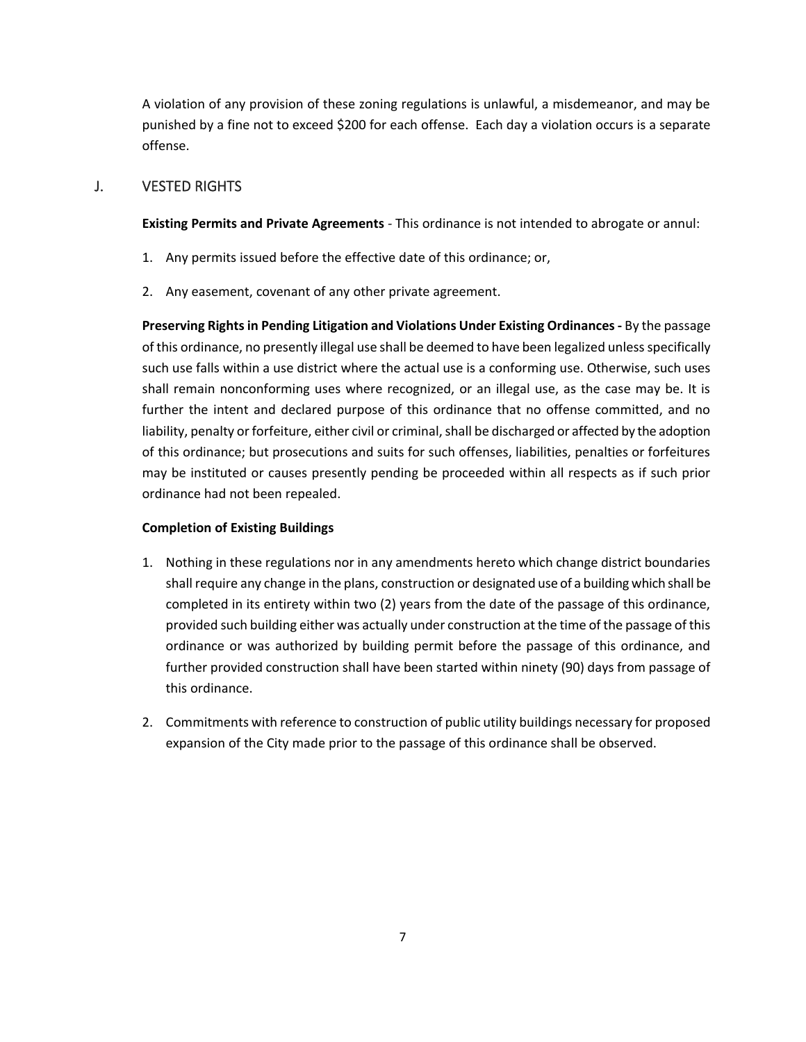A violation of any provision of these zoning regulations is unlawful, a misdemeanor, and may be punished by a fine not to exceed $200 for each offense. Each day a violation occurs is a separate offense.

## J. VESTED RIGHTS

**Existing Permits and Private Agreements** - This ordinance is not intended to abrogate or annul:

1. Any permits issued before the effective date of this ordinance; or,
2. Any easement, covenant of any other private agreement.

**Preserving Rights in Pending Litigation and Violations Under Existing Ordinances -** By the passage of this ordinance, no presently illegal use shall be deemed to have been legalized unless specifically such use falls within a use district where the actual use is a conforming use. Otherwise, such uses shall remain nonconforming uses where recognized, or an illegal use, as the case may be. It is further the intent and declared purpose of this ordinance that no offense committed, and no liability, penalty or forfeiture, either civil or criminal, shall be discharged or affected by the adoption of this ordinance; but prosecutions and suits for such offenses, liabilities, penalties or forfeitures may be instituted or causes presently pending be proceeded within all respects as if such prior ordinance had not been repealed.

**Completion of Existing Buildings**

1. Nothing in these regulations nor in any amendments hereto which change district boundaries shall require any change in the plans, construction or designated use of a building which shall be completed in its entirety within two (2) years from the date of the passage of this ordinance, provided such building either was actually under construction at the time of the passage of this ordinance or was authorized by building permit before the passage of this ordinance, and further provided construction shall have been started within ninety (90) days from passage of this ordinance.
2. Commitments with reference to construction of public utility buildings necessary for proposed expansion of the City made prior to the passage of this ordinance shall be observed.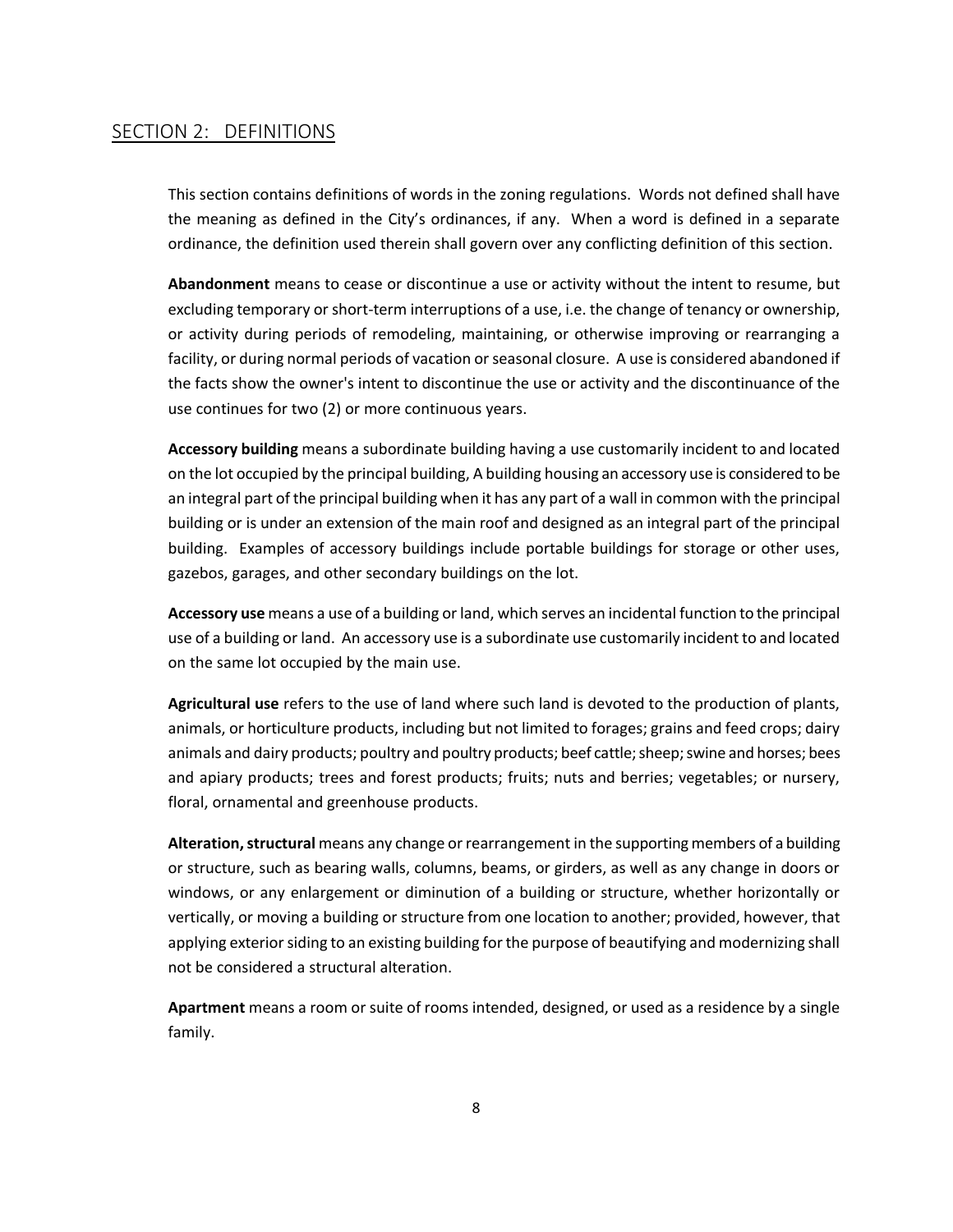## SECTION 2: DEFINITIONS

This section contains definitions of words in the zoning regulations. Words not defined shall have the meaning as defined in the City's ordinances, if any. When a word is defined in a separate ordinance, the definition used therein shall govern over any conflicting definition of this section.

**Abandonment** means to cease or discontinue a use or activity without the intent to resume, but excluding temporary or short-term interruptions of a use, i.e. the change of tenancy or ownership, or activity during periods of remodeling, maintaining, or otherwise improving or rearranging a facility, or during normal periods of vacation or seasonal closure. A use is considered abandoned if the facts show the owner's intent to discontinue the use or activity and the discontinuance of the use continues for two (2) or more continuous years.

**Accessory building** means a subordinate building having a use customarily incident to and located on the lot occupied by the principal building, A building housing an accessory use is considered to be an integral part of the principal building when it has any part of a wall in common with the principal building or is under an extension of the main roof and designed as an integral part of the principal building. Examples of accessory buildings include portable buildings for storage or other uses, gazebos, garages, and other secondary buildings on the lot.

**Accessory use** means a use of a building or land, which serves an incidental function to the principal use of a building or land. An accessory use is a subordinate use customarily incident to and located on the same lot occupied by the main use.

**Agricultural use** refers to the use of land where such land is devoted to the production of plants, animals, or horticulture products, including but not limited to forages; grains and feed crops; dairy animals and dairy products; poultry and poultry products; beef cattle; sheep; swine and horses; bees and apiary products; trees and forest products; fruits; nuts and berries; vegetables; or nursery, floral, ornamental and greenhouse products.

**Alteration, structural** means any change or rearrangement in the supporting members of a building or structure, such as bearing walls, columns, beams, or girders, as well as any change in doors or windows, or any enlargement or diminution of a building or structure, whether horizontally or vertically, or moving a building or structure from one location to another; provided, however, that applying exterior siding to an existing building for the purpose of beautifying and modernizing shall not be considered a structural alteration.

**Apartment** means a room or suite of rooms intended, designed, or used as a residence by a single family.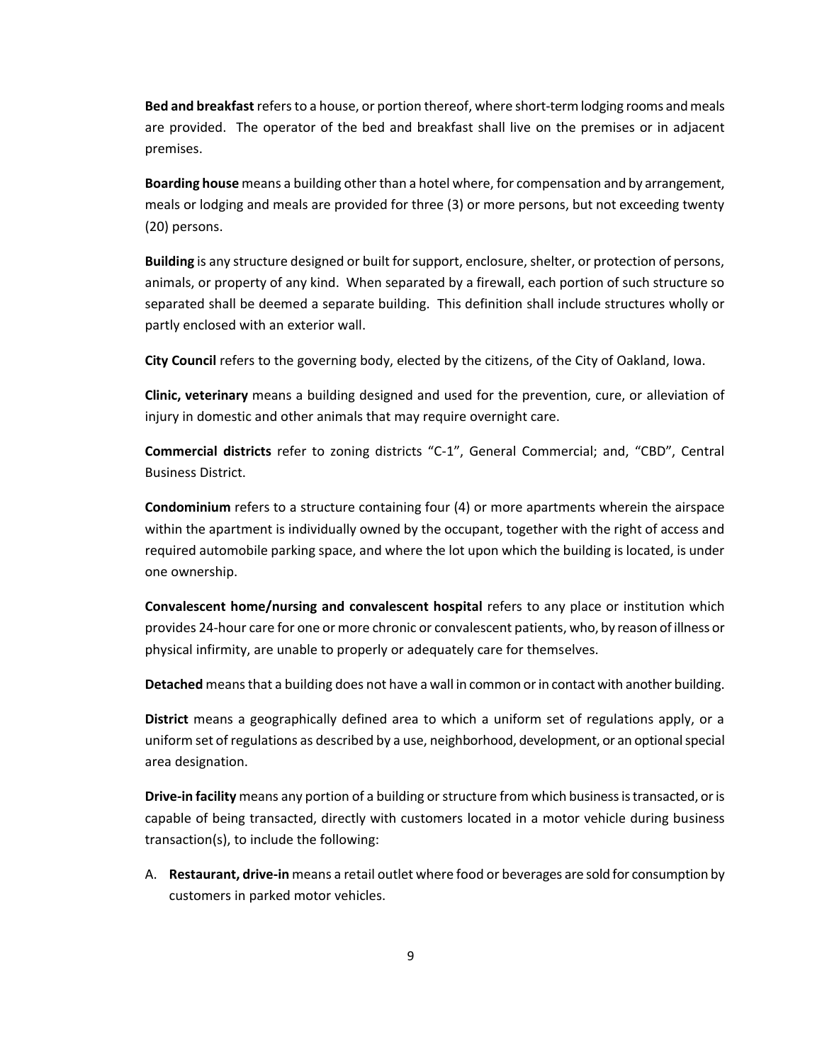**Bed and breakfast** refers to a house, or portion thereof, where short-term lodging rooms and meals are provided. The operator of the bed and breakfast shall live on the premises or in adjacent premises.

**Boarding house** means a building other than a hotel where, for compensation and by arrangement, meals or lodging and meals are provided for three (3) or more persons, but not exceeding twenty (20) persons.

**Building** is any structure designed or built for support, enclosure, shelter, or protection of persons, animals, or property of any kind. When separated by a firewall, each portion of such structure so separated shall be deemed a separate building. This definition shall include structures wholly or partly enclosed with an exterior wall.

**City Council** refers to the governing body, elected by the citizens, of the City of Oakland, Iowa.

**Clinic, veterinary** means a building designed and used for the prevention, cure, or alleviation of injury in domestic and other animals that may require overnight care.

**Commercial districts** refer to zoning districts "C-1", General Commercial; and, "CBD", Central Business District.

**Condominium** refers to a structure containing four (4) or more apartments wherein the airspace within the apartment is individually owned by the occupant, together with the right of access and required automobile parking space, and where the lot upon which the building is located, is under one ownership.

**Convalescent home/nursing and convalescent hospital** refers to any place or institution which provides 24-hour care for one or more chronic or convalescent patients, who, by reason of illness or physical infirmity, are unable to properly or adequately care for themselves.

**Detached** means that a building does not have a wall in common or in contact with another building.

**District** means a geographically defined area to which a uniform set of regulations apply, or a uniform set of regulations as described by a use, neighborhood, development, or an optional special area designation.

**Drive-in facility** means any portion of a building or structure from which business is transacted, or is capable of being transacted, directly with customers located in a motor vehicle during business transaction(s), to include the following:

A. **Restaurant, drive-in** means a retail outlet where food or beverages are sold for consumption by customers in parked motor vehicles.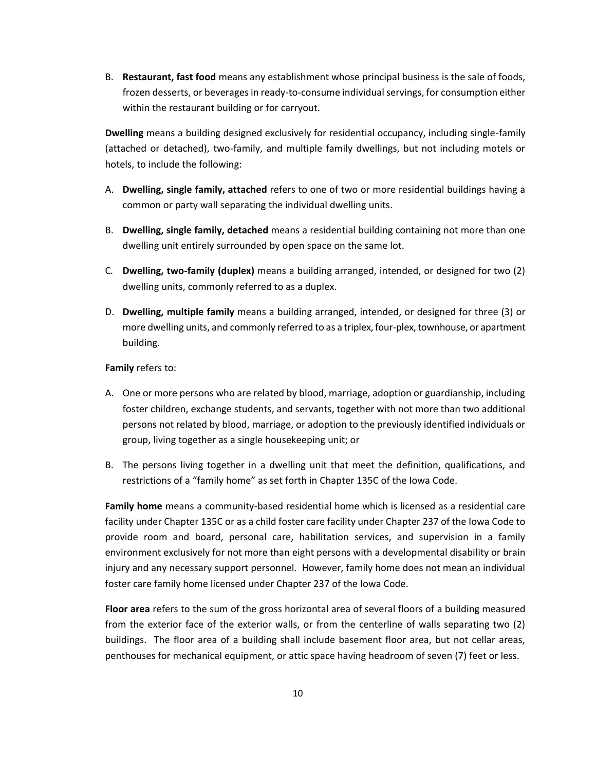B. **Restaurant, fast food** means any establishment whose principal business is the sale of foods, frozen desserts, or beverages in ready-to-consume individual servings, for consumption either within the restaurant building or for carryout.

**Dwelling** means a building designed exclusively for residential occupancy, including single-family (attached or detached), two-family, and multiple family dwellings, but not including motels or hotels, to include the following:

A. **Dwelling, single family, attached** refers to one of two or more residential buildings having a common or party wall separating the individual dwelling units.

B. **Dwelling, single family, detached** means a residential building containing not more than one dwelling unit entirely surrounded by open space on the same lot.

C. **Dwelling, two-family (duplex)** means a building arranged, intended, or designed for two (2) dwelling units, commonly referred to as a duplex.

D. **Dwelling, multiple family** means a building arranged, intended, or designed for three (3) or more dwelling units, and commonly referred to as a triplex, four-plex, townhouse, or apartment building.

**Family** refers to:

A. One or more persons who are related by blood, marriage, adoption or guardianship, including foster children, exchange students, and servants, together with not more than two additional persons not related by blood, marriage, or adoption to the previously identified individuals or group, living together as a single housekeeping unit; or

B. The persons living together in a dwelling unit that meet the definition, qualifications, and restrictions of a "family home" as set forth in Chapter 135C of the Iowa Code.

**Family home** means a community-based residential home which is licensed as a residential care facility under Chapter 135C or as a child foster care facility under Chapter 237 of the Iowa Code to provide room and board, personal care, habilitation services, and supervision in a family environment exclusively for not more than eight persons with a developmental disability or brain injury and any necessary support personnel. However, family home does not mean an individual foster care family home licensed under Chapter 237 of the Iowa Code.

**Floor area** refers to the sum of the gross horizontal area of several floors of a building measured from the exterior face of the exterior walls, or from the centerline of walls separating two (2) buildings. The floor area of a building shall include basement floor area, but not cellar areas, penthouses for mechanical equipment, or attic space having headroom of seven (7) feet or less.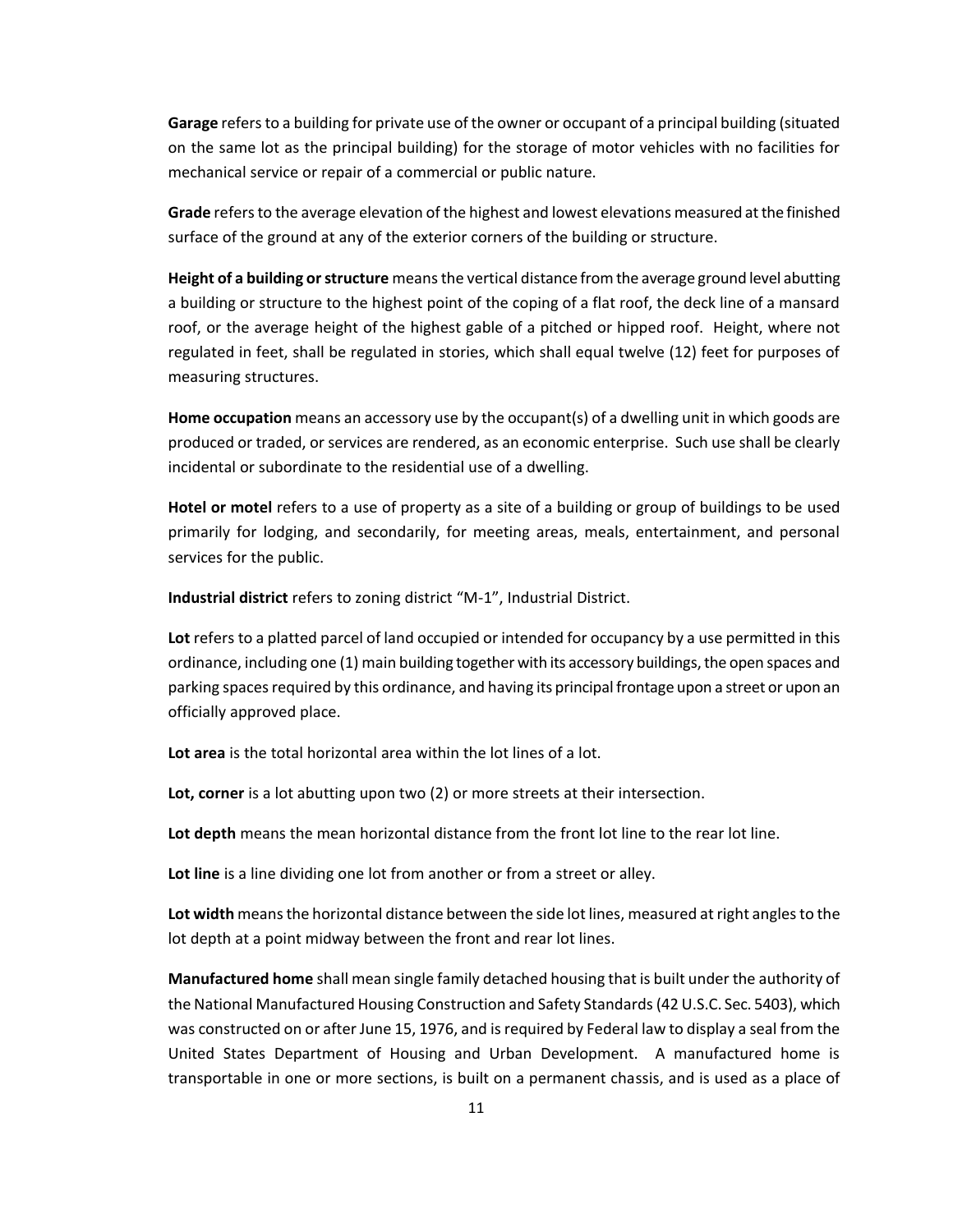**Garage** refers to a building for private use of the owner or occupant of a principal building (situated on the same lot as the principal building) for the storage of motor vehicles with no facilities for mechanical service or repair of a commercial or public nature.

**Grade** refers to the average elevation of the highest and lowest elevations measured at the finished surface of the ground at any of the exterior corners of the building or structure.

**Height of a building or structure** means the vertical distance from the average ground level abutting a building or structure to the highest point of the coping of a flat roof, the deck line of a mansard roof, or the average height of the highest gable of a pitched or hipped roof. Height, where not regulated in feet, shall be regulated in stories, which shall equal twelve (12) feet for purposes of measuring structures.

**Home occupation** means an accessory use by the occupant(s) of a dwelling unit in which goods are produced or traded, or services are rendered, as an economic enterprise. Such use shall be clearly incidental or subordinate to the residential use of a dwelling.

**Hotel or motel** refers to a use of property as a site of a building or group of buildings to be used primarily for lodging, and secondarily, for meeting areas, meals, entertainment, and personal services for the public.

**Industrial district** refers to zoning district "M-1", Industrial District.

**Lot** refers to a platted parcel of land occupied or intended for occupancy by a use permitted in this ordinance, including one (1) main building together with its accessory buildings, the open spaces and parking spaces required by this ordinance, and having its principal frontage upon a street or upon an officially approved place.

**Lot area** is the total horizontal area within the lot lines of a lot.

**Lot, corner** is a lot abutting upon two (2) or more streets at their intersection.

**Lot depth** means the mean horizontal distance from the front lot line to the rear lot line.

**Lot line** is a line dividing one lot from another or from a street or alley.

**Lot width** means the horizontal distance between the side lot lines, measured at right angles to the lot depth at a point midway between the front and rear lot lines.

**Manufactured home** shall mean single family detached housing that is built under the authority of the National Manufactured Housing Construction and Safety Standards (42 U.S.C. Sec. 5403), which was constructed on or after June 15, 1976, and is required by Federal law to display a seal from the United States Department of Housing and Urban Development. A manufactured home is transportable in one or more sections, is built on a permanent chassis, and is used as a place of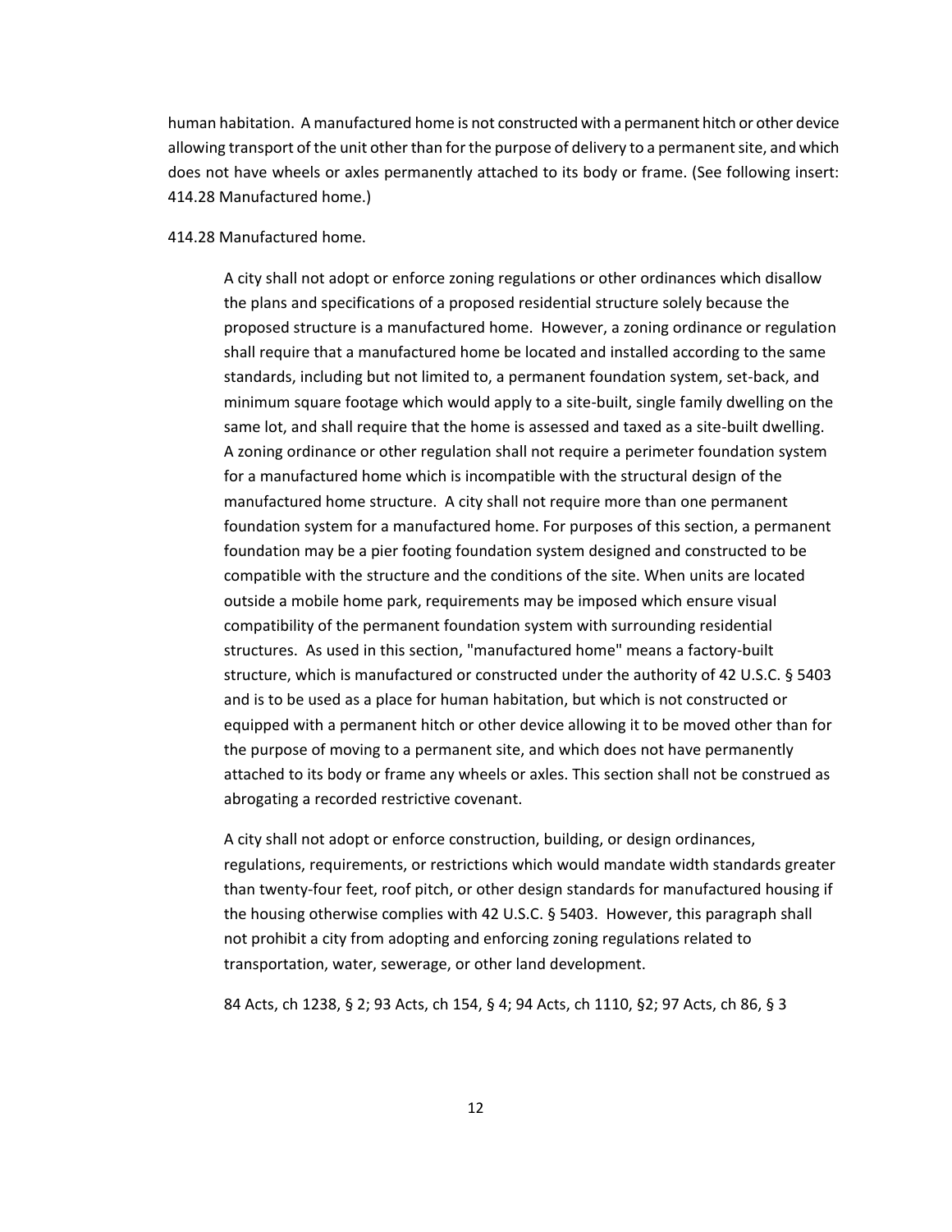human habitation. A manufactured home is not constructed with a permanent hitch or other device allowing transport of the unit other than for the purpose of delivery to a permanent site, and which does not have wheels or axles permanently attached to its body or frame. (See following insert: 414.28 Manufactured home.)

414.28 Manufactured home.

> A city shall not adopt or enforce zoning regulations or other ordinances which disallow the plans and specifications of a proposed residential structure solely because the proposed structure is a manufactured home. However, a zoning ordinance or regulation shall require that a manufactured home be located and installed according to the same standards, including but not limited to, a permanent foundation system, set-back, and minimum square footage which would apply to a site-built, single family dwelling on the same lot, and shall require that the home is assessed and taxed as a site-built dwelling. A zoning ordinance or other regulation shall not require a perimeter foundation system for a manufactured home which is incompatible with the structural design of the manufactured home structure. A city shall not require more than one permanent foundation system for a manufactured home. For purposes of this section, a permanent foundation may be a pier footing foundation system designed and constructed to be compatible with the structure and the conditions of the site. When units are located outside a mobile home park, requirements may be imposed which ensure visual compatibility of the permanent foundation system with surrounding residential structures. As used in this section, "manufactured home" means a factory-built structure, which is manufactured or constructed under the authority of 42 U.S.C. § 5403 and is to be used as a place for human habitation, but which is not constructed or equipped with a permanent hitch or other device allowing it to be moved other than for the purpose of moving to a permanent site, and which does not have permanently attached to its body or frame any wheels or axles. This section shall not be construed as abrogating a recorded restrictive covenant.
>
> A city shall not adopt or enforce construction, building, or design ordinances, regulations, requirements, or restrictions which would mandate width standards greater than twenty-four feet, roof pitch, or other design standards for manufactured housing if the housing otherwise complies with 42 U.S.C. § 5403. However, this paragraph shall not prohibit a city from adopting and enforcing zoning regulations related to transportation, water, sewerage, or other land development.
>
> 84 Acts, ch 1238, § 2; 93 Acts, ch 154, § 4; 94 Acts, ch 1110, §2; 97 Acts, ch 86, § 3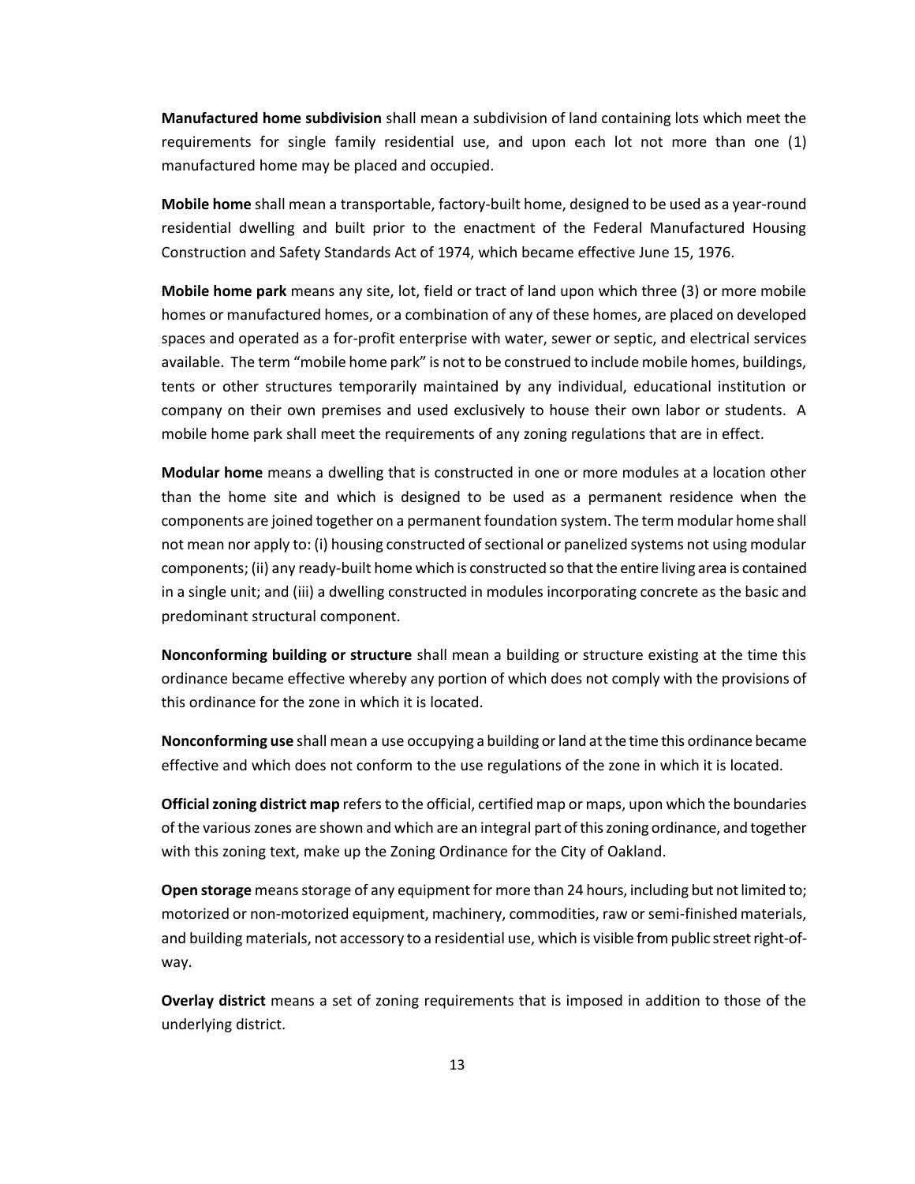**Manufactured home subdivision** shall mean a subdivision of land containing lots which meet the requirements for single family residential use, and upon each lot not more than one (1) manufactured home may be placed and occupied.

**Mobile home** shall mean a transportable, factory-built home, designed to be used as a year-round residential dwelling and built prior to the enactment of the Federal Manufactured Housing Construction and Safety Standards Act of 1974, which became effective June 15, 1976.

**Mobile home park** means any site, lot, field or tract of land upon which three (3) or more mobile homes or manufactured homes, or a combination of any of these homes, are placed on developed spaces and operated as a for-profit enterprise with water, sewer or septic, and electrical services available. The term "mobile home park" is not to be construed to include mobile homes, buildings, tents or other structures temporarily maintained by any individual, educational institution or company on their own premises and used exclusively to house their own labor or students. A mobile home park shall meet the requirements of any zoning regulations that are in effect.

**Modular home** means a dwelling that is constructed in one or more modules at a location other than the home site and which is designed to be used as a permanent residence when the components are joined together on a permanent foundation system. The term modular home shall not mean nor apply to: (i) housing constructed of sectional or panelized systems not using modular components; (ii) any ready-built home which is constructed so that the entire living area is contained in a single unit; and (iii) a dwelling constructed in modules incorporating concrete as the basic and predominant structural component.

**Nonconforming building or structure** shall mean a building or structure existing at the time this ordinance became effective whereby any portion of which does not comply with the provisions of this ordinance for the zone in which it is located.

**Nonconforming use** shall mean a use occupying a building or land at the time this ordinance became effective and which does not conform to the use regulations of the zone in which it is located.

**Official zoning district map** refers to the official, certified map or maps, upon which the boundaries of the various zones are shown and which are an integral part of this zoning ordinance, and together with this zoning text, make up the Zoning Ordinance for the City of Oakland.

**Open storage** means storage of any equipment for more than 24 hours, including but not limited to; motorized or non-motorized equipment, machinery, commodities, raw or semi-finished materials, and building materials, not accessory to a residential use, which is visible from public street right-of-way.

**Overlay district** means a set of zoning requirements that is imposed in addition to those of the underlying district.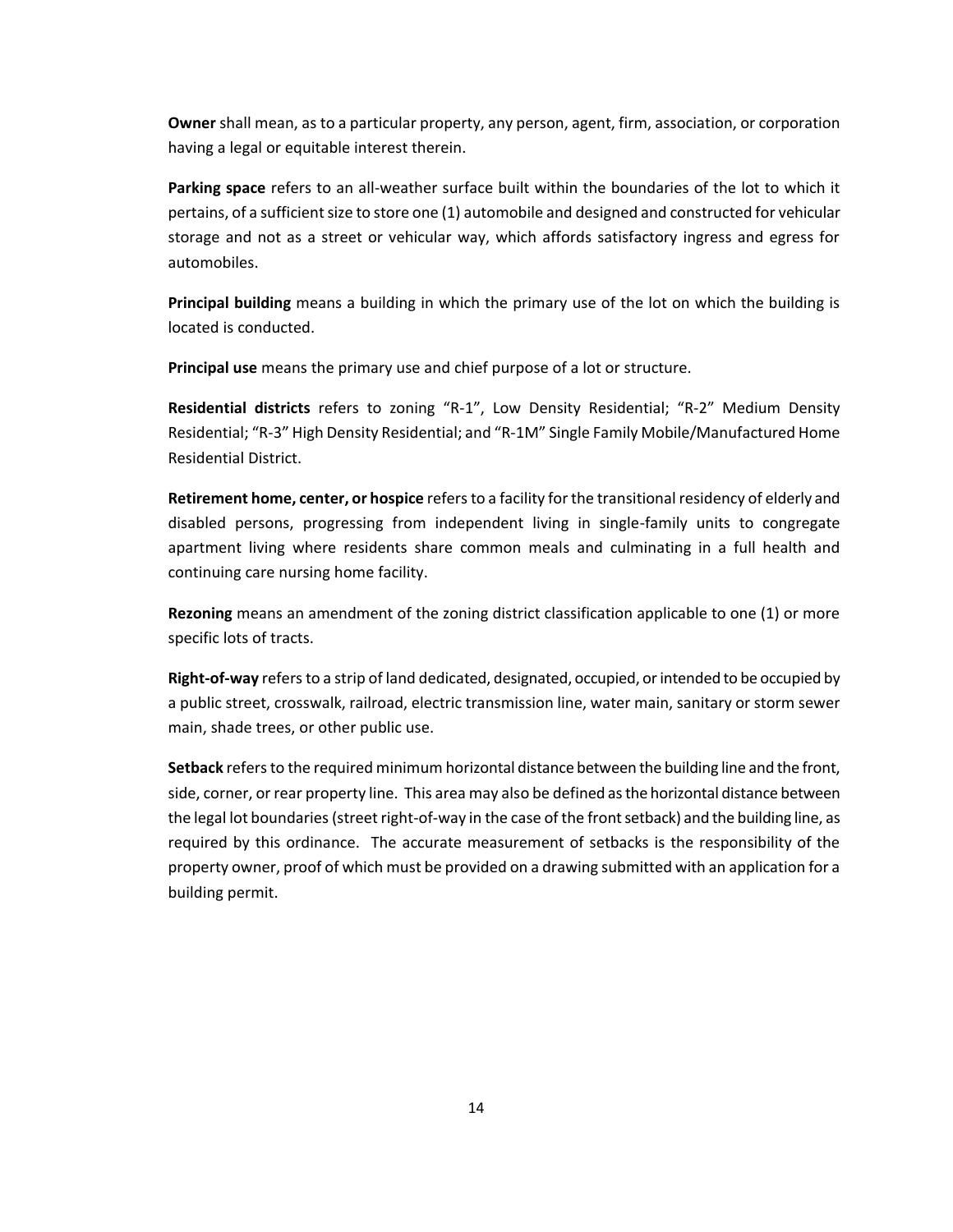**Owner** shall mean, as to a particular property, any person, agent, firm, association, or corporation having a legal or equitable interest therein.

**Parking space** refers to an all-weather surface built within the boundaries of the lot to which it pertains, of a sufficient size to store one (1) automobile and designed and constructed for vehicular storage and not as a street or vehicular way, which affords satisfactory ingress and egress for automobiles.

**Principal building** means a building in which the primary use of the lot on which the building is located is conducted.

**Principal use** means the primary use and chief purpose of a lot or structure.

**Residential districts** refers to zoning "R-1", Low Density Residential; "R-2" Medium Density Residential; "R-3" High Density Residential; and "R-1M" Single Family Mobile/Manufactured Home Residential District.

**Retirement home, center, or hospice** refers to a facility for the transitional residency of elderly and disabled persons, progressing from independent living in single-family units to congregate apartment living where residents share common meals and culminating in a full health and continuing care nursing home facility.

**Rezoning** means an amendment of the zoning district classification applicable to one (1) or more specific lots of tracts.

**Right-of-way** refers to a strip of land dedicated, designated, occupied, or intended to be occupied by a public street, crosswalk, railroad, electric transmission line, water main, sanitary or storm sewer main, shade trees, or other public use.

**Setback** refers to the required minimum horizontal distance between the building line and the front, side, corner, or rear property line. This area may also be defined as the horizontal distance between the legal lot boundaries (street right-of-way in the case of the front setback) and the building line, as required by this ordinance. The accurate measurement of setbacks is the responsibility of the property owner, proof of which must be provided on a drawing submitted with an application for a building permit.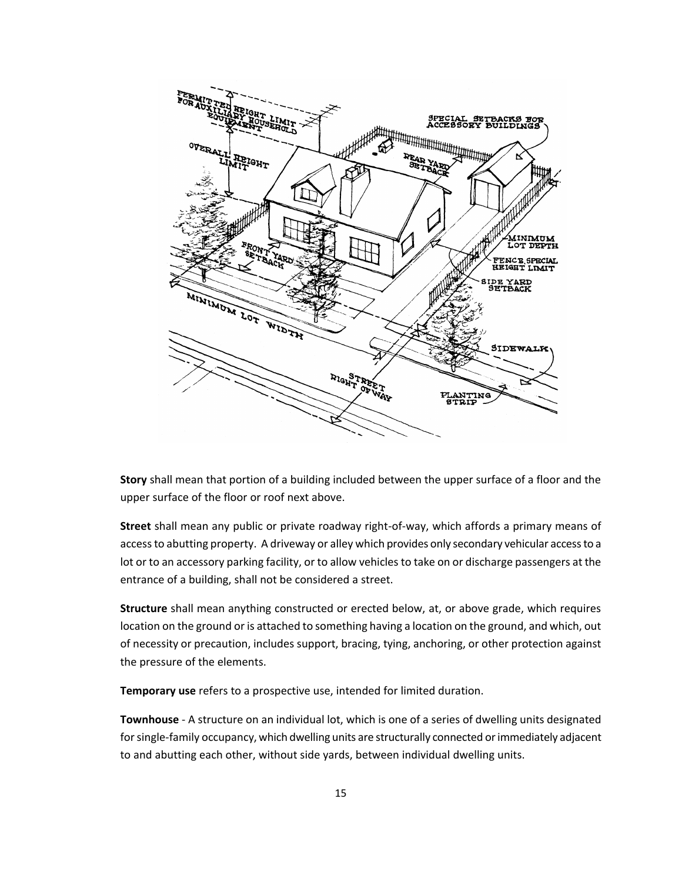**Story** shall mean that portion of a building included between the upper surface of a floor and the upper surface of the floor or roof next above.

**Street** shall mean any public or private roadway right-of-way, which affords a primary means of access to abutting property. A driveway or alley which provides only secondary vehicular access to a lot or to an accessory parking facility, or to allow vehicles to take on or discharge passengers at the entrance of a building, shall not be considered a street.

**Structure** shall mean anything constructed or erected below, at, or above grade, which requires location on the ground or is attached to something having a location on the ground, and which, out of necessity or precaution, includes support, bracing, tying, anchoring, or other protection against the pressure of the elements.

**Temporary use** refers to a prospective use, intended for limited duration.

**Townhouse** - A structure on an individual lot, which is one of a series of dwelling units designated for single-family occupancy, which dwelling units are structurally connected or immediately adjacent to and abutting each other, without side yards, between individual dwelling units.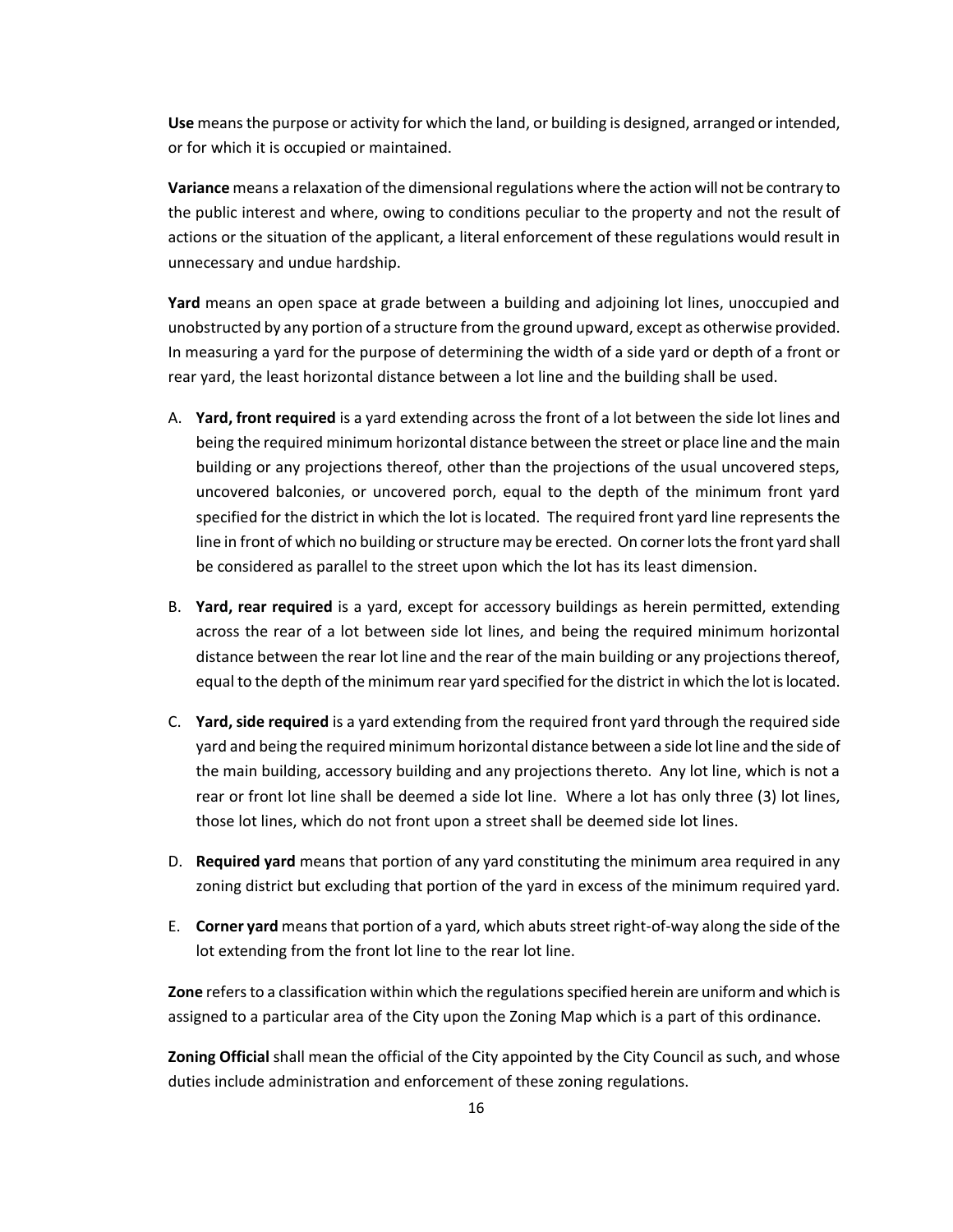**Use** means the purpose or activity for which the land, or building is designed, arranged or intended, or for which it is occupied or maintained.

**Variance** means a relaxation of the dimensional regulations where the action will not be contrary to the public interest and where, owing to conditions peculiar to the property and not the result of actions or the situation of the applicant, a literal enforcement of these regulations would result in unnecessary and undue hardship.

**Yard** means an open space at grade between a building and adjoining lot lines, unoccupied and unobstructed by any portion of a structure from the ground upward, except as otherwise provided. In measuring a yard for the purpose of determining the width of a side yard or depth of a front or rear yard, the least horizontal distance between a lot line and the building shall be used.

A. **Yard, front required** is a yard extending across the front of a lot between the side lot lines and being the required minimum horizontal distance between the street or place line and the main building or any projections thereof, other than the projections of the usual uncovered steps, uncovered balconies, or uncovered porch, equal to the depth of the minimum front yard specified for the district in which the lot is located. The required front yard line represents the line in front of which no building or structure may be erected. On corner lots the front yard shall be considered as parallel to the street upon which the lot has its least dimension.

B. **Yard, rear required** is a yard, except for accessory buildings as herein permitted, extending across the rear of a lot between side lot lines, and being the required minimum horizontal distance between the rear lot line and the rear of the main building or any projections thereof, equal to the depth of the minimum rear yard specified for the district in which the lot is located.

C. **Yard, side required** is a yard extending from the required front yard through the required side yard and being the required minimum horizontal distance between a side lot line and the side of the main building, accessory building and any projections thereto. Any lot line, which is not a rear or front lot line shall be deemed a side lot line. Where a lot has only three (3) lot lines, those lot lines, which do not front upon a street shall be deemed side lot lines.

D. **Required yard** means that portion of any yard constituting the minimum area required in any zoning district but excluding that portion of the yard in excess of the minimum required yard.

E. **Corner yard** means that portion of a yard, which abuts street right-of-way along the side of the lot extending from the front lot line to the rear lot line.

**Zone** refers to a classification within which the regulations specified herein are uniform and which is assigned to a particular area of the City upon the Zoning Map which is a part of this ordinance.

**Zoning Official** shall mean the official of the City appointed by the City Council as such, and whose duties include administration and enforcement of these zoning regulations.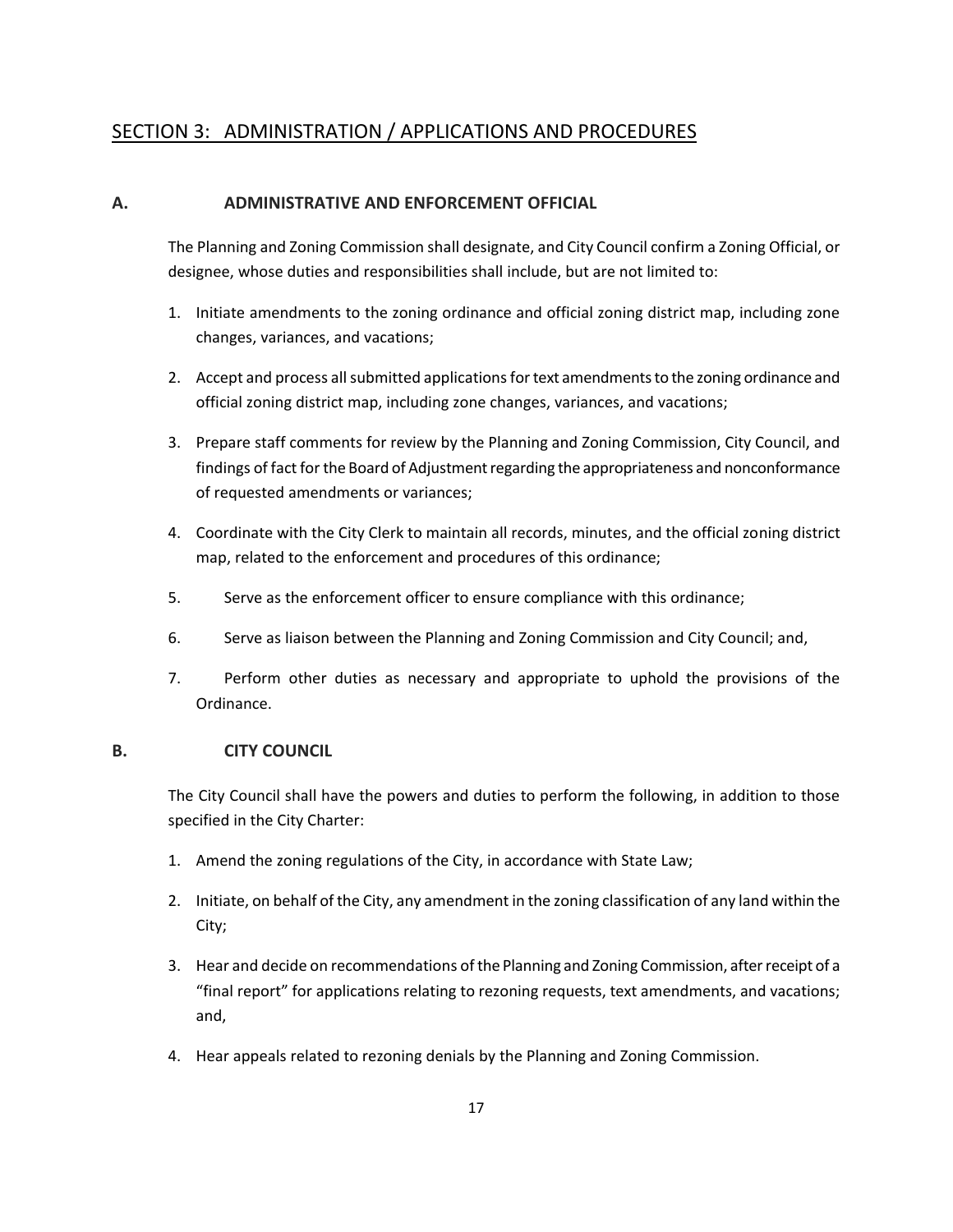## SECTION 3: ADMINISTRATION / APPLICATIONS AND PROCEDURES

### A. ADMINISTRATIVE AND ENFORCEMENT OFFICIAL

The Planning and Zoning Commission shall designate, and City Council confirm a Zoning Official, or designee, whose duties and responsibilities shall include, but are not limited to:

1. Initiate amendments to the zoning ordinance and official zoning district map, including zone changes, variances, and vacations;
2. Accept and process all submitted applications for text amendments to the zoning ordinance and official zoning district map, including zone changes, variances, and vacations;
3. Prepare staff comments for review by the Planning and Zoning Commission, City Council, and findings of fact for the Board of Adjustment regarding the appropriateness and nonconformance of requested amendments or variances;
4. Coordinate with the City Clerk to maintain all records, minutes, and the official zoning district map, related to the enforcement and procedures of this ordinance;
5. Serve as the enforcement officer to ensure compliance with this ordinance;
6. Serve as liaison between the Planning and Zoning Commission and City Council; and,
7. Perform other duties as necessary and appropriate to uphold the provisions of the Ordinance.

### B. CITY COUNCIL

The City Council shall have the powers and duties to perform the following, in addition to those specified in the City Charter:

1. Amend the zoning regulations of the City, in accordance with State Law;
2. Initiate, on behalf of the City, any amendment in the zoning classification of any land within the City;
3. Hear and decide on recommendations of the Planning and Zoning Commission, after receipt of a "final report" for applications relating to rezoning requests, text amendments, and vacations; and,
4. Hear appeals related to rezoning denials by the Planning and Zoning Commission.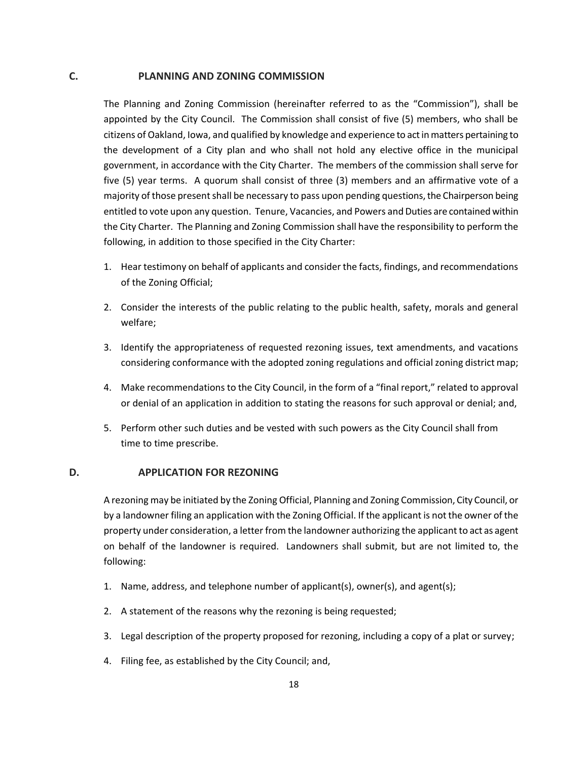## C. PLANNING AND ZONING COMMISSION

The Planning and Zoning Commission (hereinafter referred to as the "Commission"), shall be appointed by the City Council. The Commission shall consist of five (5) members, who shall be citizens of Oakland, Iowa, and qualified by knowledge and experience to act in matters pertaining to the development of a City plan and who shall not hold any elective office in the municipal government, in accordance with the City Charter. The members of the commission shall serve for five (5) year terms. A quorum shall consist of three (3) members and an affirmative vote of a majority of those present shall be necessary to pass upon pending questions, the Chairperson being entitled to vote upon any question. Tenure, Vacancies, and Powers and Duties are contained within the City Charter. The Planning and Zoning Commission shall have the responsibility to perform the following, in addition to those specified in the City Charter:

1. Hear testimony on behalf of applicants and consider the facts, findings, and recommendations of the Zoning Official;
2. Consider the interests of the public relating to the public health, safety, morals and general welfare;
3. Identify the appropriateness of requested rezoning issues, text amendments, and vacations considering conformance with the adopted zoning regulations and official zoning district map;
4. Make recommendations to the City Council, in the form of a "final report," related to approval or denial of an application in addition to stating the reasons for such approval or denial; and,
5. Perform other such duties and be vested with such powers as the City Council shall from time to time prescribe.

## D. APPLICATION FOR REZONING

A rezoning may be initiated by the Zoning Official, Planning and Zoning Commission, City Council, or by a landowner filing an application with the Zoning Official. If the applicant is not the owner of the property under consideration, a letter from the landowner authorizing the applicant to act as agent on behalf of the landowner is required. Landowners shall submit, but are not limited to, the following:

1. Name, address, and telephone number of applicant(s), owner(s), and agent(s);
2. A statement of the reasons why the rezoning is being requested;
3. Legal description of the property proposed for rezoning, including a copy of a plat or survey;
4. Filing fee, as established by the City Council; and,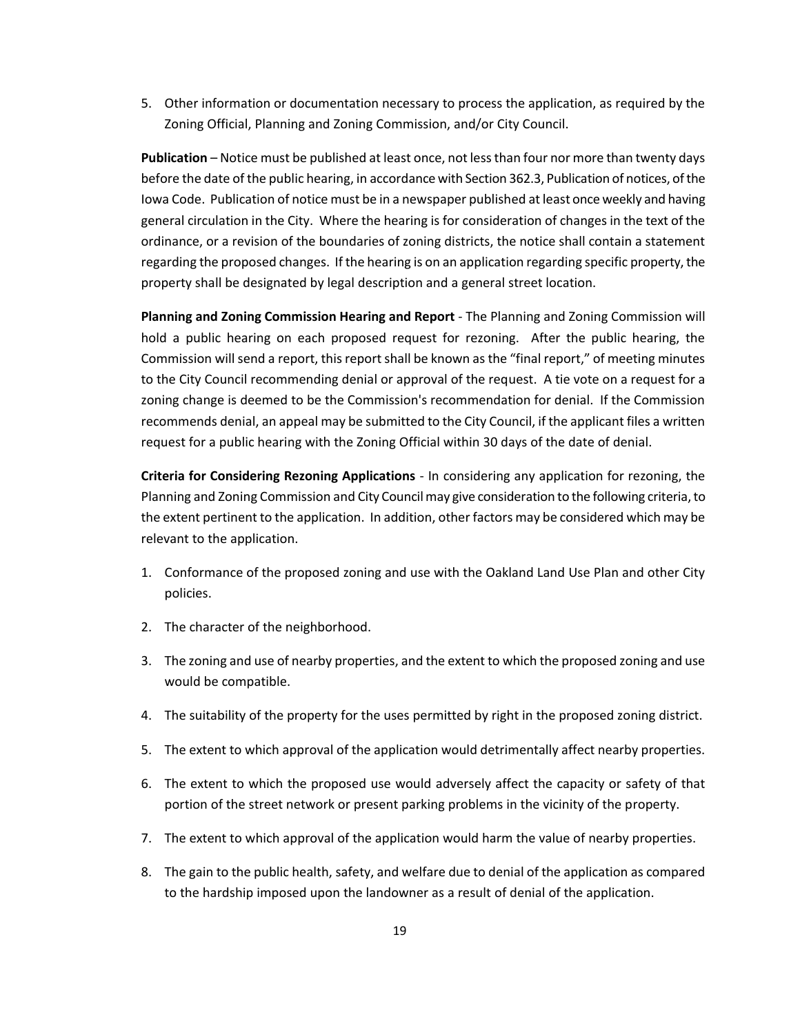5. Other information or documentation necessary to process the application, as required by the Zoning Official, Planning and Zoning Commission, and/or City Council.

**Publication** – Notice must be published at least once, not less than four nor more than twenty days before the date of the public hearing, in accordance with Section 362.3, Publication of notices, of the Iowa Code. Publication of notice must be in a newspaper published at least once weekly and having general circulation in the City. Where the hearing is for consideration of changes in the text of the ordinance, or a revision of the boundaries of zoning districts, the notice shall contain a statement regarding the proposed changes. If the hearing is on an application regarding specific property, the property shall be designated by legal description and a general street location.

**Planning and Zoning Commission Hearing and Report** - The Planning and Zoning Commission will hold a public hearing on each proposed request for rezoning. After the public hearing, the Commission will send a report, this report shall be known as the "final report," of meeting minutes to the City Council recommending denial or approval of the request. A tie vote on a request for a zoning change is deemed to be the Commission's recommendation for denial. If the Commission recommends denial, an appeal may be submitted to the City Council, if the applicant files a written request for a public hearing with the Zoning Official within 30 days of the date of denial.

**Criteria for Considering Rezoning Applications** - In considering any application for rezoning, the Planning and Zoning Commission and City Council may give consideration to the following criteria, to the extent pertinent to the application. In addition, other factors may be considered which may be relevant to the application.

1. Conformance of the proposed zoning and use with the Oakland Land Use Plan and other City policies.
2. The character of the neighborhood.
3. The zoning and use of nearby properties, and the extent to which the proposed zoning and use would be compatible.
4. The suitability of the property for the uses permitted by right in the proposed zoning district.
5. The extent to which approval of the application would detrimentally affect nearby properties.
6. The extent to which the proposed use would adversely affect the capacity or safety of that portion of the street network or present parking problems in the vicinity of the property.
7. The extent to which approval of the application would harm the value of nearby properties.
8. The gain to the public health, safety, and welfare due to denial of the application as compared to the hardship imposed upon the landowner as a result of denial of the application.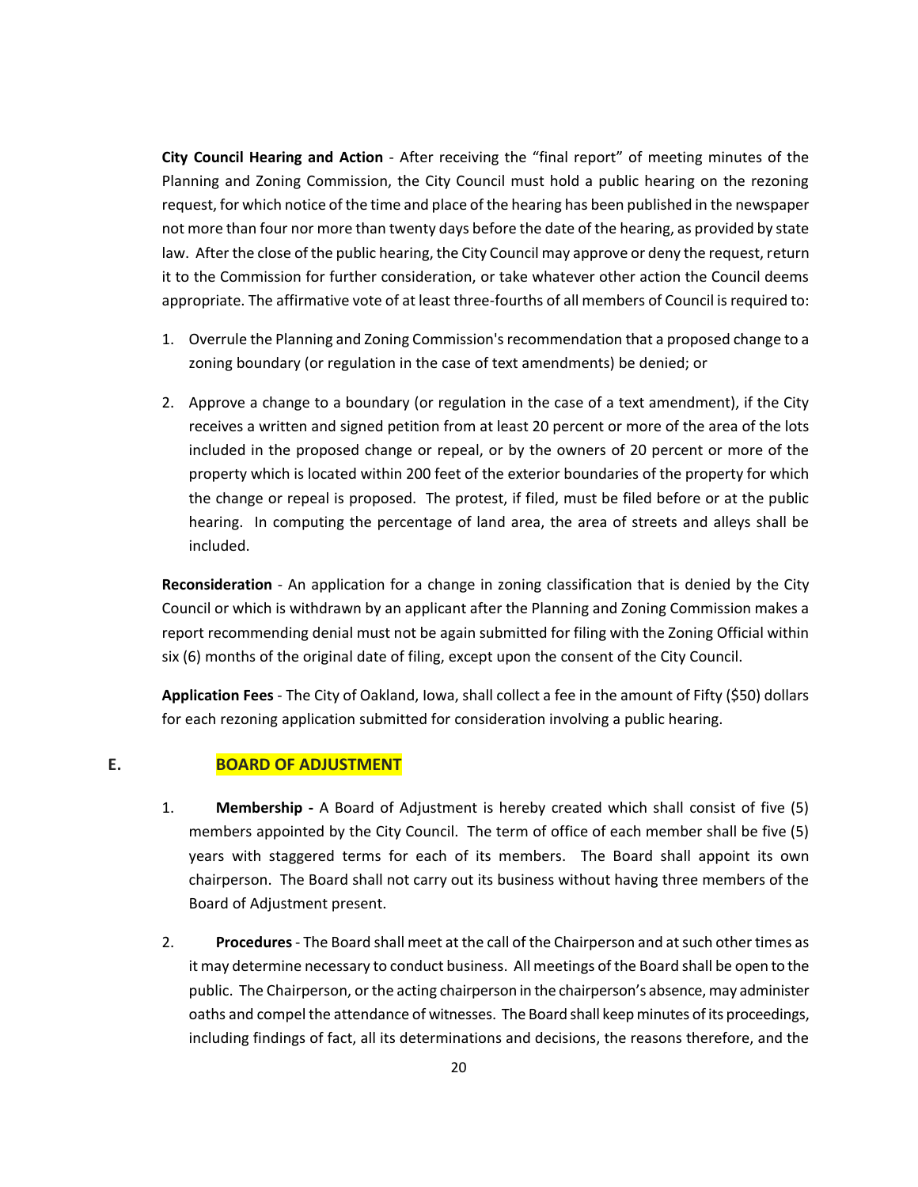**City Council Hearing and Action** - After receiving the "final report" of meeting minutes of the Planning and Zoning Commission, the City Council must hold a public hearing on the rezoning request, for which notice of the time and place of the hearing has been published in the newspaper not more than four nor more than twenty days before the date of the hearing, as provided by state law. After the close of the public hearing, the City Council may approve or deny the request, return it to the Commission for further consideration, or take whatever other action the Council deems appropriate. The affirmative vote of at least three-fourths of all members of Council is required to:

1. Overrule the Planning and Zoning Commission's recommendation that a proposed change to a zoning boundary (or regulation in the case of text amendments) be denied; or
2. Approve a change to a boundary (or regulation in the case of a text amendment), if the City receives a written and signed petition from at least 20 percent or more of the area of the lots included in the proposed change or repeal, or by the owners of 20 percent or more of the property which is located within 200 feet of the exterior boundaries of the property for which the change or repeal is proposed. The protest, if filed, must be filed before or at the public hearing. In computing the percentage of land area, the area of streets and alleys shall be included.

**Reconsideration** - An application for a change in zoning classification that is denied by the City Council or which is withdrawn by an applicant after the Planning and Zoning Commission makes a report recommending denial must not be again submitted for filing with the Zoning Official within six (6) months of the original date of filing, except upon the consent of the City Council.

**Application Fees** - The City of Oakland, Iowa, shall collect a fee in the amount of Fifty ($50) dollars for each rezoning application submitted for consideration involving a public hearing.

## E. BOARD OF ADJUSTMENT

1. **Membership -** A Board of Adjustment is hereby created which shall consist of five (5) members appointed by the City Council. The term of office of each member shall be five (5) years with staggered terms for each of its members. The Board shall appoint its own chairperson. The Board shall not carry out its business without having three members of the Board of Adjustment present.
2. **Procedures** - The Board shall meet at the call of the Chairperson and at such other times as it may determine necessary to conduct business. All meetings of the Board shall be open to the public. The Chairperson, or the acting chairperson in the chairperson's absence, may administer oaths and compel the attendance of witnesses. The Board shall keep minutes of its proceedings, including findings of fact, all its determinations and decisions, the reasons therefore, and the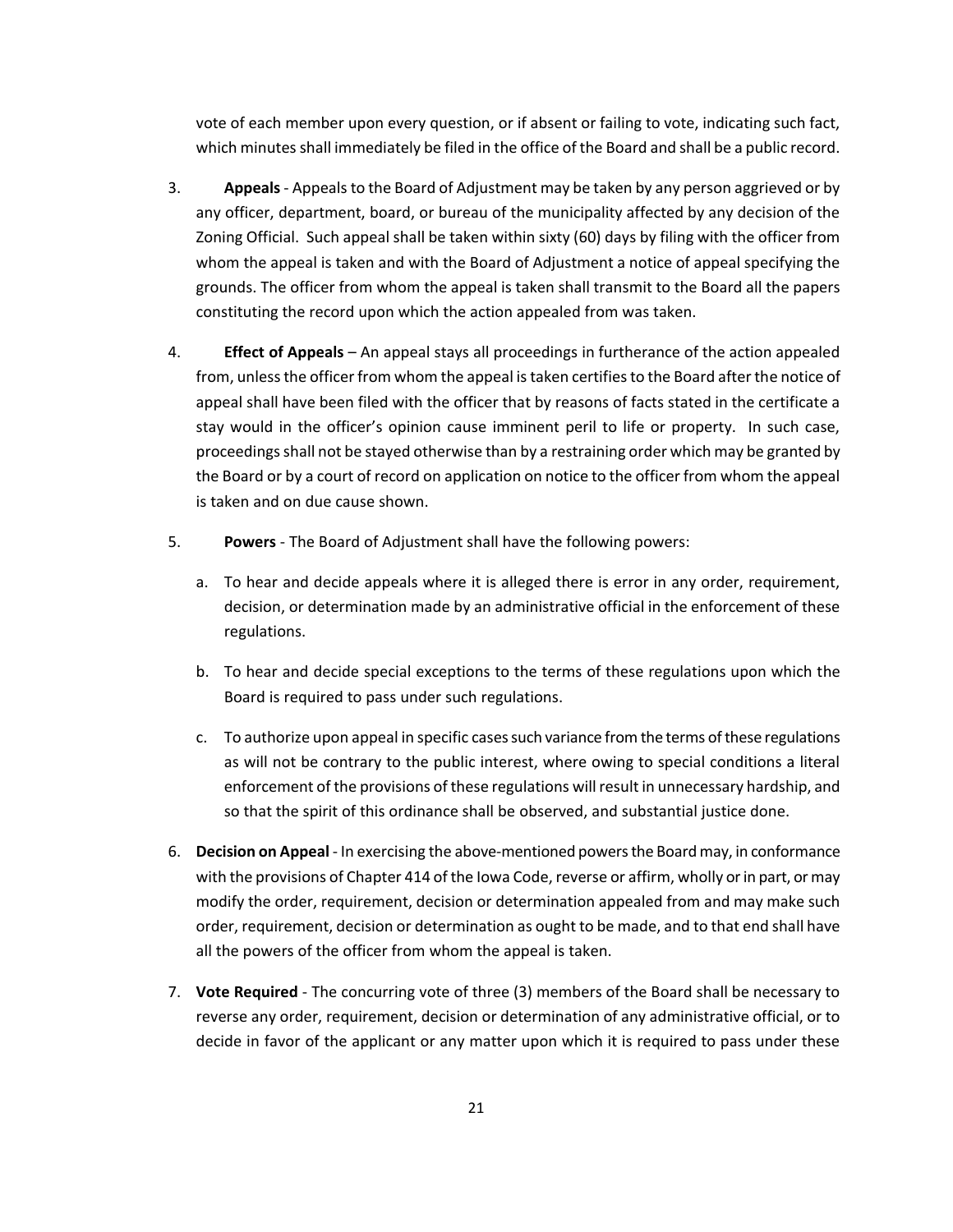vote of each member upon every question, or if absent or failing to vote, indicating such fact, which minutes shall immediately be filed in the office of the Board and shall be a public record.

3. **Appeals** - Appeals to the Board of Adjustment may be taken by any person aggrieved or by any officer, department, board, or bureau of the municipality affected by any decision of the Zoning Official. Such appeal shall be taken within sixty (60) days by filing with the officer from whom the appeal is taken and with the Board of Adjustment a notice of appeal specifying the grounds. The officer from whom the appeal is taken shall transmit to the Board all the papers constituting the record upon which the action appealed from was taken.

4. **Effect of Appeals** – An appeal stays all proceedings in furtherance of the action appealed from, unless the officer from whom the appeal is taken certifies to the Board after the notice of appeal shall have been filed with the officer that by reasons of facts stated in the certificate a stay would in the officer's opinion cause imminent peril to life or property. In such case, proceedings shall not be stayed otherwise than by a restraining order which may be granted by the Board or by a court of record on application on notice to the officer from whom the appeal is taken and on due cause shown.

5. **Powers** - The Board of Adjustment shall have the following powers:

   a. To hear and decide appeals where it is alleged there is error in any order, requirement, decision, or determination made by an administrative official in the enforcement of these regulations.

   b. To hear and decide special exceptions to the terms of these regulations upon which the Board is required to pass under such regulations.

   c. To authorize upon appeal in specific cases such variance from the terms of these regulations as will not be contrary to the public interest, where owing to special conditions a literal enforcement of the provisions of these regulations will result in unnecessary hardship, and so that the spirit of this ordinance shall be observed, and substantial justice done.

6. **Decision on Appeal** - In exercising the above-mentioned powers the Board may, in conformance with the provisions of Chapter 414 of the Iowa Code, reverse or affirm, wholly or in part, or may modify the order, requirement, decision or determination appealed from and may make such order, requirement, decision or determination as ought to be made, and to that end shall have all the powers of the officer from whom the appeal is taken.

7. **Vote Required** - The concurring vote of three (3) members of the Board shall be necessary to reverse any order, requirement, decision or determination of any administrative official, or to decide in favor of the applicant or any matter upon which it is required to pass under these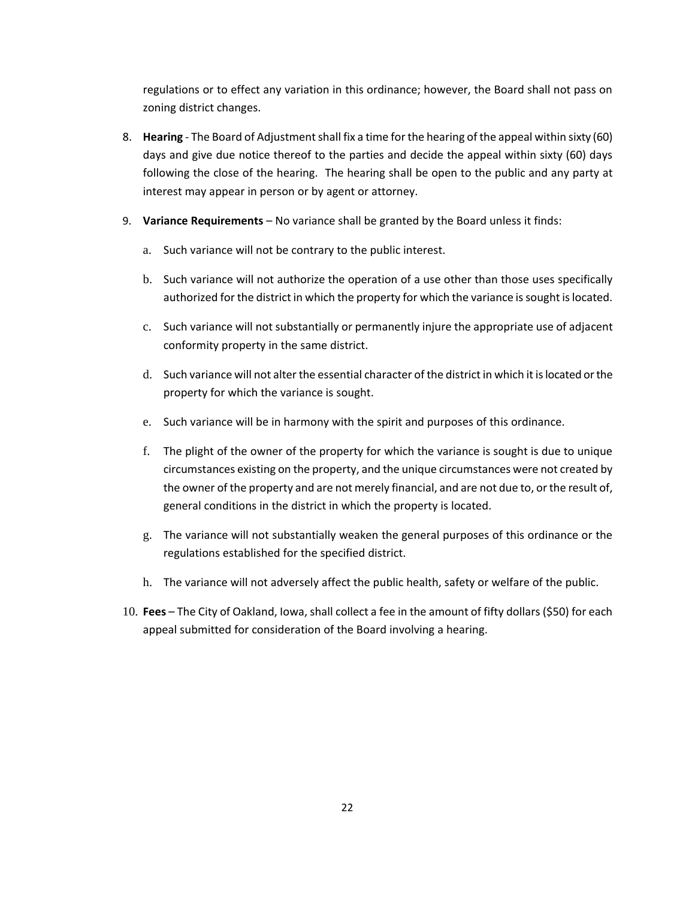regulations or to effect any variation in this ordinance; however, the Board shall not pass on zoning district changes.

8. **Hearing** - The Board of Adjustment shall fix a time for the hearing of the appeal within sixty (60) days and give due notice thereof to the parties and decide the appeal within sixty (60) days following the close of the hearing. The hearing shall be open to the public and any party at interest may appear in person or by agent or attorney.

9. **Variance Requirements** – No variance shall be granted by the Board unless it finds:

   a. Such variance will not be contrary to the public interest.

   b. Such variance will not authorize the operation of a use other than those uses specifically authorized for the district in which the property for which the variance is sought is located.

   c. Such variance will not substantially or permanently injure the appropriate use of adjacent conformity property in the same district.

   d. Such variance will not alter the essential character of the district in which it is located or the property for which the variance is sought.

   e. Such variance will be in harmony with the spirit and purposes of this ordinance.

   f. The plight of the owner of the property for which the variance is sought is due to unique circumstances existing on the property, and the unique circumstances were not created by the owner of the property and are not merely financial, and are not due to, or the result of, general conditions in the district in which the property is located.

   g. The variance will not substantially weaken the general purposes of this ordinance or the regulations established for the specified district.

   h. The variance will not adversely affect the public health, safety or welfare of the public.

10. **Fees** – The City of Oakland, Iowa, shall collect a fee in the amount of fifty dollars ($50) for each appeal submitted for consideration of the Board involving a hearing.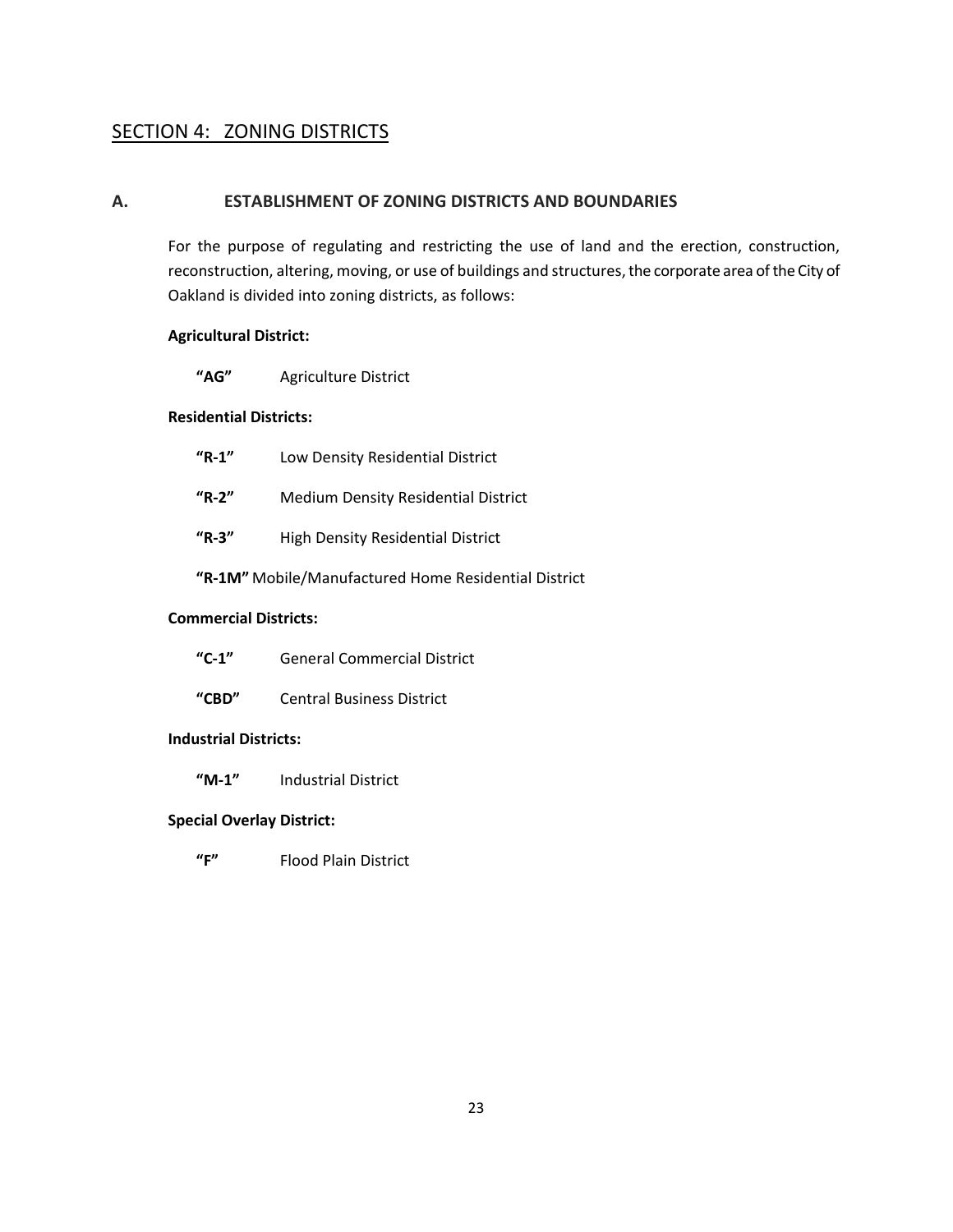## SECTION 4: ZONING DISTRICTS

### A. ESTABLISHMENT OF ZONING DISTRICTS AND BOUNDARIES

For the purpose of regulating and restricting the use of land and the erection, construction, reconstruction, altering, moving, or use of buildings and structures, the corporate area of the City of Oakland is divided into zoning districts, as follows:

**Agricultural District:**

**"AG"** Agriculture District

**Residential Districts:**

**"R-1"** Low Density Residential District

**"R-2"** Medium Density Residential District

**"R-3"** High Density Residential District

**"R-1M"** Mobile/Manufactured Home Residential District

**Commercial Districts:**

**"C-1"** General Commercial District

**"CBD"** Central Business District

**Industrial Districts:**

**"M-1"** Industrial District

**Special Overlay District:**

**"F"** Flood Plain District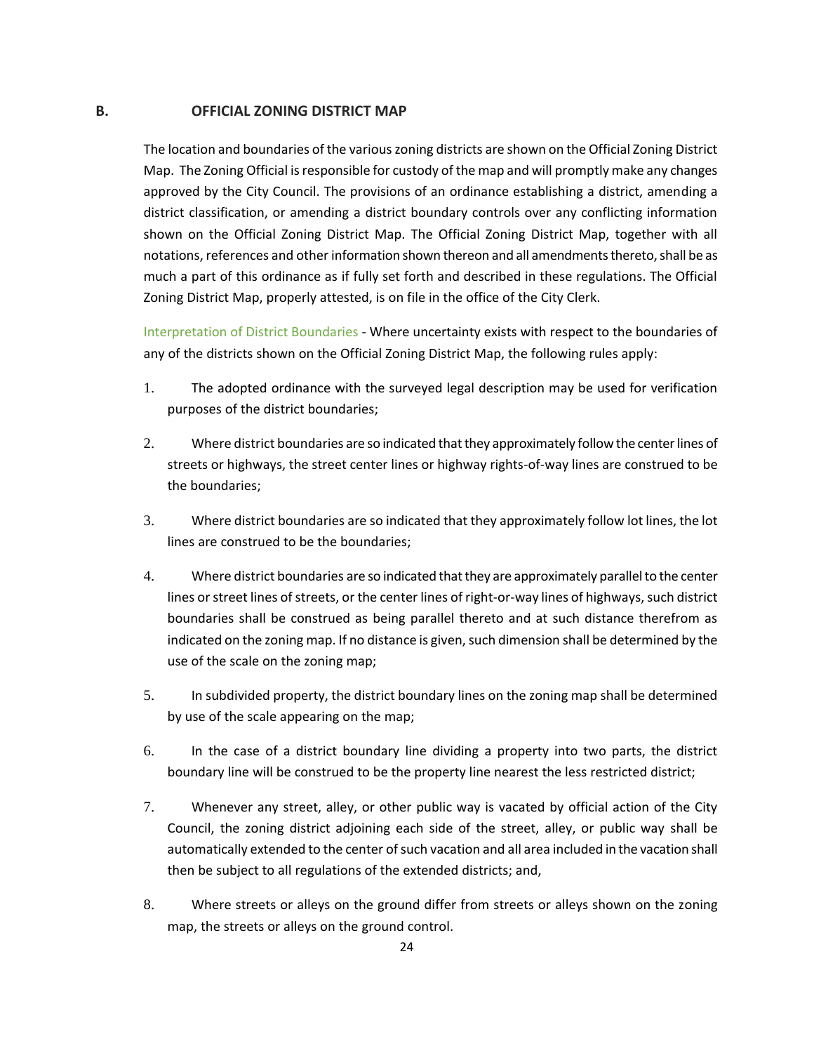## B. OFFICIAL ZONING DISTRICT MAP

The location and boundaries of the various zoning districts are shown on the Official Zoning District Map. The Zoning Official is responsible for custody of the map and will promptly make any changes approved by the City Council. The provisions of an ordinance establishing a district, amending a district classification, or amending a district boundary controls over any conflicting information shown on the Official Zoning District Map. The Official Zoning District Map, together with all notations, references and other information shown thereon and all amendments thereto, shall be as much a part of this ordinance as if fully set forth and described in these regulations. The Official Zoning District Map, properly attested, is on file in the office of the City Clerk.

Interpretation of District Boundaries - Where uncertainty exists with respect to the boundaries of any of the districts shown on the Official Zoning District Map, the following rules apply:

1. The adopted ordinance with the surveyed legal description may be used for verification purposes of the district boundaries;
2. Where district boundaries are so indicated that they approximately follow the center lines of streets or highways, the street center lines or highway rights-of-way lines are construed to be the boundaries;
3. Where district boundaries are so indicated that they approximately follow lot lines, the lot lines are construed to be the boundaries;
4. Where district boundaries are so indicated that they are approximately parallel to the center lines or street lines of streets, or the center lines of right-or-way lines of highways, such district boundaries shall be construed as being parallel thereto and at such distance therefrom as indicated on the zoning map. If no distance is given, such dimension shall be determined by the use of the scale on the zoning map;
5. In subdivided property, the district boundary lines on the zoning map shall be determined by use of the scale appearing on the map;
6. In the case of a district boundary line dividing a property into two parts, the district boundary line will be construed to be the property line nearest the less restricted district;
7. Whenever any street, alley, or other public way is vacated by official action of the City Council, the zoning district adjoining each side of the street, alley, or public way shall be automatically extended to the center of such vacation and all area included in the vacation shall then be subject to all regulations of the extended districts; and,
8. Where streets or alleys on the ground differ from streets or alleys shown on the zoning map, the streets or alleys on the ground control.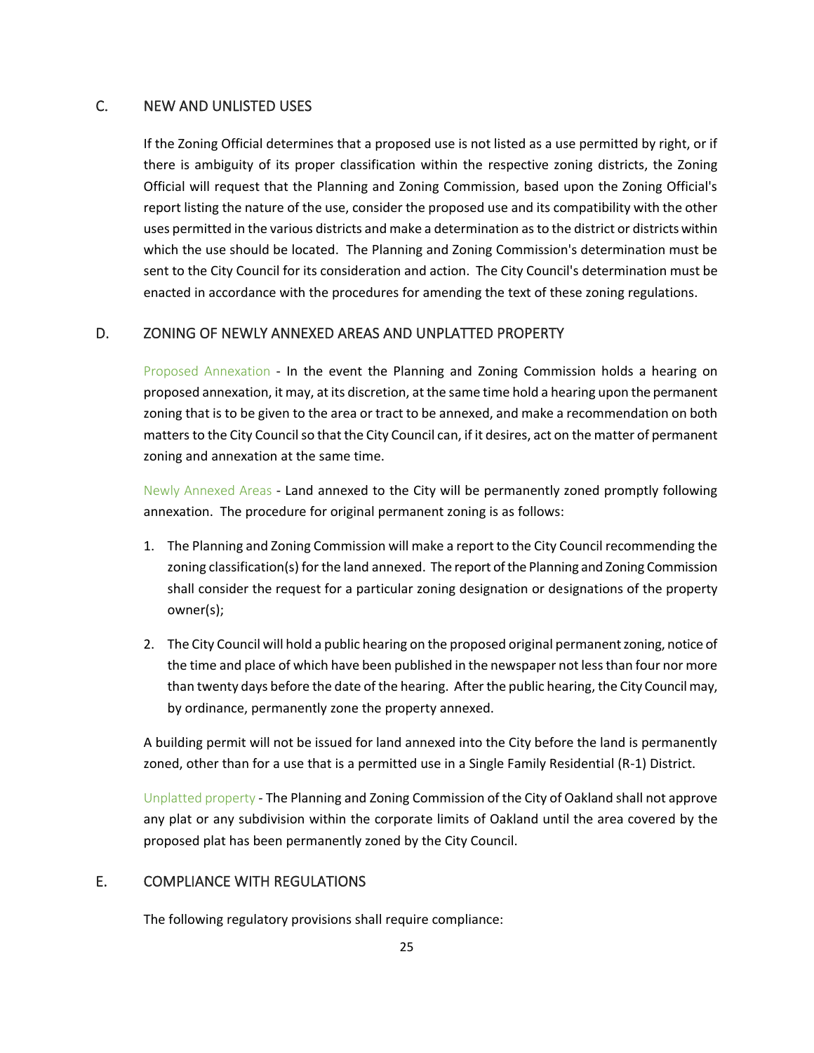## C. NEW AND UNLISTED USES

If the Zoning Official determines that a proposed use is not listed as a use permitted by right, or if there is ambiguity of its proper classification within the respective zoning districts, the Zoning Official will request that the Planning and Zoning Commission, based upon the Zoning Official's report listing the nature of the use, consider the proposed use and its compatibility with the other uses permitted in the various districts and make a determination as to the district or districts within which the use should be located. The Planning and Zoning Commission's determination must be sent to the City Council for its consideration and action. The City Council's determination must be enacted in accordance with the procedures for amending the text of these zoning regulations.

## D. ZONING OF NEWLY ANNEXED AREAS AND UNPLATTED PROPERTY

Proposed Annexation - In the event the Planning and Zoning Commission holds a hearing on proposed annexation, it may, at its discretion, at the same time hold a hearing upon the permanent zoning that is to be given to the area or tract to be annexed, and make a recommendation on both matters to the City Council so that the City Council can, if it desires, act on the matter of permanent zoning and annexation at the same time.

Newly Annexed Areas - Land annexed to the City will be permanently zoned promptly following annexation. The procedure for original permanent zoning is as follows:

1. The Planning and Zoning Commission will make a report to the City Council recommending the zoning classification(s) for the land annexed. The report of the Planning and Zoning Commission shall consider the request for a particular zoning designation or designations of the property owner(s);
2. The City Council will hold a public hearing on the proposed original permanent zoning, notice of the time and place of which have been published in the newspaper not less than four nor more than twenty days before the date of the hearing. After the public hearing, the City Council may, by ordinance, permanently zone the property annexed.

A building permit will not be issued for land annexed into the City before the land is permanently zoned, other than for a use that is a permitted use in a Single Family Residential (R-1) District.

Unplatted property - The Planning and Zoning Commission of the City of Oakland shall not approve any plat or any subdivision within the corporate limits of Oakland until the area covered by the proposed plat has been permanently zoned by the City Council.

## E. COMPLIANCE WITH REGULATIONS

The following regulatory provisions shall require compliance: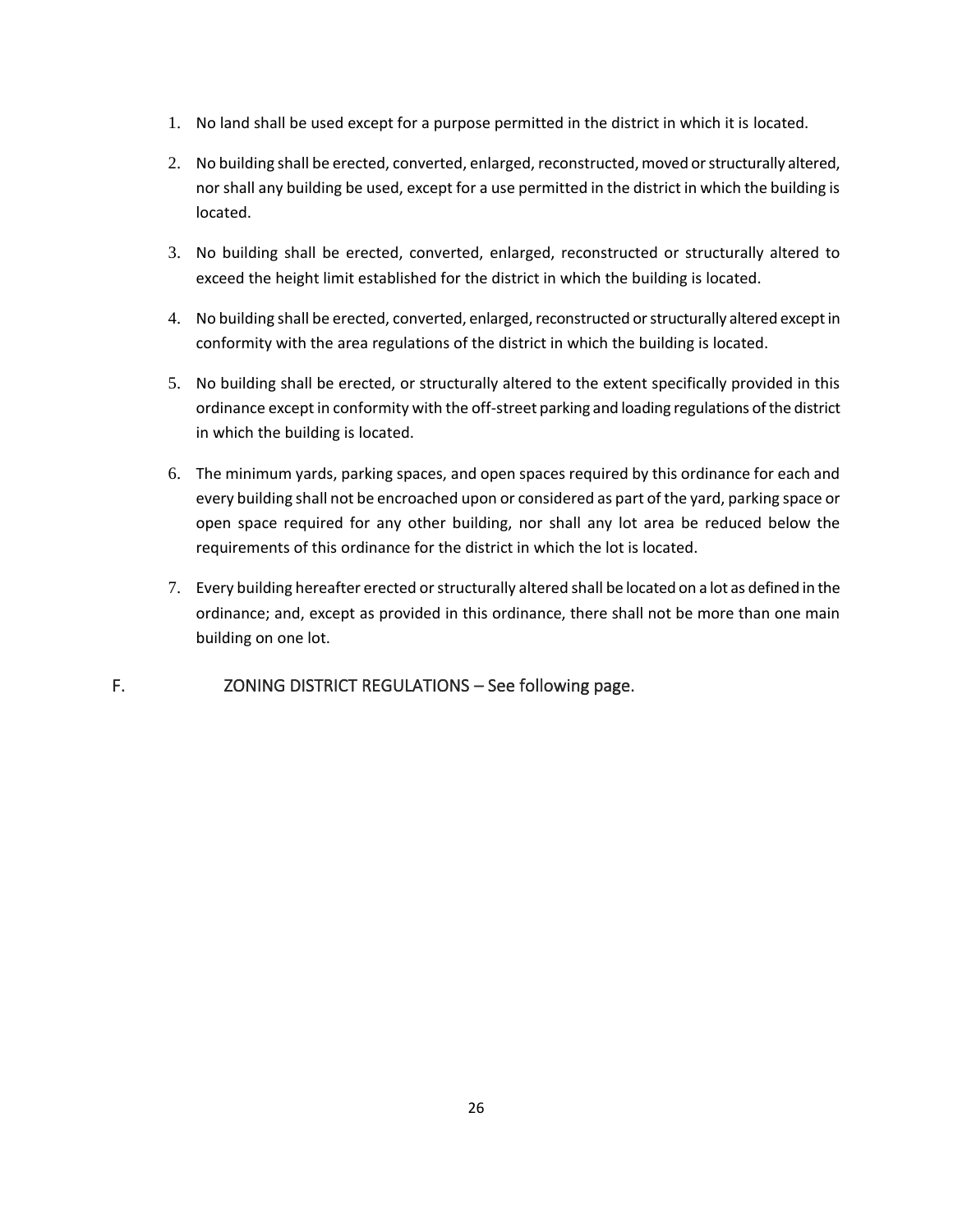1. No land shall be used except for a purpose permitted in the district in which it is located.

2. No building shall be erected, converted, enlarged, reconstructed, moved or structurally altered, nor shall any building be used, except for a use permitted in the district in which the building is located.

3. No building shall be erected, converted, enlarged, reconstructed or structurally altered to exceed the height limit established for the district in which the building is located.

4. No building shall be erected, converted, enlarged, reconstructed or structurally altered except in conformity with the area regulations of the district in which the building is located.

5. No building shall be erected, or structurally altered to the extent specifically provided in this ordinance except in conformity with the off-street parking and loading regulations of the district in which the building is located.

6. The minimum yards, parking spaces, and open spaces required by this ordinance for each and every building shall not be encroached upon or considered as part of the yard, parking space or open space required for any other building, nor shall any lot area be reduced below the requirements of this ordinance for the district in which the lot is located.

7. Every building hereafter erected or structurally altered shall be located on a lot as defined in the ordinance; and, except as provided in this ordinance, there shall not be more than one main building on one lot.

F. ZONING DISTRICT REGULATIONS – See following page.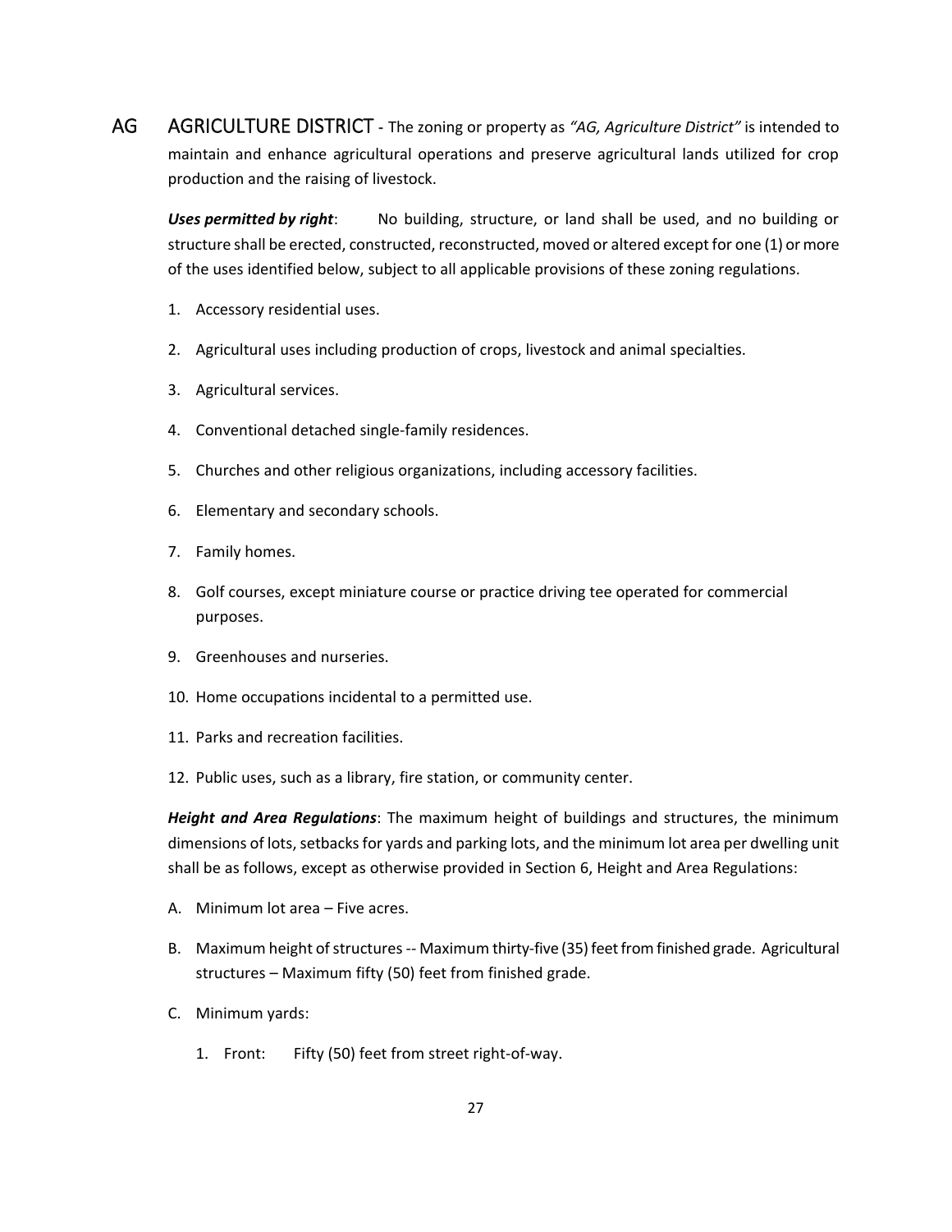## AG AGRICULTURE DISTRICT

- The zoning or property as *"AG, Agriculture District"* is intended to maintain and enhance agricultural operations and preserve agricultural lands utilized for crop production and the raising of livestock.

***Uses permitted by right***: No building, structure, or land shall be used, and no building or structure shall be erected, constructed, reconstructed, moved or altered except for one (1) or more of the uses identified below, subject to all applicable provisions of these zoning regulations.

1. Accessory residential uses.
2. Agricultural uses including production of crops, livestock and animal specialties.
3. Agricultural services.
4. Conventional detached single-family residences.
5. Churches and other religious organizations, including accessory facilities.
6. Elementary and secondary schools.
7. Family homes.
8. Golf courses, except miniature course or practice driving tee operated for commercial purposes.
9. Greenhouses and nurseries.
10. Home occupations incidental to a permitted use.
11. Parks and recreation facilities.
12. Public uses, such as a library, fire station, or community center.

***Height and Area Regulations***: The maximum height of buildings and structures, the minimum dimensions of lots, setbacks for yards and parking lots, and the minimum lot area per dwelling unit shall be as follows, except as otherwise provided in Section 6, Height and Area Regulations:

A. Minimum lot area – Five acres.

B. Maximum height of structures -- Maximum thirty-five (35) feet from finished grade. Agricultural structures – Maximum fifty (50) feet from finished grade.

C. Minimum yards:

   1. Front: Fifty (50) feet from street right-of-way.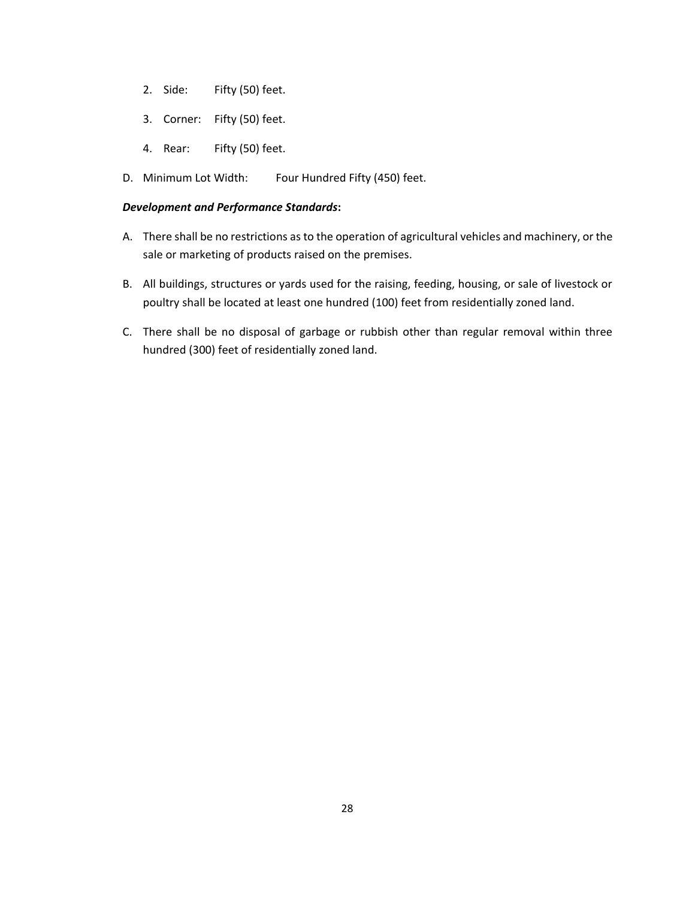2. Side: Fifty (50) feet.

   3. Corner: Fifty (50) feet.

   4. Rear: Fifty (50) feet.

D. Minimum Lot Width: Four Hundred Fifty (450) feet.

***Development and Performance Standards*:**

A. There shall be no restrictions as to the operation of agricultural vehicles and machinery, or the sale or marketing of products raised on the premises.

B. All buildings, structures or yards used for the raising, feeding, housing, or sale of livestock or poultry shall be located at least one hundred (100) feet from residentially zoned land.

C. There shall be no disposal of garbage or rubbish other than regular removal within three hundred (300) feet of residentially zoned land.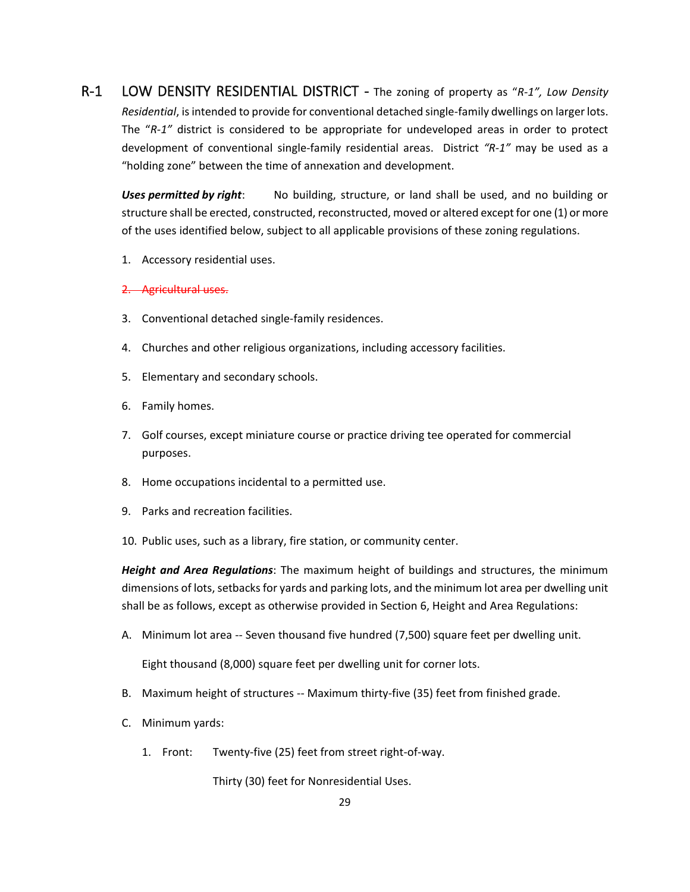## R-1 LOW DENSITY RESIDENTIAL DISTRICT

The zoning of property as "*R-1", Low Density Residential*, is intended to provide for conventional detached single-family dwellings on larger lots. The "*R-1"* district is considered to be appropriate for undeveloped areas in order to protect development of conventional single-family residential areas. District *"R-1"* may be used as a "holding zone" between the time of annexation and development.

***Uses permitted by right***: No building, structure, or land shall be used, and no building or structure shall be erected, constructed, reconstructed, moved or altered except for one (1) or more of the uses identified below, subject to all applicable provisions of these zoning regulations.

1. Accessory residential uses.
2. ~~Agricultural uses.~~
3. Conventional detached single-family residences.
4. Churches and other religious organizations, including accessory facilities.
5. Elementary and secondary schools.
6. Family homes.
7. Golf courses, except miniature course or practice driving tee operated for commercial purposes.
8. Home occupations incidental to a permitted use.
9. Parks and recreation facilities.
10. Public uses, such as a library, fire station, or community center.

***Height and Area Regulations***: The maximum height of buildings and structures, the minimum dimensions of lots, setbacks for yards and parking lots, and the minimum lot area per dwelling unit shall be as follows, except as otherwise provided in Section 6, Height and Area Regulations:

A. Minimum lot area -- Seven thousand five hundred (7,500) square feet per dwelling unit.

   Eight thousand (8,000) square feet per dwelling unit for corner lots.

B. Maximum height of structures -- Maximum thirty-five (35) feet from finished grade.

C. Minimum yards:

   1. Front: Twenty-five (25) feet from street right-of-way.

      Thirty (30) feet for Nonresidential Uses.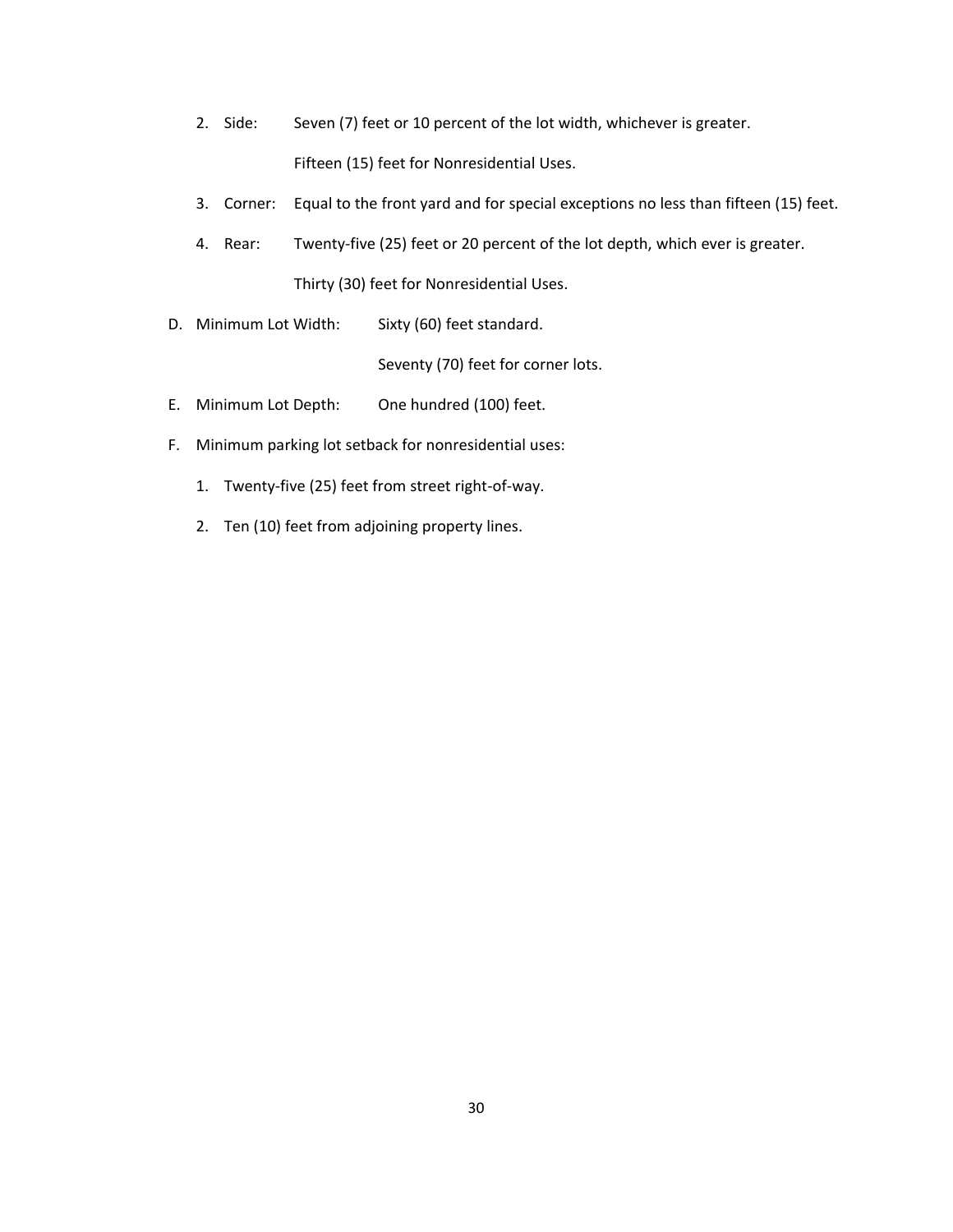2. Side: Seven (7) feet or 10 percent of the lot width, whichever is greater.

   Fifteen (15) feet for Nonresidential Uses.

3. Corner: Equal to the front yard and for special exceptions no less than fifteen (15) feet.

4. Rear: Twenty-five (25) feet or 20 percent of the lot depth, which ever is greater.

   Thirty (30) feet for Nonresidential Uses.

D. Minimum Lot Width: Sixty (60) feet standard.

   Seventy (70) feet for corner lots.

E. Minimum Lot Depth: One hundred (100) feet.

F. Minimum parking lot setback for nonresidential uses:

   1. Twenty-five (25) feet from street right-of-way.

   2. Ten (10) feet from adjoining property lines.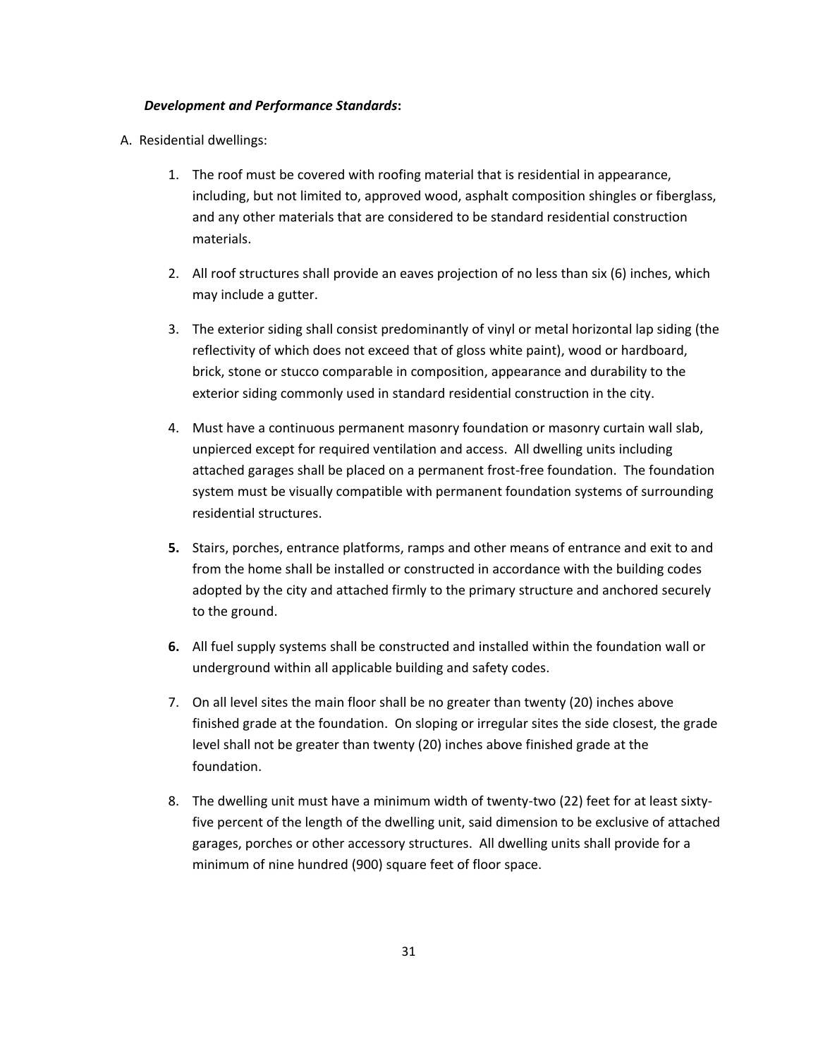***Development and Performance Standards*:**

A. Residential dwellings:

1. The roof must be covered with roofing material that is residential in appearance, including, but not limited to, approved wood, asphalt composition shingles or fiberglass, and any other materials that are considered to be standard residential construction materials.

2. All roof structures shall provide an eaves projection of no less than six (6) inches, which may include a gutter.

3. The exterior siding shall consist predominantly of vinyl or metal horizontal lap siding (the reflectivity of which does not exceed that of gloss white paint), wood or hardboard, brick, stone or stucco comparable in composition, appearance and durability to the exterior siding commonly used in standard residential construction in the city.

4. Must have a continuous permanent masonry foundation or masonry curtain wall slab, unpierced except for required ventilation and access. All dwelling units including attached garages shall be placed on a permanent frost-free foundation. The foundation system must be visually compatible with permanent foundation systems of surrounding residential structures.

5. Stairs, porches, entrance platforms, ramps and other means of entrance and exit to and from the home shall be installed or constructed in accordance with the building codes adopted by the city and attached firmly to the primary structure and anchored securely to the ground.

6. All fuel supply systems shall be constructed and installed within the foundation wall or underground within all applicable building and safety codes.

7. On all level sites the main floor shall be no greater than twenty (20) inches above finished grade at the foundation. On sloping or irregular sites the side closest, the grade level shall not be greater than twenty (20) inches above finished grade at the foundation.

8. The dwelling unit must have a minimum width of twenty-two (22) feet for at least sixty-five percent of the length of the dwelling unit, said dimension to be exclusive of attached garages, porches or other accessory structures. All dwelling units shall provide for a minimum of nine hundred (900) square feet of floor space.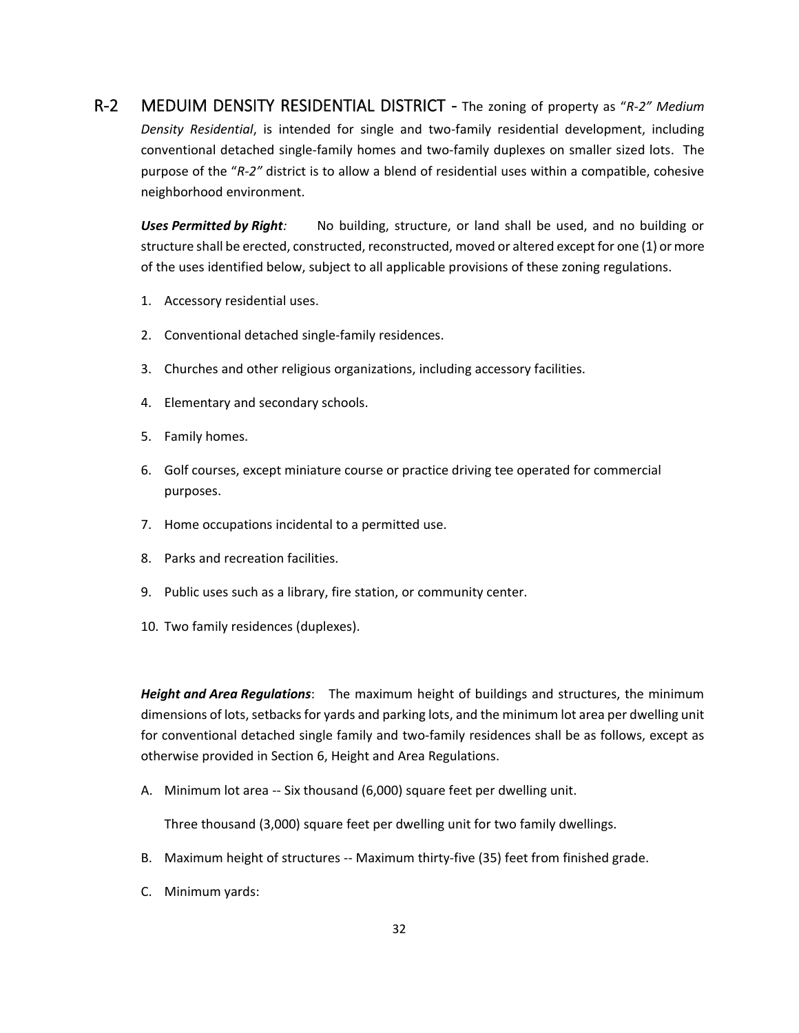## R-2 MEDUIM DENSITY RESIDENTIAL DISTRICT - The zoning of property as "*R-2" Medium Density Residential*, is intended for single and two-family residential development, including conventional detached single-family homes and two-family duplexes on smaller sized lots. The purpose of the "*R-2"* district is to allow a blend of residential uses within a compatible, cohesive neighborhood environment.

***Uses Permitted by Right:*** No building, structure, or land shall be used, and no building or structure shall be erected, constructed, reconstructed, moved or altered except for one (1) or more of the uses identified below, subject to all applicable provisions of these zoning regulations.

1. Accessory residential uses.
2. Conventional detached single-family residences.
3. Churches and other religious organizations, including accessory facilities.
4. Elementary and secondary schools.
5. Family homes.
6. Golf courses, except miniature course or practice driving tee operated for commercial purposes.
7. Home occupations incidental to a permitted use.
8. Parks and recreation facilities.
9. Public uses such as a library, fire station, or community center.
10. Two family residences (duplexes).

***Height and Area Regulations***: The maximum height of buildings and structures, the minimum dimensions of lots, setbacks for yards and parking lots, and the minimum lot area per dwelling unit for conventional detached single family and two-family residences shall be as follows, except as otherwise provided in Section 6, Height and Area Regulations.

A. Minimum lot area -- Six thousand (6,000) square feet per dwelling unit.

   Three thousand (3,000) square feet per dwelling unit for two family dwellings.

B. Maximum height of structures -- Maximum thirty-five (35) feet from finished grade.

C. Minimum yards: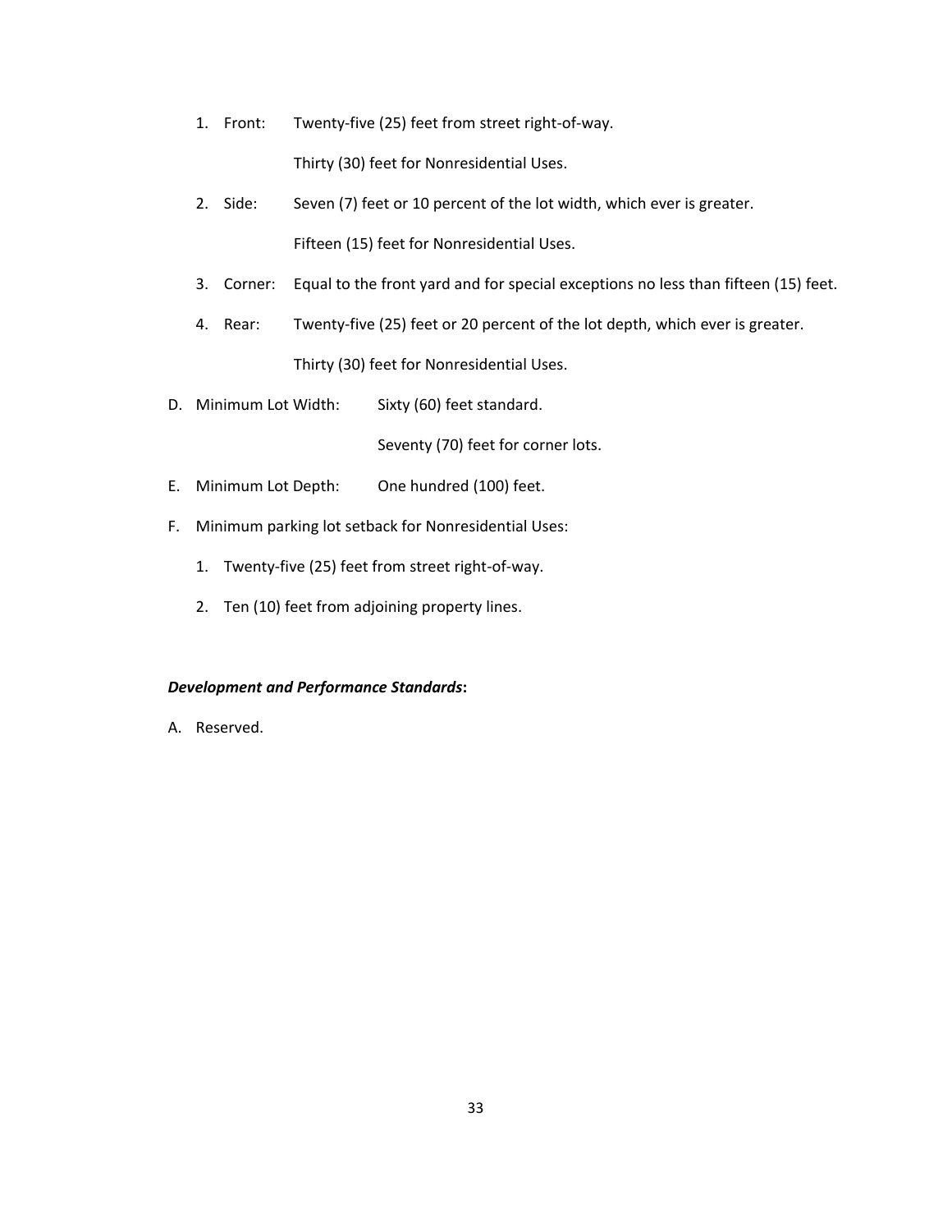1. Front: Twenty-five (25) feet from street right-of-way.

   Thirty (30) feet for Nonresidential Uses.

2. Side: Seven (7) feet or 10 percent of the lot width, which ever is greater.

   Fifteen (15) feet for Nonresidential Uses.

3. Corner: Equal to the front yard and for special exceptions no less than fifteen (15) feet.

4. Rear: Twenty-five (25) feet or 20 percent of the lot depth, which ever is greater.

   Thirty (30) feet for Nonresidential Uses.

D. Minimum Lot Width: Sixty (60) feet standard.

   Seventy (70) feet for corner lots.

E. Minimum Lot Depth: One hundred (100) feet.

F. Minimum parking lot setback for Nonresidential Uses:

   1. Twenty-five (25) feet from street right-of-way.
   2. Ten (10) feet from adjoining property lines.

***Development and Performance Standards*:**

A. Reserved.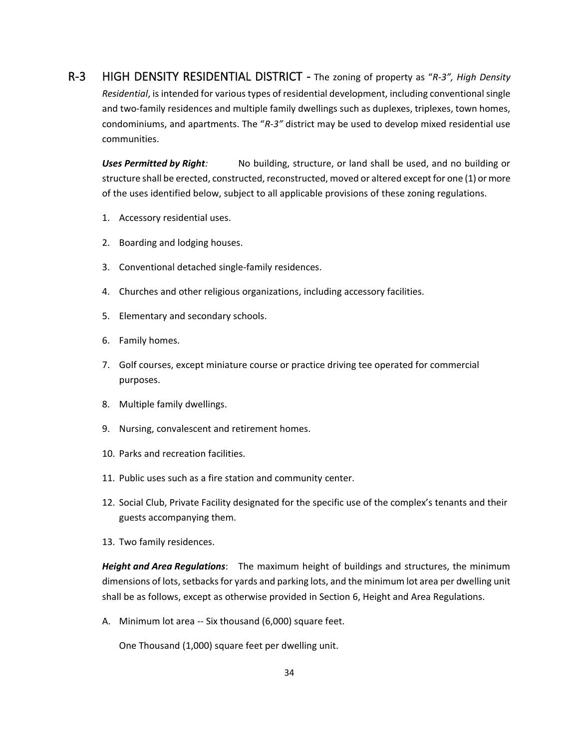## R-3 HIGH DENSITY RESIDENTIAL DISTRICT

- The zoning of property as "*R-3", High Density Residential*, is intended for various types of residential development, including conventional single and two-family residences and multiple family dwellings such as duplexes, triplexes, town homes, condominiums, and apartments. The "*R-3"* district may be used to develop mixed residential use communities.

***Uses Permitted by Right:*** No building, structure, or land shall be used, and no building or structure shall be erected, constructed, reconstructed, moved or altered except for one (1) or more of the uses identified below, subject to all applicable provisions of these zoning regulations.

1. Accessory residential uses.
2. Boarding and lodging houses.
3. Conventional detached single-family residences.
4. Churches and other religious organizations, including accessory facilities.
5. Elementary and secondary schools.
6. Family homes.
7. Golf courses, except miniature course or practice driving tee operated for commercial purposes.
8. Multiple family dwellings.
9. Nursing, convalescent and retirement homes.
10. Parks and recreation facilities.
11. Public uses such as a fire station and community center.
12. Social Club, Private Facility designated for the specific use of the complex's tenants and their guests accompanying them.
13. Two family residences.

***Height and Area Regulations***: The maximum height of buildings and structures, the minimum dimensions of lots, setbacks for yards and parking lots, and the minimum lot area per dwelling unit shall be as follows, except as otherwise provided in Section 6, Height and Area Regulations.

A. Minimum lot area -- Six thousand (6,000) square feet.

   One Thousand (1,000) square feet per dwelling unit.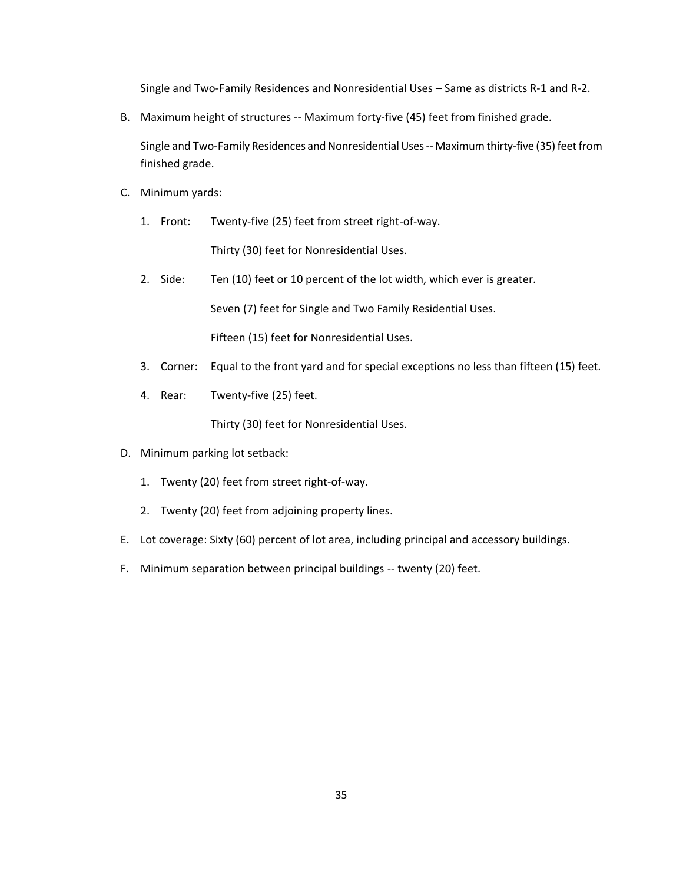Single and Two-Family Residences and Nonresidential Uses – Same as districts R-1 and R-2.

B. Maximum height of structures -- Maximum forty-five (45) feet from finished grade.

   Single and Two-Family Residences and Nonresidential Uses -- Maximum thirty-five (35) feet from finished grade.

C. Minimum yards:

   1. Front: Twenty-five (25) feet from street right-of-way.

      Thirty (30) feet for Nonresidential Uses.

   2. Side: Ten (10) feet or 10 percent of the lot width, which ever is greater.

      Seven (7) feet for Single and Two Family Residential Uses.

      Fifteen (15) feet for Nonresidential Uses.

   3. Corner: Equal to the front yard and for special exceptions no less than fifteen (15) feet.

   4. Rear: Twenty-five (25) feet.

      Thirty (30) feet for Nonresidential Uses.

D. Minimum parking lot setback:

   1. Twenty (20) feet from street right-of-way.

   2. Twenty (20) feet from adjoining property lines.

E. Lot coverage: Sixty (60) percent of lot area, including principal and accessory buildings.

F. Minimum separation between principal buildings -- twenty (20) feet.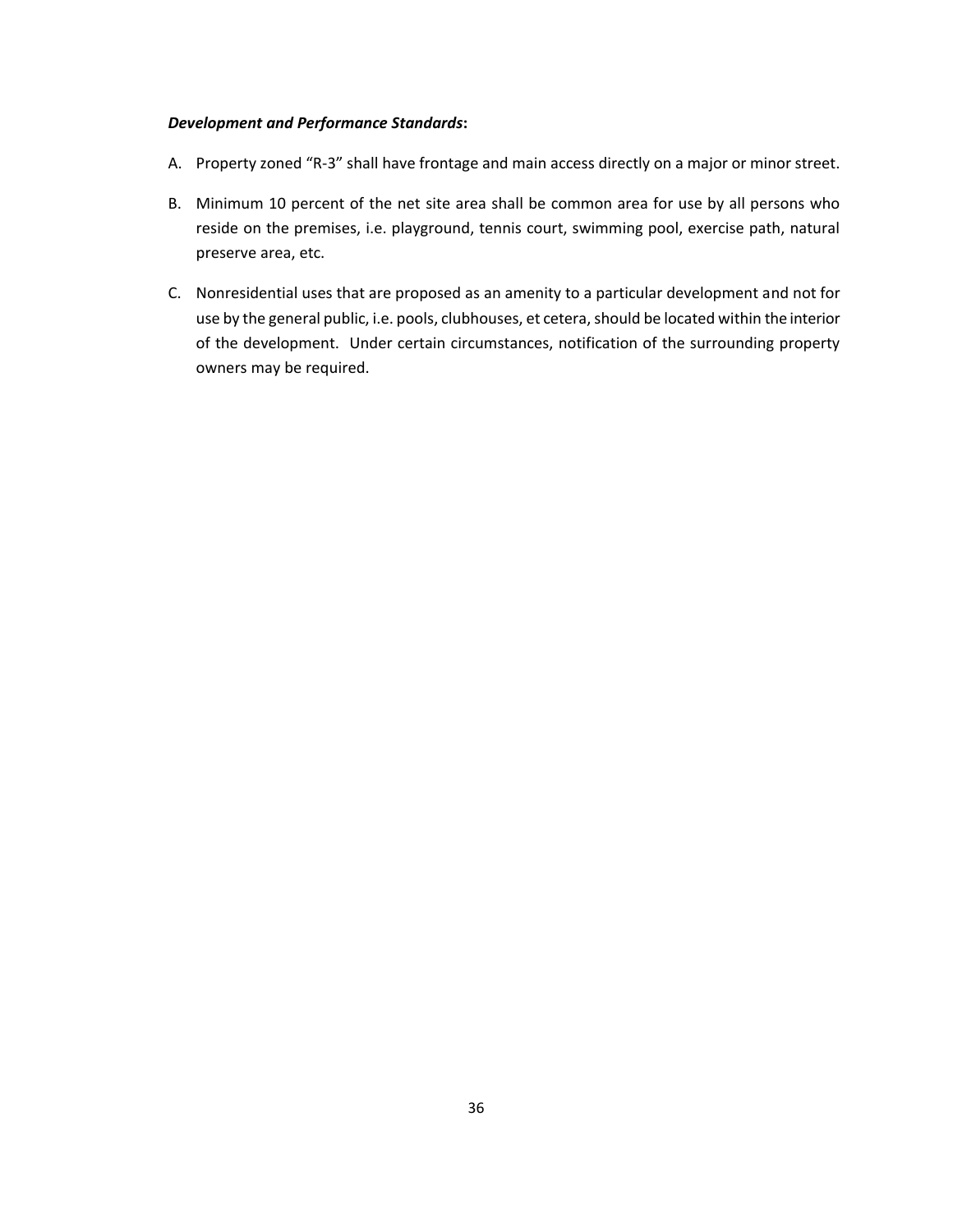***Development and Performance Standards*:**

A. Property zoned "R-3" shall have frontage and main access directly on a major or minor street.

B. Minimum 10 percent of the net site area shall be common area for use by all persons who reside on the premises, i.e. playground, tennis court, swimming pool, exercise path, natural preserve area, etc.

C. Nonresidential uses that are proposed as an amenity to a particular development and not for use by the general public, i.e. pools, clubhouses, et cetera, should be located within the interior of the development. Under certain circumstances, notification of the surrounding property owners may be required.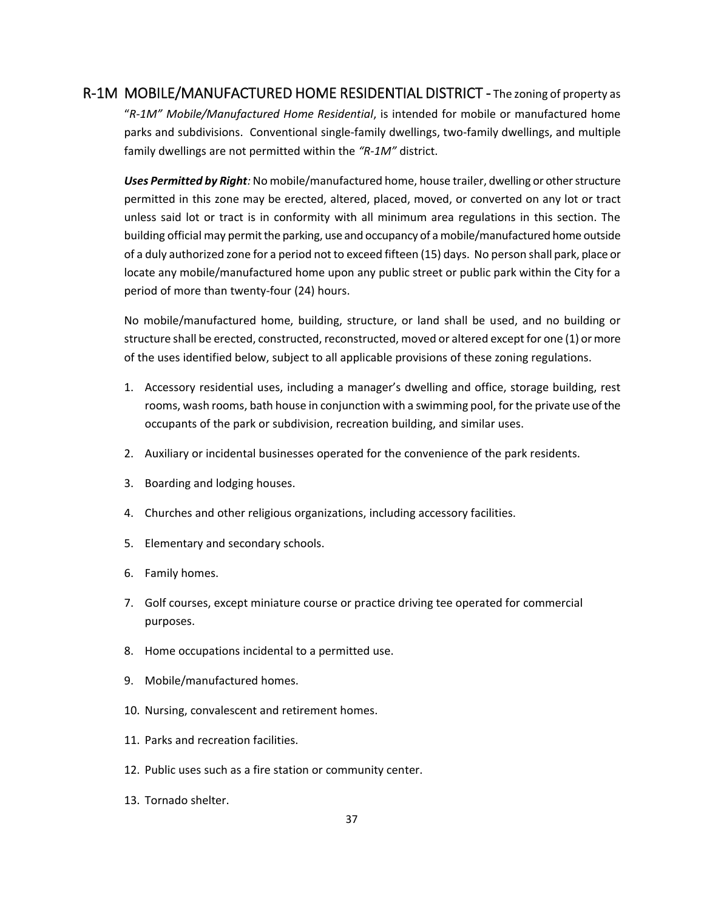## R-1M MOBILE/MANUFACTURED HOME RESIDENTIAL DISTRICT

**R-1M MOBILE/MANUFACTURED HOME RESIDENTIAL DISTRICT -** The zoning of property as "*R-1M" Mobile/Manufactured Home Residential*, is intended for mobile or manufactured home parks and subdivisions. Conventional single-family dwellings, two-family dwellings, and multiple family dwellings are not permitted within the *"R-1M"* district.

***Uses Permitted by Right**:* No mobile/manufactured home, house trailer, dwelling or other structure permitted in this zone may be erected, altered, placed, moved, or converted on any lot or tract unless said lot or tract is in conformity with all minimum area regulations in this section. The building official may permit the parking, use and occupancy of a mobile/manufactured home outside of a duly authorized zone for a period not to exceed fifteen (15) days. No person shall park, place or locate any mobile/manufactured home upon any public street or public park within the City for a period of more than twenty-four (24) hours.

No mobile/manufactured home, building, structure, or land shall be used, and no building or structure shall be erected, constructed, reconstructed, moved or altered except for one (1) or more of the uses identified below, subject to all applicable provisions of these zoning regulations.

1. Accessory residential uses, including a manager's dwelling and office, storage building, rest rooms, wash rooms, bath house in conjunction with a swimming pool, for the private use of the occupants of the park or subdivision, recreation building, and similar uses.
2. Auxiliary or incidental businesses operated for the convenience of the park residents.
3. Boarding and lodging houses.
4. Churches and other religious organizations, including accessory facilities.
5. Elementary and secondary schools.
6. Family homes.
7. Golf courses, except miniature course or practice driving tee operated for commercial purposes.
8. Home occupations incidental to a permitted use.
9. Mobile/manufactured homes.
10. Nursing, convalescent and retirement homes.
11. Parks and recreation facilities.
12. Public uses such as a fire station or community center.
13. Tornado shelter.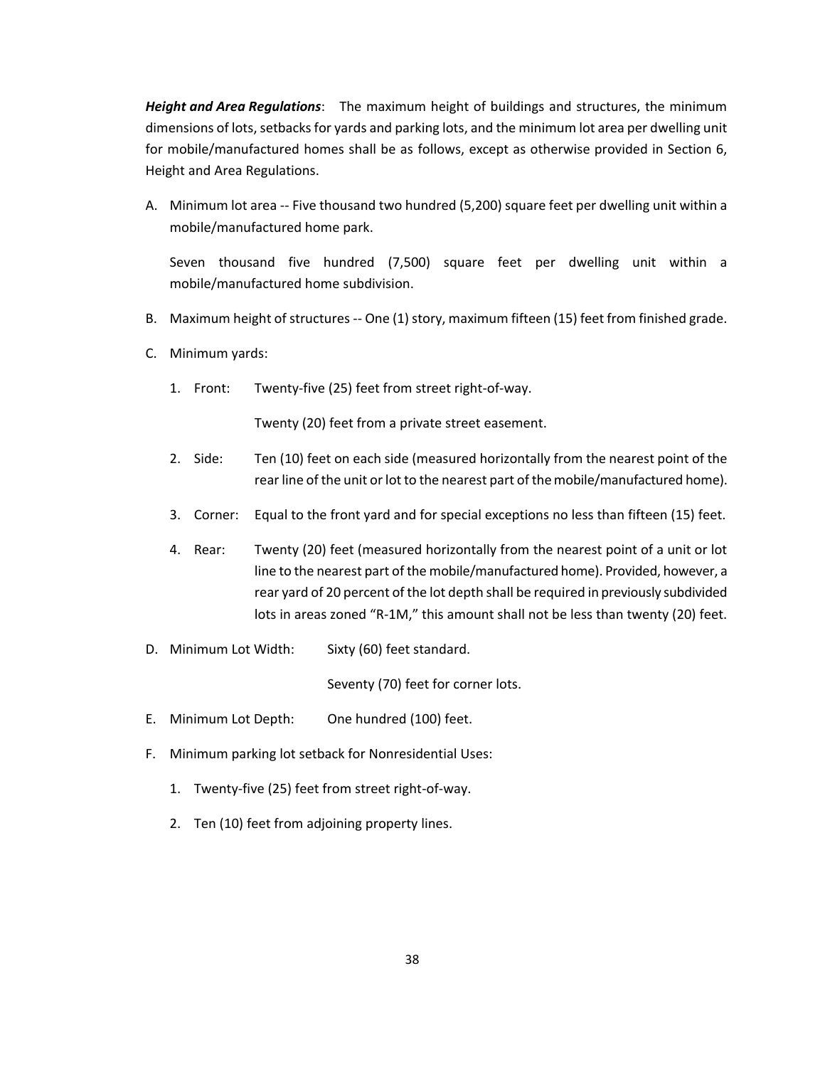***Height and Area Regulations***: The maximum height of buildings and structures, the minimum dimensions of lots, setbacks for yards and parking lots, and the minimum lot area per dwelling unit for mobile/manufactured homes shall be as follows, except as otherwise provided in Section 6, Height and Area Regulations.

A. Minimum lot area -- Five thousand two hundred (5,200) square feet per dwelling unit within a mobile/manufactured home park.

   Seven thousand five hundred (7,500) square feet per dwelling unit within a mobile/manufactured home subdivision.

B. Maximum height of structures -- One (1) story, maximum fifteen (15) feet from finished grade.

C. Minimum yards:

   1. Front: Twenty-five (25) feet from street right-of-way.

      Twenty (20) feet from a private street easement.

   2. Side: Ten (10) feet on each side (measured horizontally from the nearest point of the rear line of the unit or lot to the nearest part of the mobile/manufactured home).

   3. Corner: Equal to the front yard and for special exceptions no less than fifteen (15) feet.

   4. Rear: Twenty (20) feet (measured horizontally from the nearest point of a unit or lot line to the nearest part of the mobile/manufactured home). Provided, however, a rear yard of 20 percent of the lot depth shall be required in previously subdivided lots in areas zoned "R-1M," this amount shall not be less than twenty (20) feet.

D. Minimum Lot Width: Sixty (60) feet standard.

   Seventy (70) feet for corner lots.

E. Minimum Lot Depth: One hundred (100) feet.

F. Minimum parking lot setback for Nonresidential Uses:

   1. Twenty-five (25) feet from street right-of-way.

   2. Ten (10) feet from adjoining property lines.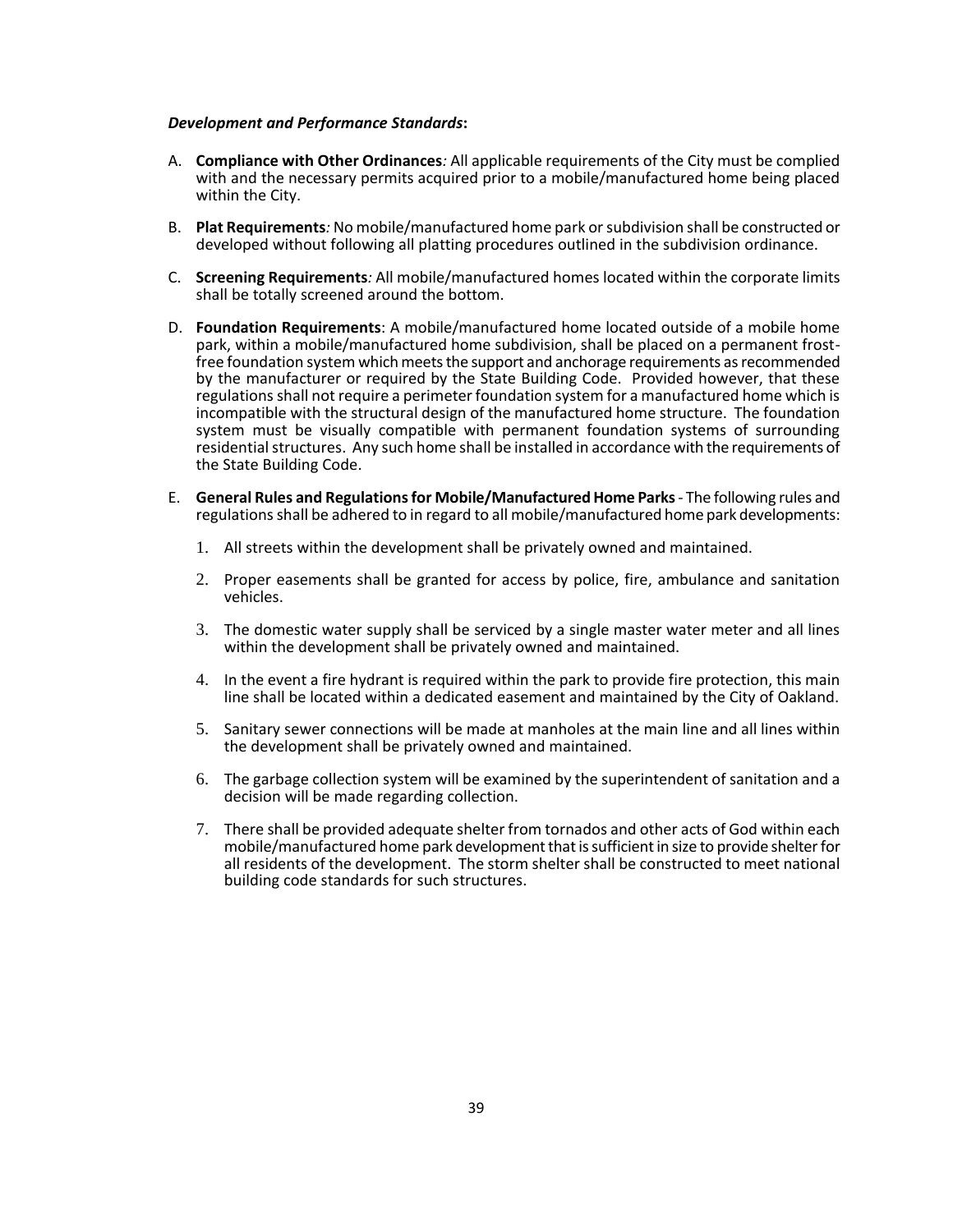***Development and Performance Standards*:**

A. **Compliance with Other Ordinances***:* All applicable requirements of the City must be complied with and the necessary permits acquired prior to a mobile/manufactured home being placed within the City.

B. **Plat Requirements***:* No mobile/manufactured home park or subdivision shall be constructed or developed without following all platting procedures outlined in the subdivision ordinance.

C. **Screening Requirements***:* All mobile/manufactured homes located within the corporate limits shall be totally screened around the bottom.

D. **Foundation Requirements**: A mobile/manufactured home located outside of a mobile home park, within a mobile/manufactured home subdivision, shall be placed on a permanent frost-free foundation system which meets the support and anchorage requirements as recommended by the manufacturer or required by the State Building Code. Provided however, that these regulations shall not require a perimeter foundation system for a manufactured home which is incompatible with the structural design of the manufactured home structure. The foundation system must be visually compatible with permanent foundation systems of surrounding residential structures. Any such home shall be installed in accordance with the requirements of the State Building Code.

E. **General Rules and Regulations for Mobile/Manufactured Home Parks** - The following rules and regulations shall be adhered to in regard to all mobile/manufactured home park developments:

   1. All streets within the development shall be privately owned and maintained.

   2. Proper easements shall be granted for access by police, fire, ambulance and sanitation vehicles.

   3. The domestic water supply shall be serviced by a single master water meter and all lines within the development shall be privately owned and maintained.

   4. In the event a fire hydrant is required within the park to provide fire protection, this main line shall be located within a dedicated easement and maintained by the City of Oakland.

   5. Sanitary sewer connections will be made at manholes at the main line and all lines within the development shall be privately owned and maintained.

   6. The garbage collection system will be examined by the superintendent of sanitation and a decision will be made regarding collection.

   7. There shall be provided adequate shelter from tornados and other acts of God within each mobile/manufactured home park development that is sufficient in size to provide shelter for all residents of the development. The storm shelter shall be constructed to meet national building code standards for such structures.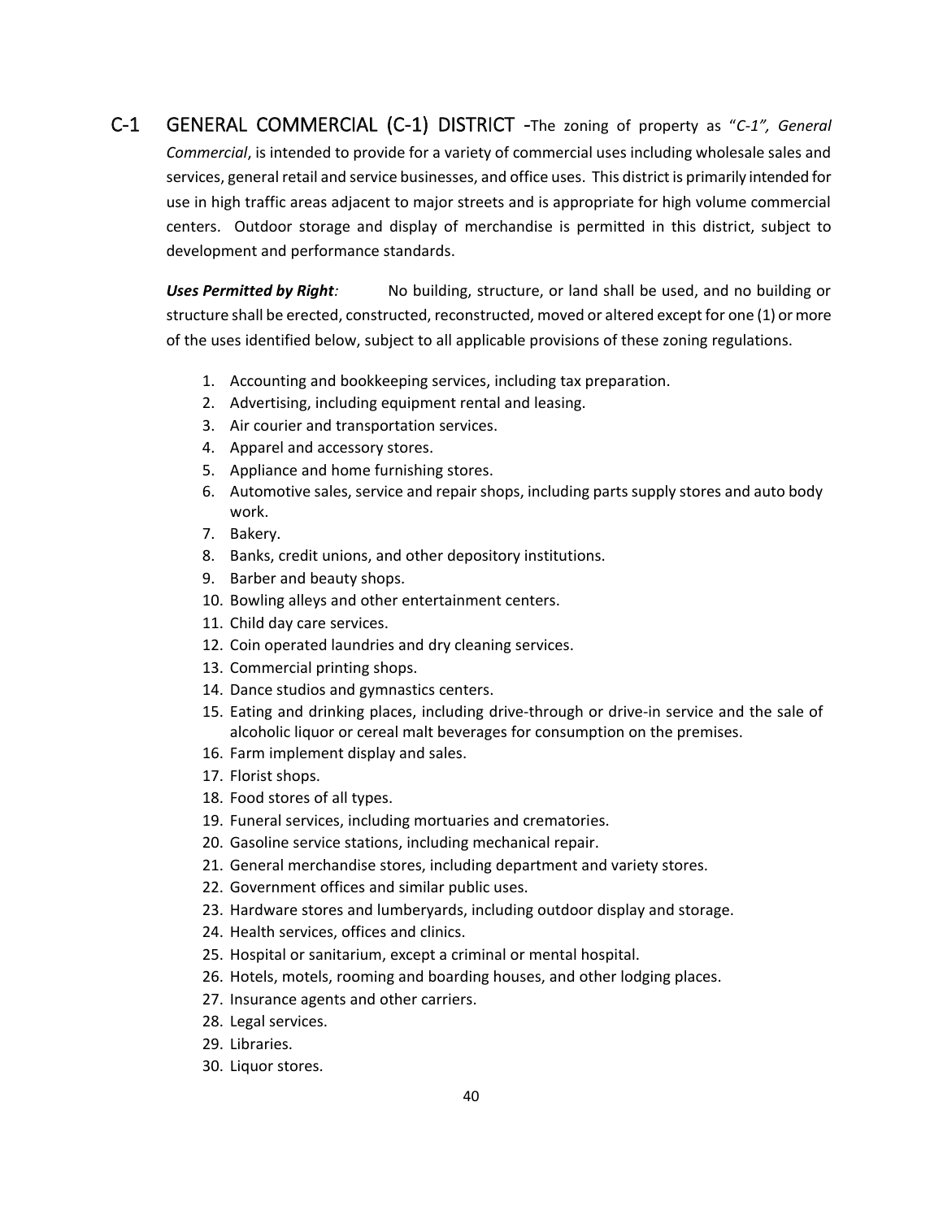## C-1 GENERAL COMMERCIAL (C-1) DISTRICT

-The zoning of property as "*C-1", General Commercial*, is intended to provide for a variety of commercial uses including wholesale sales and services, general retail and service businesses, and office uses. This district is primarily intended for use in high traffic areas adjacent to major streets and is appropriate for high volume commercial centers. Outdoor storage and display of merchandise is permitted in this district, subject to development and performance standards.

***Uses Permitted by Right:*** No building, structure, or land shall be used, and no building or structure shall be erected, constructed, reconstructed, moved or altered except for one (1) or more of the uses identified below, subject to all applicable provisions of these zoning regulations.

1. Accounting and bookkeeping services, including tax preparation.
2. Advertising, including equipment rental and leasing.
3. Air courier and transportation services.
4. Apparel and accessory stores.
5. Appliance and home furnishing stores.
6. Automotive sales, service and repair shops, including parts supply stores and auto body work.
7. Bakery.
8. Banks, credit unions, and other depository institutions.
9. Barber and beauty shops.
10. Bowling alleys and other entertainment centers.
11. Child day care services.
12. Coin operated laundries and dry cleaning services.
13. Commercial printing shops.
14. Dance studios and gymnastics centers.
15. Eating and drinking places, including drive-through or drive-in service and the sale of alcoholic liquor or cereal malt beverages for consumption on the premises.
16. Farm implement display and sales.
17. Florist shops.
18. Food stores of all types.
19. Funeral services, including mortuaries and crematories.
20. Gasoline service stations, including mechanical repair.
21. General merchandise stores, including department and variety stores.
22. Government offices and similar public uses.
23. Hardware stores and lumberyards, including outdoor display and storage.
24. Health services, offices and clinics.
25. Hospital or sanitarium, except a criminal or mental hospital.
26. Hotels, motels, rooming and boarding houses, and other lodging places.
27. Insurance agents and other carriers.
28. Legal services.
29. Libraries.
30. Liquor stores.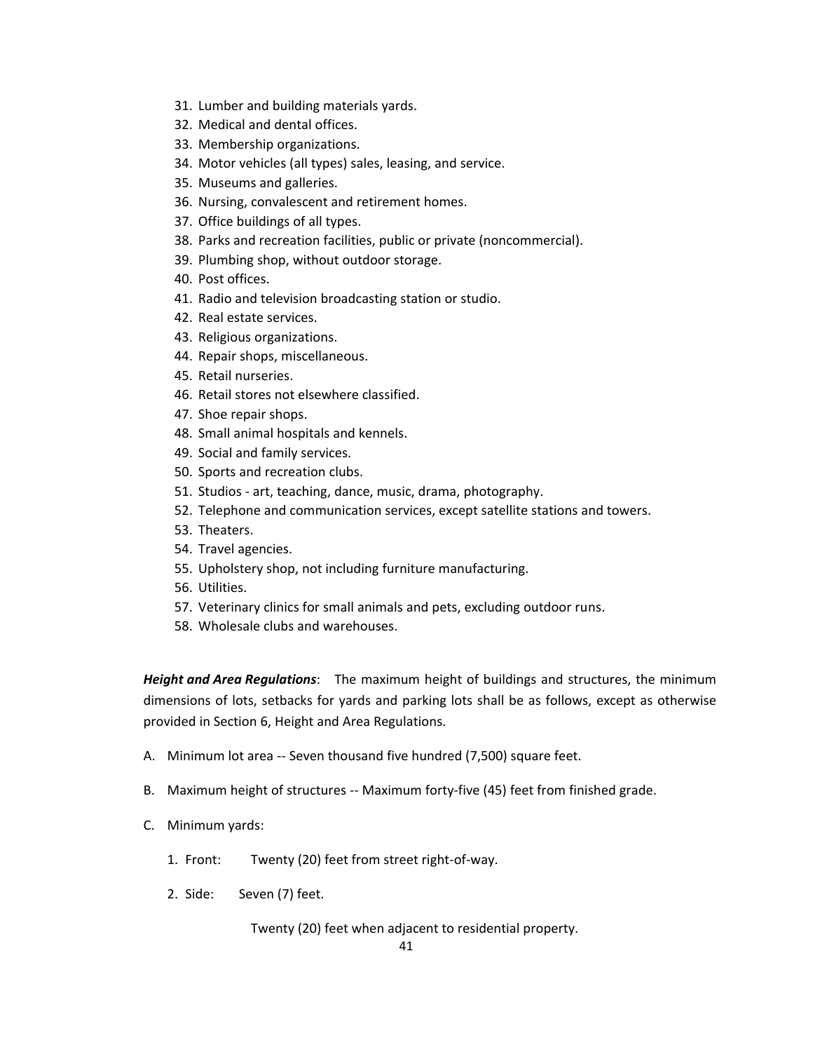31. Lumber and building materials yards.
32. Medical and dental offices.
33. Membership organizations.
34. Motor vehicles (all types) sales, leasing, and service.
35. Museums and galleries.
36. Nursing, convalescent and retirement homes.
37. Office buildings of all types.
38. Parks and recreation facilities, public or private (noncommercial).
39. Plumbing shop, without outdoor storage.
40. Post offices.
41. Radio and television broadcasting station or studio.
42. Real estate services.
43. Religious organizations.
44. Repair shops, miscellaneous.
45. Retail nurseries.
46. Retail stores not elsewhere classified.
47. Shoe repair shops.
48. Small animal hospitals and kennels.
49. Social and family services.
50. Sports and recreation clubs.
51. Studios - art, teaching, dance, music, drama, photography.
52. Telephone and communication services, except satellite stations and towers.
53. Theaters.
54. Travel agencies.
55. Upholstery shop, not including furniture manufacturing.
56. Utilities.
57. Veterinary clinics for small animals and pets, excluding outdoor runs.
58. Wholesale clubs and warehouses.

***Height and Area Regulations***: The maximum height of buildings and structures, the minimum dimensions of lots, setbacks for yards and parking lots shall be as follows, except as otherwise provided in Section 6, Height and Area Regulations.

A. Minimum lot area -- Seven thousand five hundred (7,500) square feet.

B. Maximum height of structures -- Maximum forty-five (45) feet from finished grade.

C. Minimum yards:

   1. Front: Twenty (20) feet from street right-of-way.

   2. Side: Seven (7) feet.

      Twenty (20) feet when adjacent to residential property.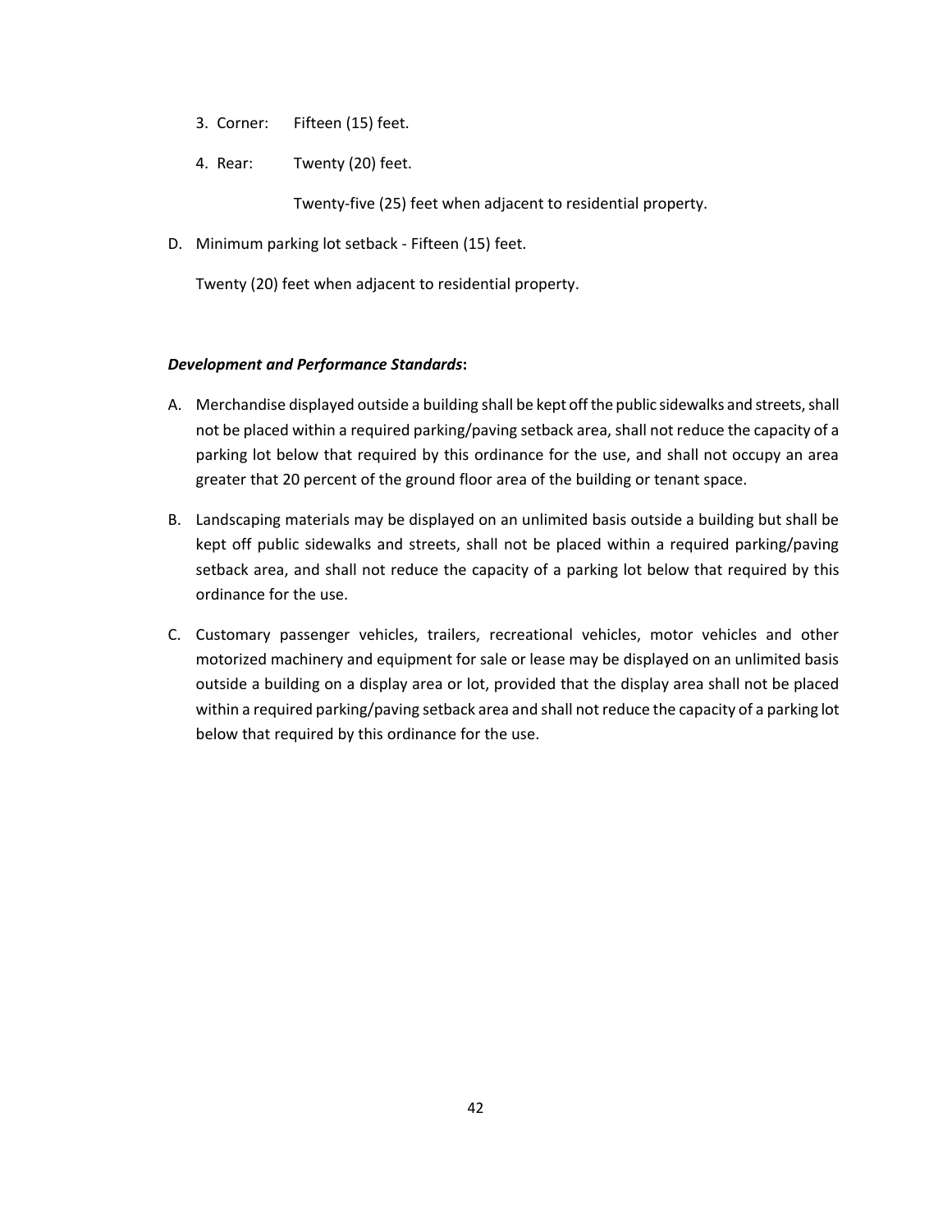3. Corner: Fifteen (15) feet.

4. Rear: Twenty (20) feet.

   Twenty-five (25) feet when adjacent to residential property.

D. Minimum parking lot setback - Fifteen (15) feet.

   Twenty (20) feet when adjacent to residential property.

***Development and Performance Standards*:**

A. Merchandise displayed outside a building shall be kept off the public sidewalks and streets, shall not be placed within a required parking/paving setback area, shall not reduce the capacity of a parking lot below that required by this ordinance for the use, and shall not occupy an area greater that 20 percent of the ground floor area of the building or tenant space.

B. Landscaping materials may be displayed on an unlimited basis outside a building but shall be kept off public sidewalks and streets, shall not be placed within a required parking/paving setback area, and shall not reduce the capacity of a parking lot below that required by this ordinance for the use.

C. Customary passenger vehicles, trailers, recreational vehicles, motor vehicles and other motorized machinery and equipment for sale or lease may be displayed on an unlimited basis outside a building on a display area or lot, provided that the display area shall not be placed within a required parking/paving setback area and shall not reduce the capacity of a parking lot below that required by this ordinance for the use.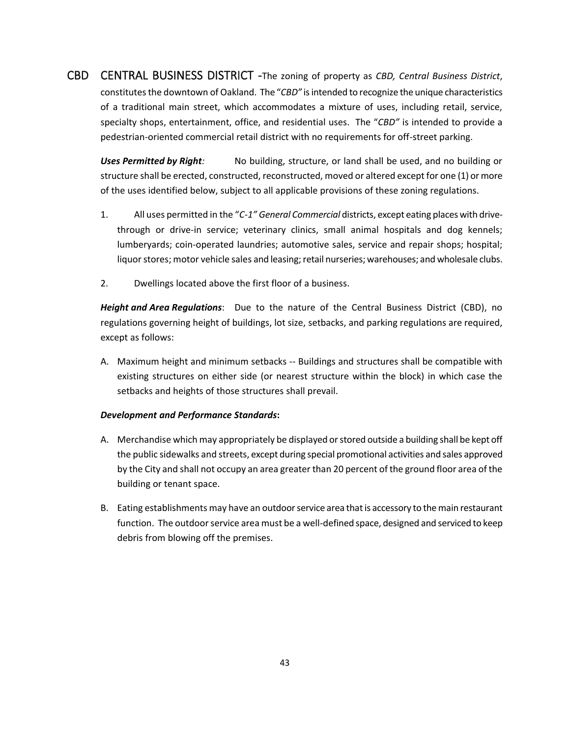## CBD CENTRAL BUSINESS DISTRICT -

The zoning of property as *CBD, Central Business District*, constitutes the downtown of Oakland. The "*CBD"* is intended to recognize the unique characteristics of a traditional main street, which accommodates a mixture of uses, including retail, service, specialty shops, entertainment, office, and residential uses. The "*CBD"* is intended to provide a pedestrian-oriented commercial retail district with no requirements for off-street parking.

***Uses Permitted by Right:*** No building, structure, or land shall be used, and no building or structure shall be erected, constructed, reconstructed, moved or altered except for one (1) or more of the uses identified below, subject to all applicable provisions of these zoning regulations.

1. All uses permitted in the "*C-1" General Commercial* districts, except eating places with drive-through or drive-in service; veterinary clinics, small animal hospitals and dog kennels; lumberyards; coin-operated laundries; automotive sales, service and repair shops; hospital; liquor stores; motor vehicle sales and leasing; retail nurseries; warehouses; and wholesale clubs.
2. Dwellings located above the first floor of a business.

***Height and Area Regulations***: Due to the nature of the Central Business District (CBD), no regulations governing height of buildings, lot size, setbacks, and parking regulations are required, except as follows:

A. Maximum height and minimum setbacks -- Buildings and structures shall be compatible with existing structures on either side (or nearest structure within the block) in which case the setbacks and heights of those structures shall prevail.

***Development and Performance Standards*:**

A. Merchandise which may appropriately be displayed or stored outside a building shall be kept off the public sidewalks and streets, except during special promotional activities and sales approved by the City and shall not occupy an area greater than 20 percent of the ground floor area of the building or tenant space.

B. Eating establishments may have an outdoor service area that is accessory to the main restaurant function. The outdoor service area must be a well-defined space, designed and serviced to keep debris from blowing off the premises.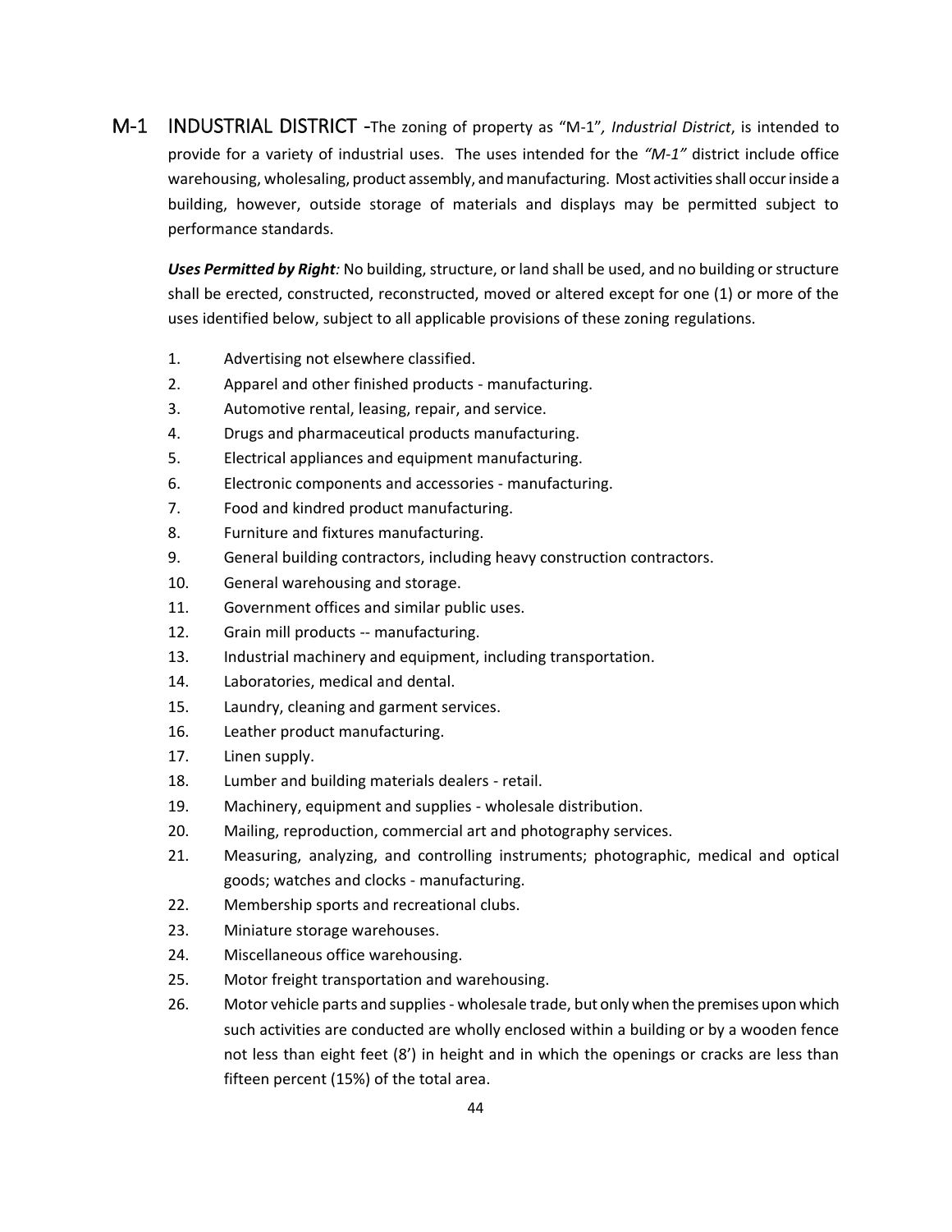## M-1 INDUSTRIAL DISTRICT

**M-1 INDUSTRIAL DISTRICT** -The zoning of property as "M-1", *Industrial District*, is intended to provide for a variety of industrial uses. The uses intended for the *"M-1"* district include office warehousing, wholesaling, product assembly, and manufacturing. Most activities shall occur inside a building, however, outside storage of materials and displays may be permitted subject to performance standards.

***Uses Permitted by Right:*** No building, structure, or land shall be used, and no building or structure shall be erected, constructed, reconstructed, moved or altered except for one (1) or more of the uses identified below, subject to all applicable provisions of these zoning regulations.

1. Advertising not elsewhere classified.
2. Apparel and other finished products - manufacturing.
3. Automotive rental, leasing, repair, and service.
4. Drugs and pharmaceutical products manufacturing.
5. Electrical appliances and equipment manufacturing.
6. Electronic components and accessories - manufacturing.
7. Food and kindred product manufacturing.
8. Furniture and fixtures manufacturing.
9. General building contractors, including heavy construction contractors.
10. General warehousing and storage.
11. Government offices and similar public uses.
12. Grain mill products -- manufacturing.
13. Industrial machinery and equipment, including transportation.
14. Laboratories, medical and dental.
15. Laundry, cleaning and garment services.
16. Leather product manufacturing.
17. Linen supply.
18. Lumber and building materials dealers - retail.
19. Machinery, equipment and supplies - wholesale distribution.
20. Mailing, reproduction, commercial art and photography services.
21. Measuring, analyzing, and controlling instruments; photographic, medical and optical goods; watches and clocks - manufacturing.
22. Membership sports and recreational clubs.
23. Miniature storage warehouses.
24. Miscellaneous office warehousing.
25. Motor freight transportation and warehousing.
26. Motor vehicle parts and supplies - wholesale trade, but only when the premises upon which such activities are conducted are wholly enclosed within a building or by a wooden fence not less than eight feet (8') in height and in which the openings or cracks are less than fifteen percent (15%) of the total area.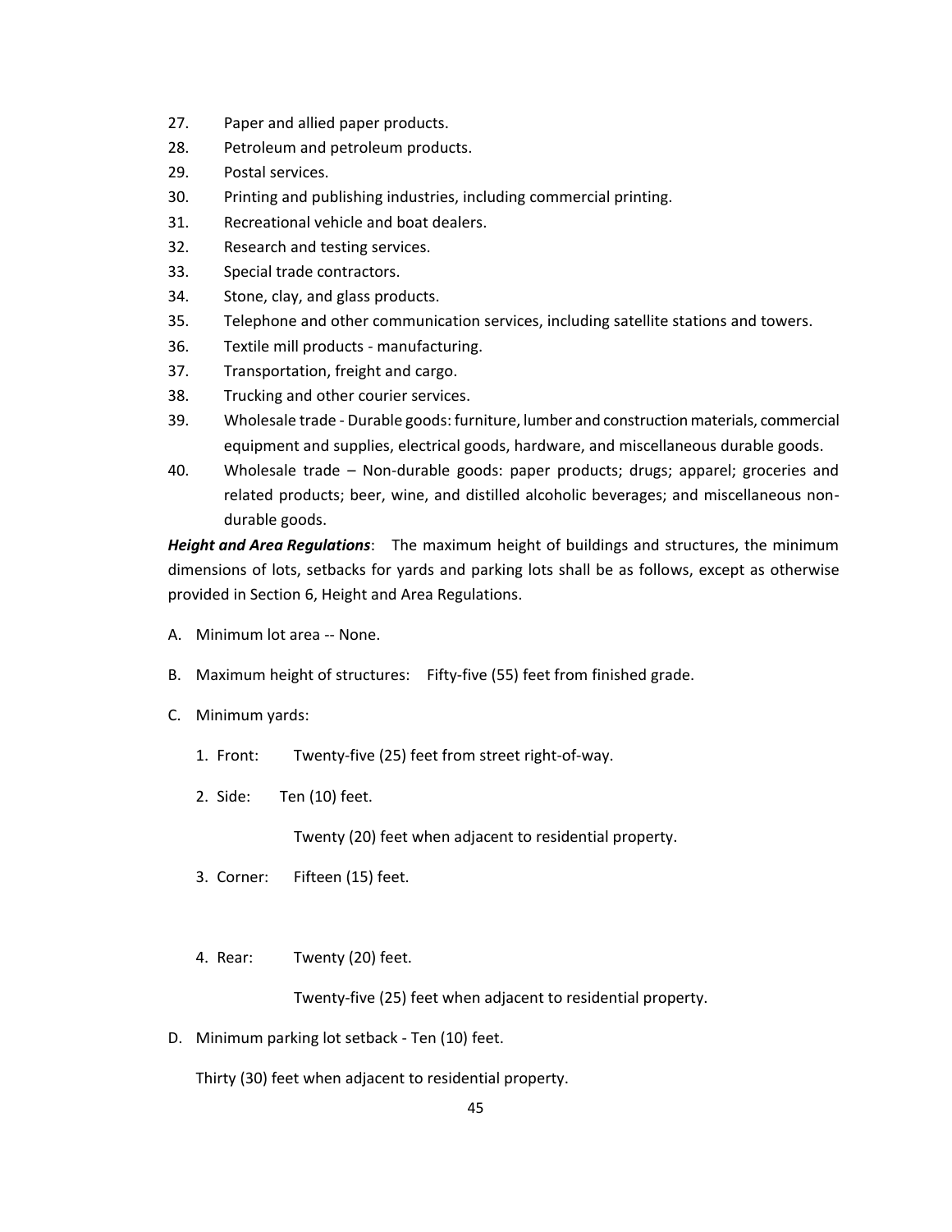27. Paper and allied paper products.
28. Petroleum and petroleum products.
29. Postal services.
30. Printing and publishing industries, including commercial printing.
31. Recreational vehicle and boat dealers.
32. Research and testing services.
33. Special trade contractors.
34. Stone, clay, and glass products.
35. Telephone and other communication services, including satellite stations and towers.
36. Textile mill products - manufacturing.
37. Transportation, freight and cargo.
38. Trucking and other courier services.
39. Wholesale trade - Durable goods: furniture, lumber and construction materials, commercial equipment and supplies, electrical goods, hardware, and miscellaneous durable goods.
40. Wholesale trade – Non-durable goods: paper products; drugs; apparel; groceries and related products; beer, wine, and distilled alcoholic beverages; and miscellaneous non-durable goods.

***Height and Area Regulations***: The maximum height of buildings and structures, the minimum dimensions of lots, setbacks for yards and parking lots shall be as follows, except as otherwise provided in Section 6, Height and Area Regulations.

A. Minimum lot area -- None.

B. Maximum height of structures: Fifty-five (55) feet from finished grade.

C. Minimum yards:

   1. Front: Twenty-five (25) feet from street right-of-way.

   2. Side: Ten (10) feet.

      Twenty (20) feet when adjacent to residential property.

   3. Corner: Fifteen (15) feet.

   4. Rear: Twenty (20) feet.

      Twenty-five (25) feet when adjacent to residential property.

D. Minimum parking lot setback - Ten (10) feet.

   Thirty (30) feet when adjacent to residential property.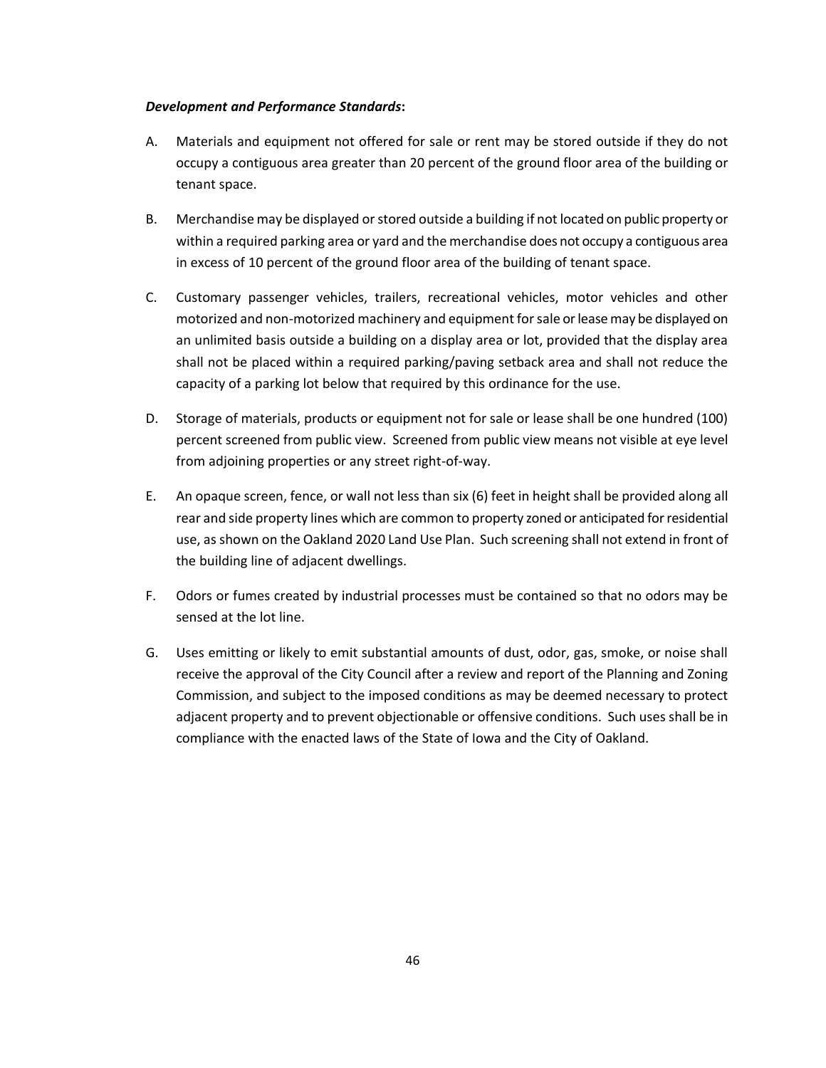***Development and Performance Standards*:**

A. Materials and equipment not offered for sale or rent may be stored outside if they do not occupy a contiguous area greater than 20 percent of the ground floor area of the building or tenant space.

B. Merchandise may be displayed or stored outside a building if not located on public property or within a required parking area or yard and the merchandise does not occupy a contiguous area in excess of 10 percent of the ground floor area of the building of tenant space.

C. Customary passenger vehicles, trailers, recreational vehicles, motor vehicles and other motorized and non-motorized machinery and equipment for sale or lease may be displayed on an unlimited basis outside a building on a display area or lot, provided that the display area shall not be placed within a required parking/paving setback area and shall not reduce the capacity of a parking lot below that required by this ordinance for the use.

D. Storage of materials, products or equipment not for sale or lease shall be one hundred (100) percent screened from public view. Screened from public view means not visible at eye level from adjoining properties or any street right-of-way.

E. An opaque screen, fence, or wall not less than six (6) feet in height shall be provided along all rear and side property lines which are common to property zoned or anticipated for residential use, as shown on the Oakland 2020 Land Use Plan. Such screening shall not extend in front of the building line of adjacent dwellings.

F. Odors or fumes created by industrial processes must be contained so that no odors may be sensed at the lot line.

G. Uses emitting or likely to emit substantial amounts of dust, odor, gas, smoke, or noise shall receive the approval of the City Council after a review and report of the Planning and Zoning Commission, and subject to the imposed conditions as may be deemed necessary to protect adjacent property and to prevent objectionable or offensive conditions. Such uses shall be in compliance with the enacted laws of the State of Iowa and the City of Oakland.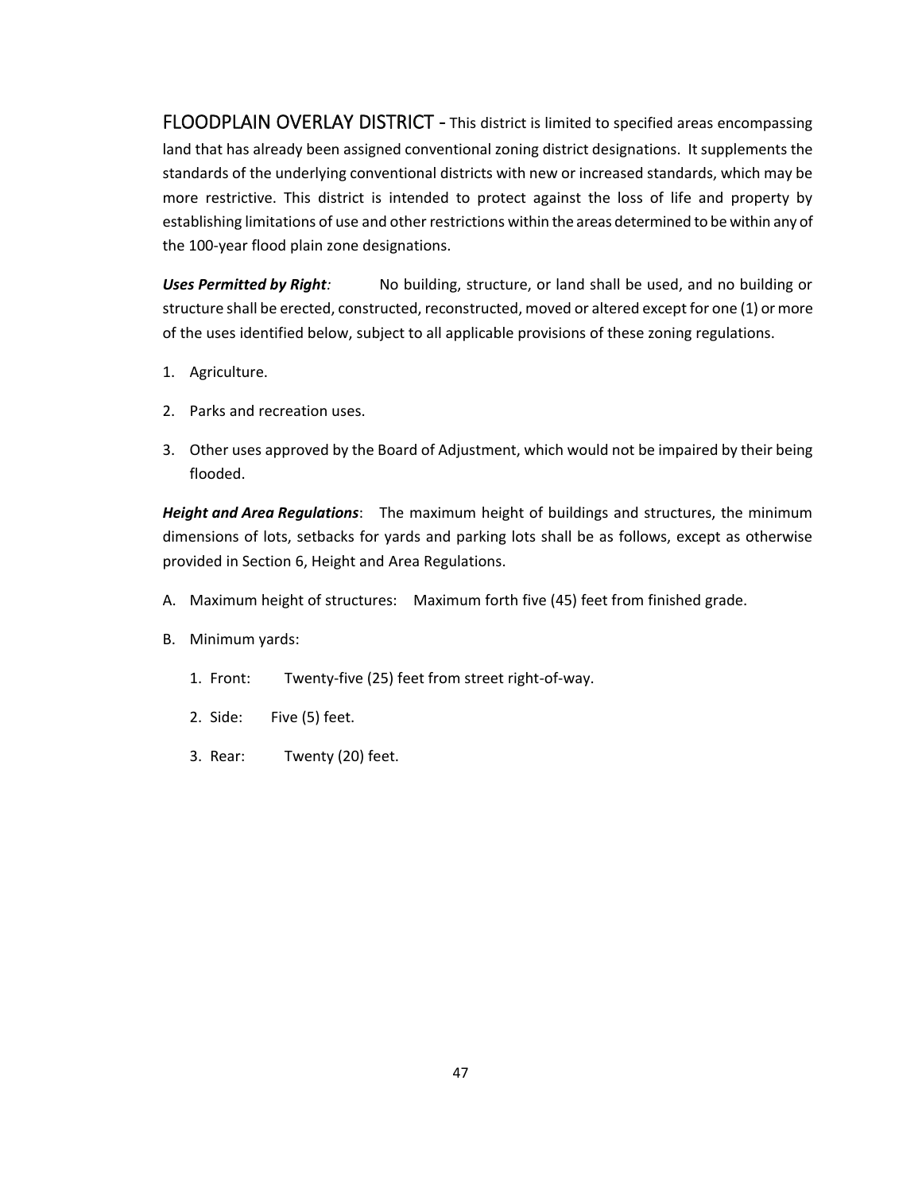## FLOODPLAIN OVERLAY DISTRICT - This district is limited to specified areas encompassing land that has already been assigned conventional zoning district designations. It supplements the standards of the underlying conventional districts with new or increased standards, which may be more restrictive. This district is intended to protect against the loss of life and property by establishing limitations of use and other restrictions within the areas determined to be within any of the 100-year flood plain zone designations.

***Uses Permitted by Right:*** No building, structure, or land shall be used, and no building or structure shall be erected, constructed, reconstructed, moved or altered except for one (1) or more of the uses identified below, subject to all applicable provisions of these zoning regulations.

1. Agriculture.
2. Parks and recreation uses.
3. Other uses approved by the Board of Adjustment, which would not be impaired by their being flooded.

***Height and Area Regulations***: The maximum height of buildings and structures, the minimum dimensions of lots, setbacks for yards and parking lots shall be as follows, except as otherwise provided in Section 6, Height and Area Regulations.

A. Maximum height of structures: Maximum forth five (45) feet from finished grade.

B. Minimum yards:

   1. Front: Twenty-five (25) feet from street right-of-way.
   2. Side: Five (5) feet.
   3. Rear: Twenty (20) feet.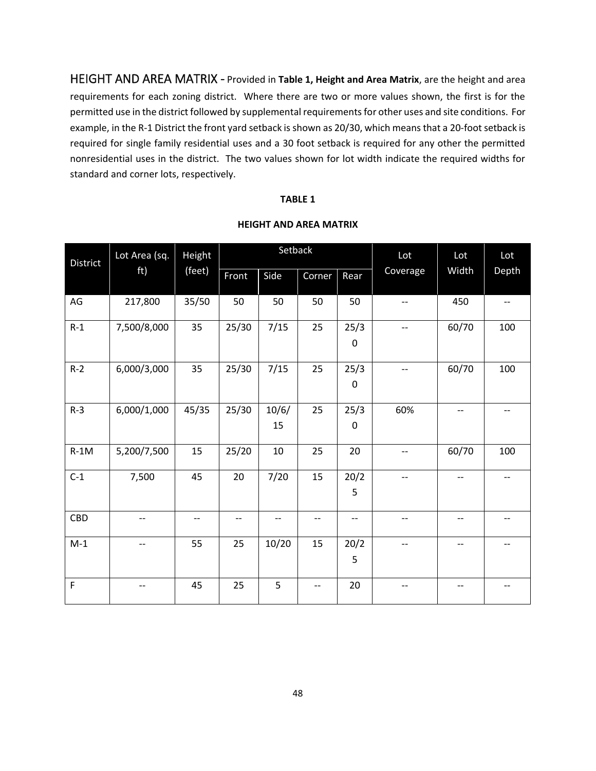**HEIGHT AND AREA MATRIX** - Provided in **Table 1, Height and Area Matrix**, are the height and area requirements for each zoning district. Where there are two or more values shown, the first is for the permitted use in the district followed by supplemental requirements for other uses and site conditions. For example, in the R-1 District the front yard setback is shown as 20/30, which means that a 20-foot setback is required for single family residential uses and a 30 foot setback is required for any other the permitted nonresidential uses in the district. The two values shown for lot width indicate the required widths for standard and corner lots, respectively.

**TABLE 1**

**HEIGHT AND AREA MATRIX**

| District | Lot Area (sq. ft) | Height (feet) | Setback | | | | Lot Coverage | Lot Width | Lot Depth |
|---|---|---|---|---|---|---|---|---|---|
| | | | Front | Side | Corner | Rear | | | |
| AG | 217,800 | 35/50 | 50 | 50 | 50 | 50 | -- | 450 | -- |
| R-1 | 7,500/8,000 | 35 | 25/30 | 7/15 | 25 | 25/30 | -- | 60/70 | 100 |
| R-2 | 6,000/3,000 | 35 | 25/30 | 7/15 | 25 | 25/30 | -- | 60/70 | 100 |
| R-3 | 6,000/1,000 | 45/35 | 25/30 | 10/6/15 | 25 | 25/30 | 60% | -- | -- |
| R-1M | 5,200/7,500 | 15 | 25/20 | 10 | 25 | 20 | -- | 60/70 | 100 |
| C-1 | 7,500 | 45 | 20 | 7/20 | 15 | 20/25 | -- | -- | -- |
| CBD | -- | -- | -- | -- | -- | -- | -- | -- | -- |
| M-1 | -- | 55 | 25 | 10/20 | 15 | 20/25 | -- | -- | -- |
| F | -- | 45 | 25 | 5 | -- | 20 | -- | -- | -- |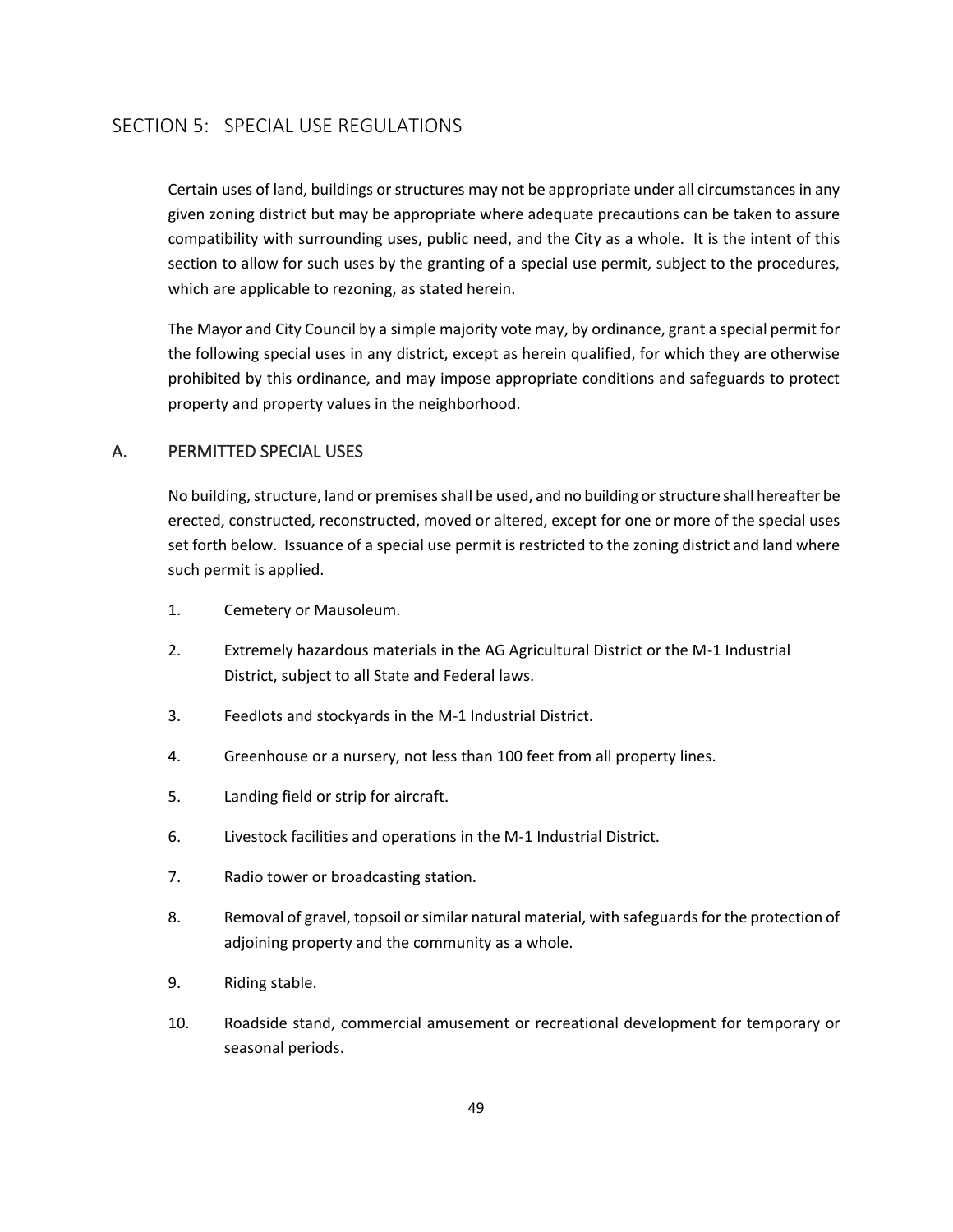## SECTION 5: SPECIAL USE REGULATIONS

Certain uses of land, buildings or structures may not be appropriate under all circumstances in any given zoning district but may be appropriate where adequate precautions can be taken to assure compatibility with surrounding uses, public need, and the City as a whole. It is the intent of this section to allow for such uses by the granting of a special use permit, subject to the procedures, which are applicable to rezoning, as stated herein.

The Mayor and City Council by a simple majority vote may, by ordinance, grant a special permit for the following special uses in any district, except as herein qualified, for which they are otherwise prohibited by this ordinance, and may impose appropriate conditions and safeguards to protect property and property values in the neighborhood.

### A. PERMITTED SPECIAL USES

No building, structure, land or premises shall be used, and no building or structure shall hereafter be erected, constructed, reconstructed, moved or altered, except for one or more of the special uses set forth below. Issuance of a special use permit is restricted to the zoning district and land where such permit is applied.

1. Cemetery or Mausoleum.
2. Extremely hazardous materials in the AG Agricultural District or the M-1 Industrial District, subject to all State and Federal laws.
3. Feedlots and stockyards in the M-1 Industrial District.
4. Greenhouse or a nursery, not less than 100 feet from all property lines.
5. Landing field or strip for aircraft.
6. Livestock facilities and operations in the M-1 Industrial District.
7. Radio tower or broadcasting station.
8. Removal of gravel, topsoil or similar natural material, with safeguards for the protection of adjoining property and the community as a whole.
9. Riding stable.
10. Roadside stand, commercial amusement or recreational development for temporary or seasonal periods.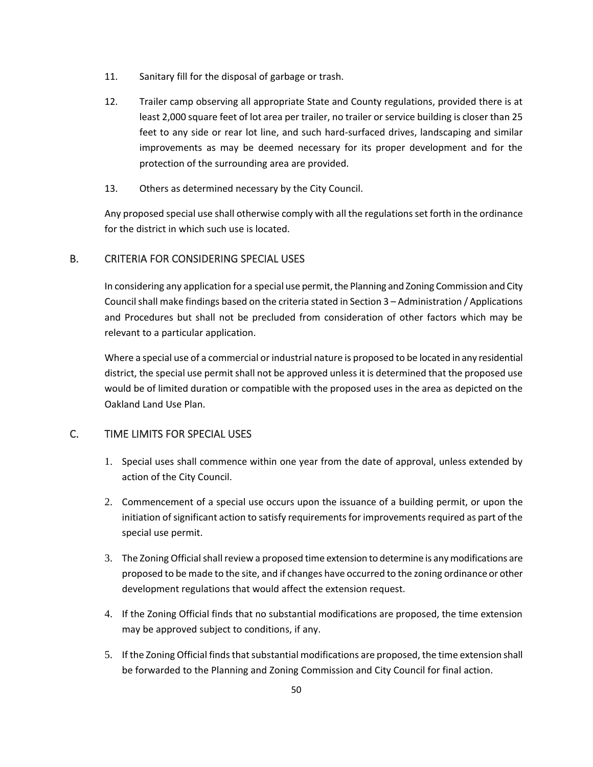11. Sanitary fill for the disposal of garbage or trash.

12. Trailer camp observing all appropriate State and County regulations, provided there is at least 2,000 square feet of lot area per trailer, no trailer or service building is closer than 25 feet to any side or rear lot line, and such hard-surfaced drives, landscaping and similar improvements as may be deemed necessary for its proper development and for the protection of the surrounding area are provided.

13. Others as determined necessary by the City Council.

Any proposed special use shall otherwise comply with all the regulations set forth in the ordinance for the district in which such use is located.

## B. CRITERIA FOR CONSIDERING SPECIAL USES

In considering any application for a special use permit, the Planning and Zoning Commission and City Council shall make findings based on the criteria stated in Section 3 – Administration / Applications and Procedures but shall not be precluded from consideration of other factors which may be relevant to a particular application.

Where a special use of a commercial or industrial nature is proposed to be located in any residential district, the special use permit shall not be approved unless it is determined that the proposed use would be of limited duration or compatible with the proposed uses in the area as depicted on the Oakland Land Use Plan.

## C. TIME LIMITS FOR SPECIAL USES

1. Special uses shall commence within one year from the date of approval, unless extended by action of the City Council.
2. Commencement of a special use occurs upon the issuance of a building permit, or upon the initiation of significant action to satisfy requirements for improvements required as part of the special use permit.
3. The Zoning Official shall review a proposed time extension to determine is any modifications are proposed to be made to the site, and if changes have occurred to the zoning ordinance or other development regulations that would affect the extension request.
4. If the Zoning Official finds that no substantial modifications are proposed, the time extension may be approved subject to conditions, if any.
5. If the Zoning Official finds that substantial modifications are proposed, the time extension shall be forwarded to the Planning and Zoning Commission and City Council for final action.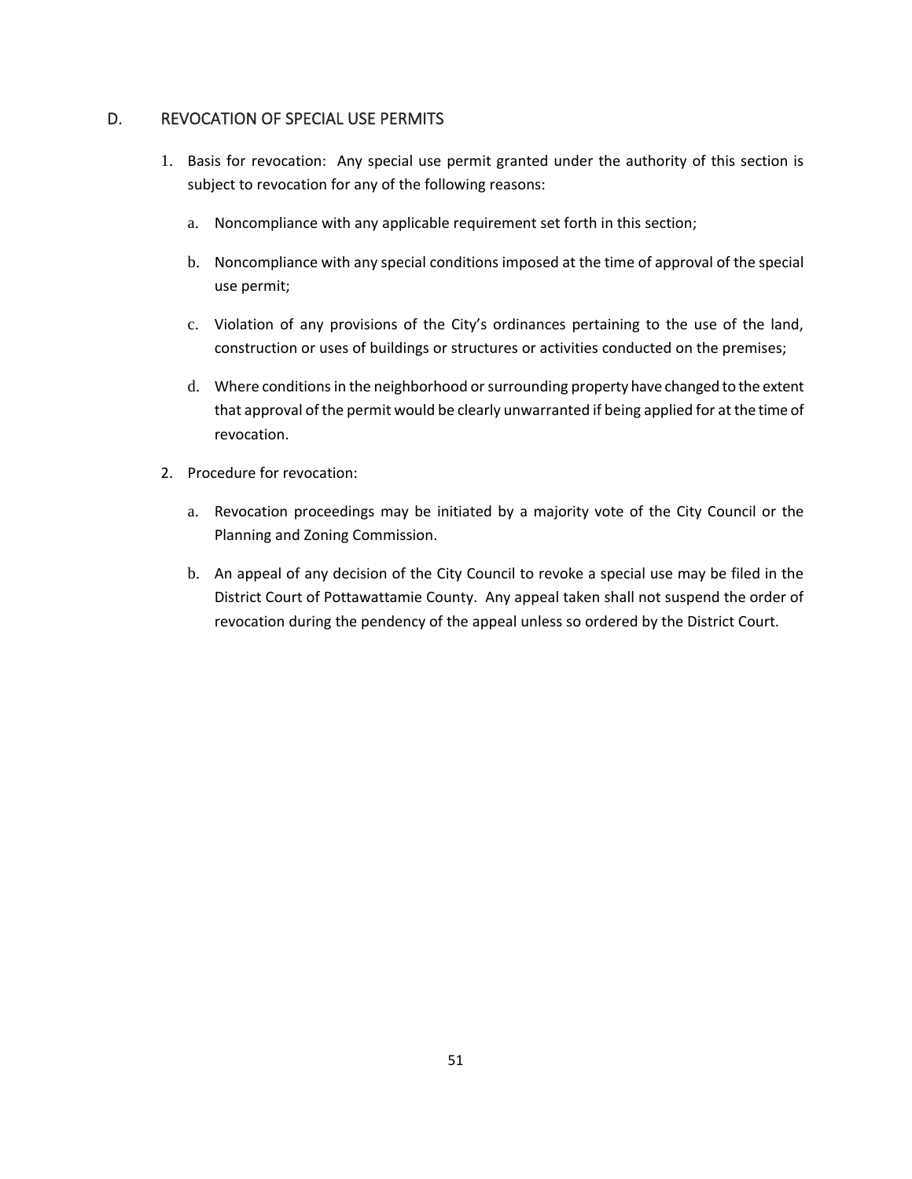## D. REVOCATION OF SPECIAL USE PERMITS

1. Basis for revocation: Any special use permit granted under the authority of this section is subject to revocation for any of the following reasons:

   a. Noncompliance with any applicable requirement set forth in this section;

   b. Noncompliance with any special conditions imposed at the time of approval of the special use permit;

   c. Violation of any provisions of the City's ordinances pertaining to the use of the land, construction or uses of buildings or structures or activities conducted on the premises;

   d. Where conditions in the neighborhood or surrounding property have changed to the extent that approval of the permit would be clearly unwarranted if being applied for at the time of revocation.

2. Procedure for revocation:

   a. Revocation proceedings may be initiated by a majority vote of the City Council or the Planning and Zoning Commission.

   b. An appeal of any decision of the City Council to revoke a special use may be filed in the District Court of Pottawattamie County. Any appeal taken shall not suspend the order of revocation during the pendency of the appeal unless so ordered by the District Court.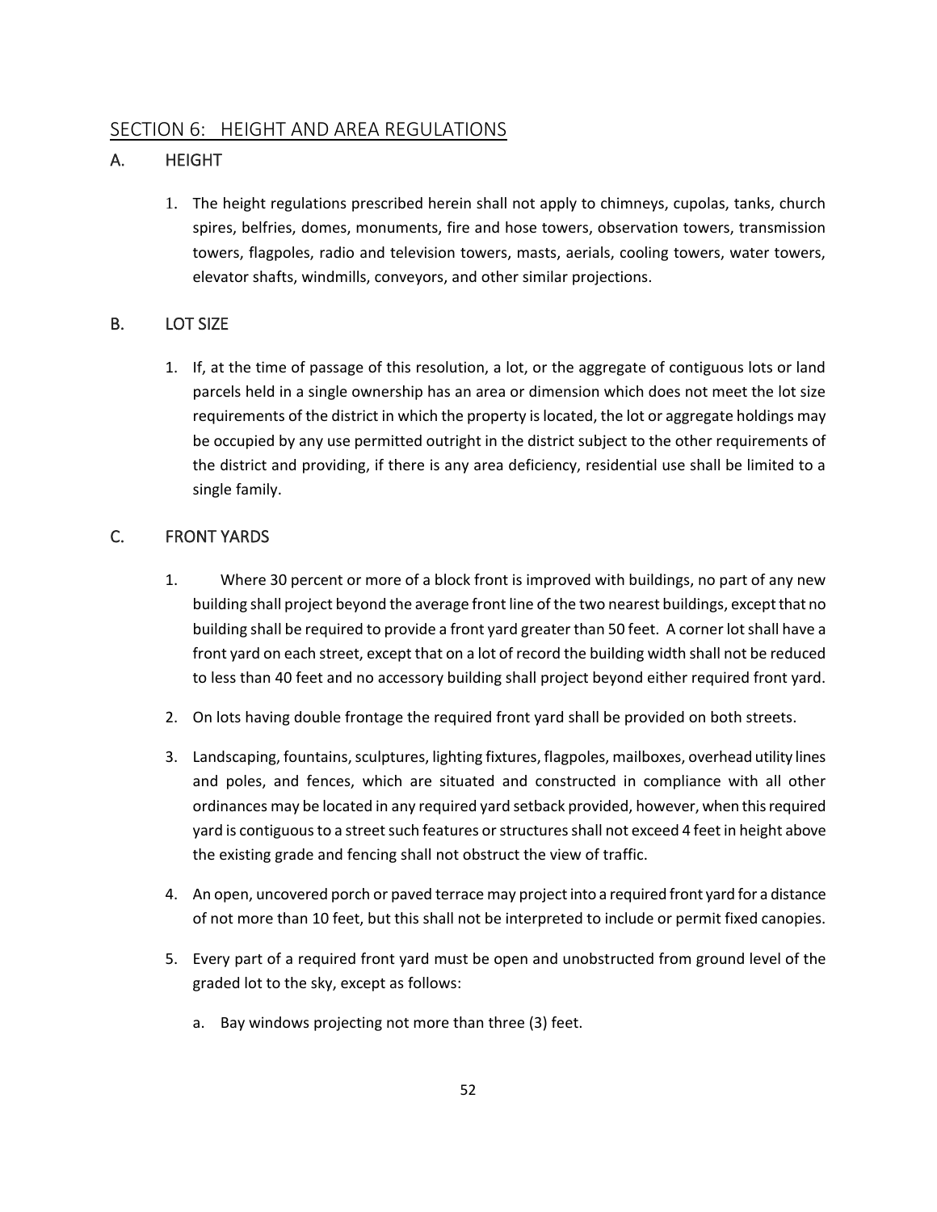## SECTION 6: HEIGHT AND AREA REGULATIONS

### A. HEIGHT

1. The height regulations prescribed herein shall not apply to chimneys, cupolas, tanks, church spires, belfries, domes, monuments, fire and hose towers, observation towers, transmission towers, flagpoles, radio and television towers, masts, aerials, cooling towers, water towers, elevator shafts, windmills, conveyors, and other similar projections.

### B. LOT SIZE

1. If, at the time of passage of this resolution, a lot, or the aggregate of contiguous lots or land parcels held in a single ownership has an area or dimension which does not meet the lot size requirements of the district in which the property is located, the lot or aggregate holdings may be occupied by any use permitted outright in the district subject to the other requirements of the district and providing, if there is any area deficiency, residential use shall be limited to a single family.

### C. FRONT YARDS

1. Where 30 percent or more of a block front is improved with buildings, no part of any new building shall project beyond the average front line of the two nearest buildings, except that no building shall be required to provide a front yard greater than 50 feet. A corner lot shall have a front yard on each street, except that on a lot of record the building width shall not be reduced to less than 40 feet and no accessory building shall project beyond either required front yard.

2. On lots having double frontage the required front yard shall be provided on both streets.

3. Landscaping, fountains, sculptures, lighting fixtures, flagpoles, mailboxes, overhead utility lines and poles, and fences, which are situated and constructed in compliance with all other ordinances may be located in any required yard setback provided, however, when this required yard is contiguous to a street such features or structures shall not exceed 4 feet in height above the existing grade and fencing shall not obstruct the view of traffic.

4. An open, uncovered porch or paved terrace may project into a required front yard for a distance of not more than 10 feet, but this shall not be interpreted to include or permit fixed canopies.

5. Every part of a required front yard must be open and unobstructed from ground level of the graded lot to the sky, except as follows:

   a. Bay windows projecting not more than three (3) feet.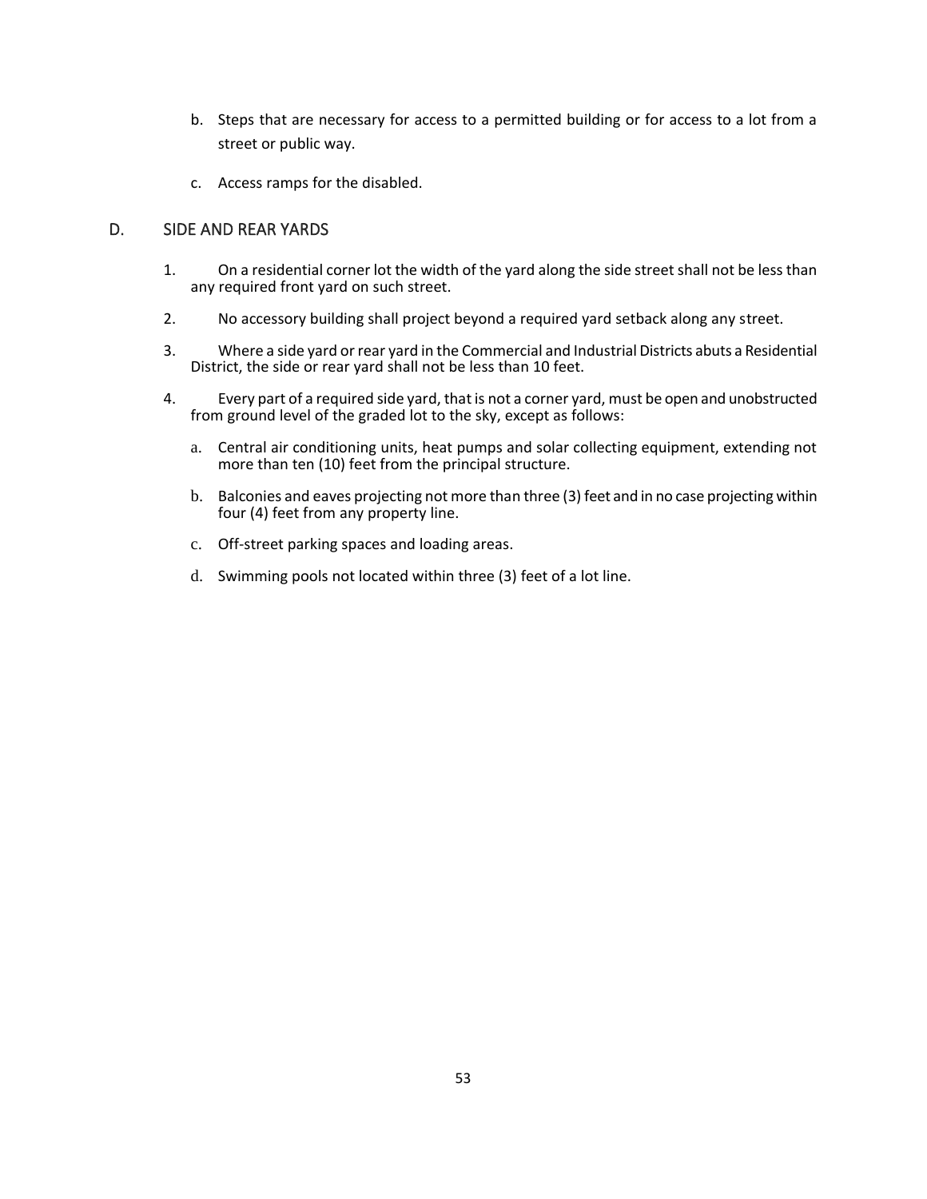b. Steps that are necessary for access to a permitted building or for access to a lot from a street or public way.

c. Access ramps for the disabled.

## D. SIDE AND REAR YARDS

1. On a residential corner lot the width of the yard along the side street shall not be less than any required front yard on such street.

2. No accessory building shall project beyond a required yard setback along any street.

3. Where a side yard or rear yard in the Commercial and Industrial Districts abuts a Residential District, the side or rear yard shall not be less than 10 feet.

4. Every part of a required side yard, that is not a corner yard, must be open and unobstructed from ground level of the graded lot to the sky, except as follows:

   a. Central air conditioning units, heat pumps and solar collecting equipment, extending not more than ten (10) feet from the principal structure.

   b. Balconies and eaves projecting not more than three (3) feet and in no case projecting within four (4) feet from any property line.

   c. Off-street parking spaces and loading areas.

   d. Swimming pools not located within three (3) feet of a lot line.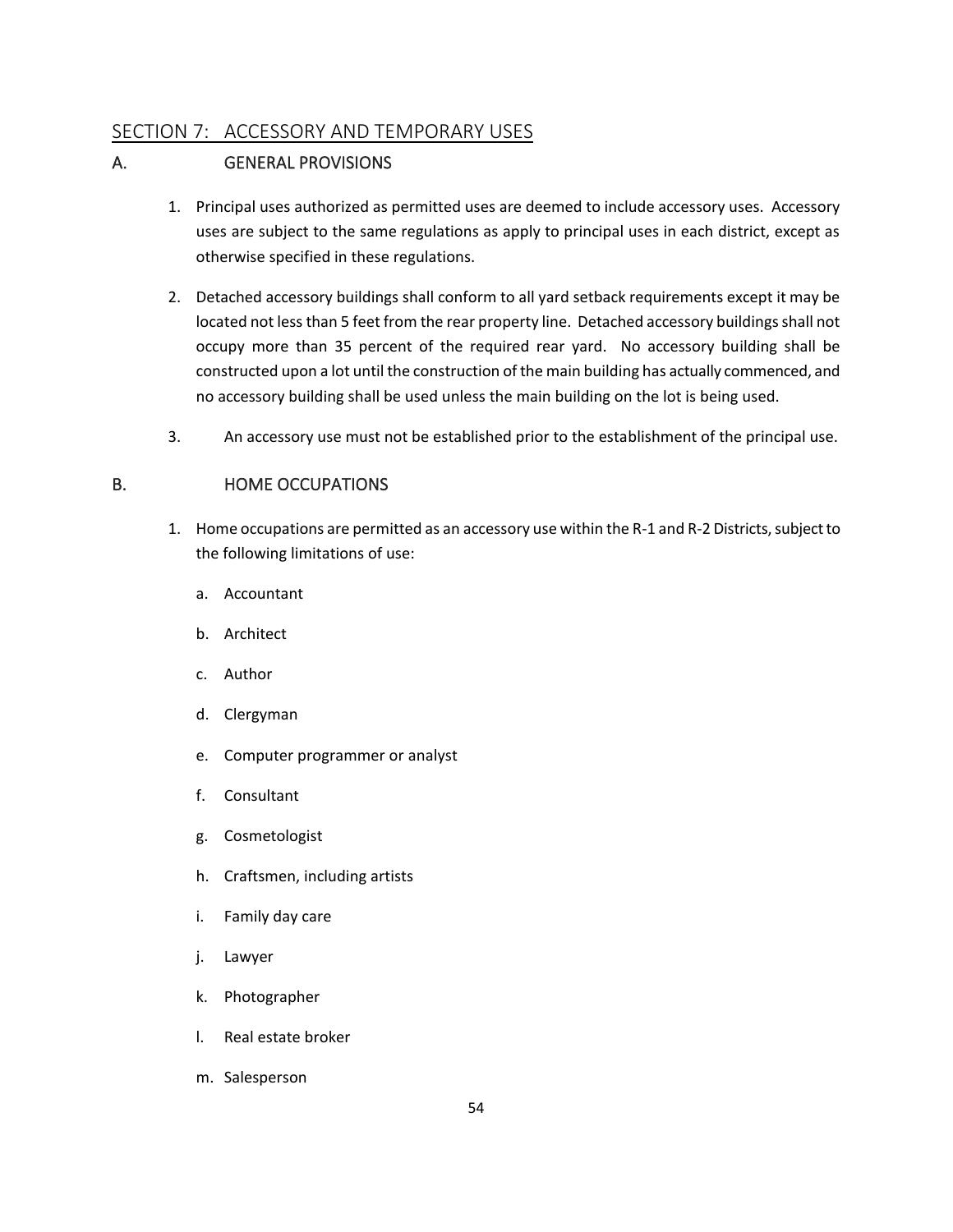## SECTION 7: ACCESSORY AND TEMPORARY USES

### A. GENERAL PROVISIONS

1. Principal uses authorized as permitted uses are deemed to include accessory uses. Accessory uses are subject to the same regulations as apply to principal uses in each district, except as otherwise specified in these regulations.

2. Detached accessory buildings shall conform to all yard setback requirements except it may be located not less than 5 feet from the rear property line. Detached accessory buildings shall not occupy more than 35 percent of the required rear yard. No accessory building shall be constructed upon a lot until the construction of the main building has actually commenced, and no accessory building shall be used unless the main building on the lot is being used.

3. An accessory use must not be established prior to the establishment of the principal use.

### B. HOME OCCUPATIONS

1. Home occupations are permitted as an accessory use within the R-1 and R-2 Districts, subject to the following limitations of use:

   a. Accountant

   b. Architect

   c. Author

   d. Clergyman

   e. Computer programmer or analyst

   f. Consultant

   g. Cosmetologist

   h. Craftsmen, including artists

   i. Family day care

   j. Lawyer

   k. Photographer

   l. Real estate broker

   m. Salesperson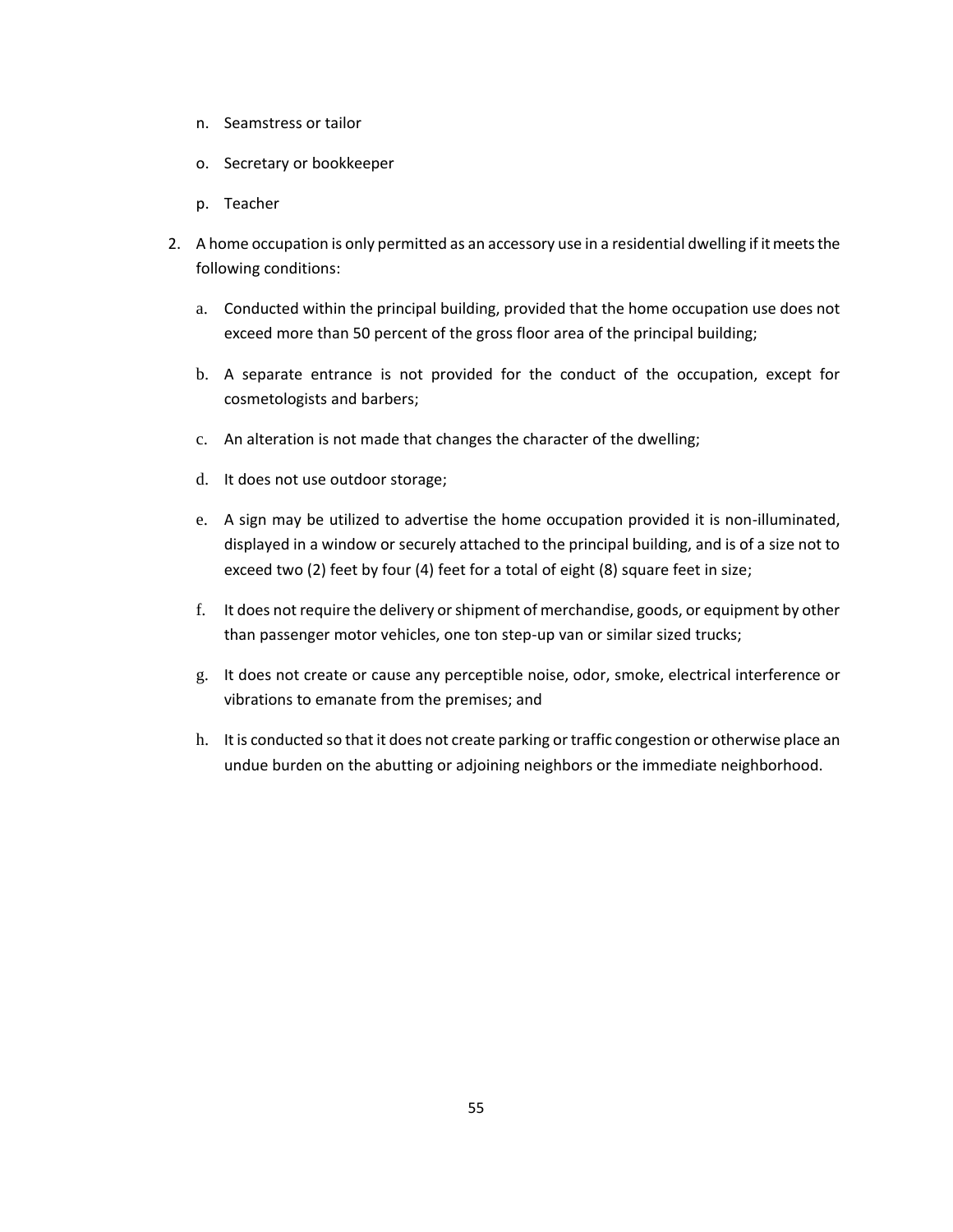n. Seamstress or tailor

o. Secretary or bookkeeper

p. Teacher

2. A home occupation is only permitted as an accessory use in a residential dwelling if it meets the following conditions:

   a. Conducted within the principal building, provided that the home occupation use does not exceed more than 50 percent of the gross floor area of the principal building;

   b. A separate entrance is not provided for the conduct of the occupation, except for cosmetologists and barbers;

   c. An alteration is not made that changes the character of the dwelling;

   d. It does not use outdoor storage;

   e. A sign may be utilized to advertise the home occupation provided it is non-illuminated, displayed in a window or securely attached to the principal building, and is of a size not to exceed two (2) feet by four (4) feet for a total of eight (8) square feet in size;

   f. It does not require the delivery or shipment of merchandise, goods, or equipment by other than passenger motor vehicles, one ton step-up van or similar sized trucks;

   g. It does not create or cause any perceptible noise, odor, smoke, electrical interference or vibrations to emanate from the premises; and

   h. It is conducted so that it does not create parking or traffic congestion or otherwise place an undue burden on the abutting or adjoining neighbors or the immediate neighborhood.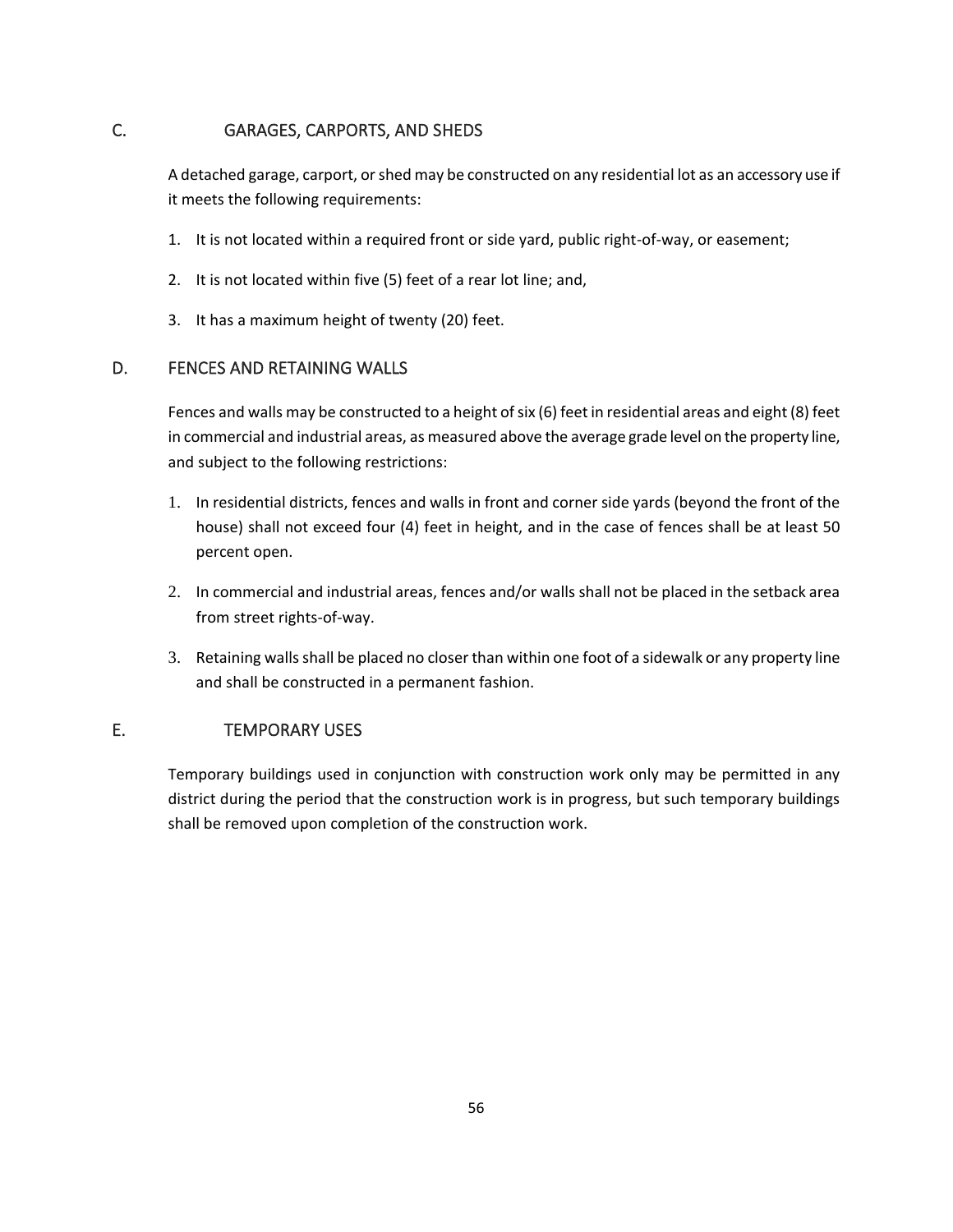## C. GARAGES, CARPORTS, AND SHEDS

A detached garage, carport, or shed may be constructed on any residential lot as an accessory use if it meets the following requirements:

1. It is not located within a required front or side yard, public right-of-way, or easement;
2. It is not located within five (5) feet of a rear lot line; and,
3. It has a maximum height of twenty (20) feet.

## D. FENCES AND RETAINING WALLS

Fences and walls may be constructed to a height of six (6) feet in residential areas and eight (8) feet in commercial and industrial areas, as measured above the average grade level on the property line, and subject to the following restrictions:

1. In residential districts, fences and walls in front and corner side yards (beyond the front of the house) shall not exceed four (4) feet in height, and in the case of fences shall be at least 50 percent open.
2. In commercial and industrial areas, fences and/or walls shall not be placed in the setback area from street rights-of-way.
3. Retaining walls shall be placed no closer than within one foot of a sidewalk or any property line and shall be constructed in a permanent fashion.

## E. TEMPORARY USES

Temporary buildings used in conjunction with construction work only may be permitted in any district during the period that the construction work is in progress, but such temporary buildings shall be removed upon completion of the construction work.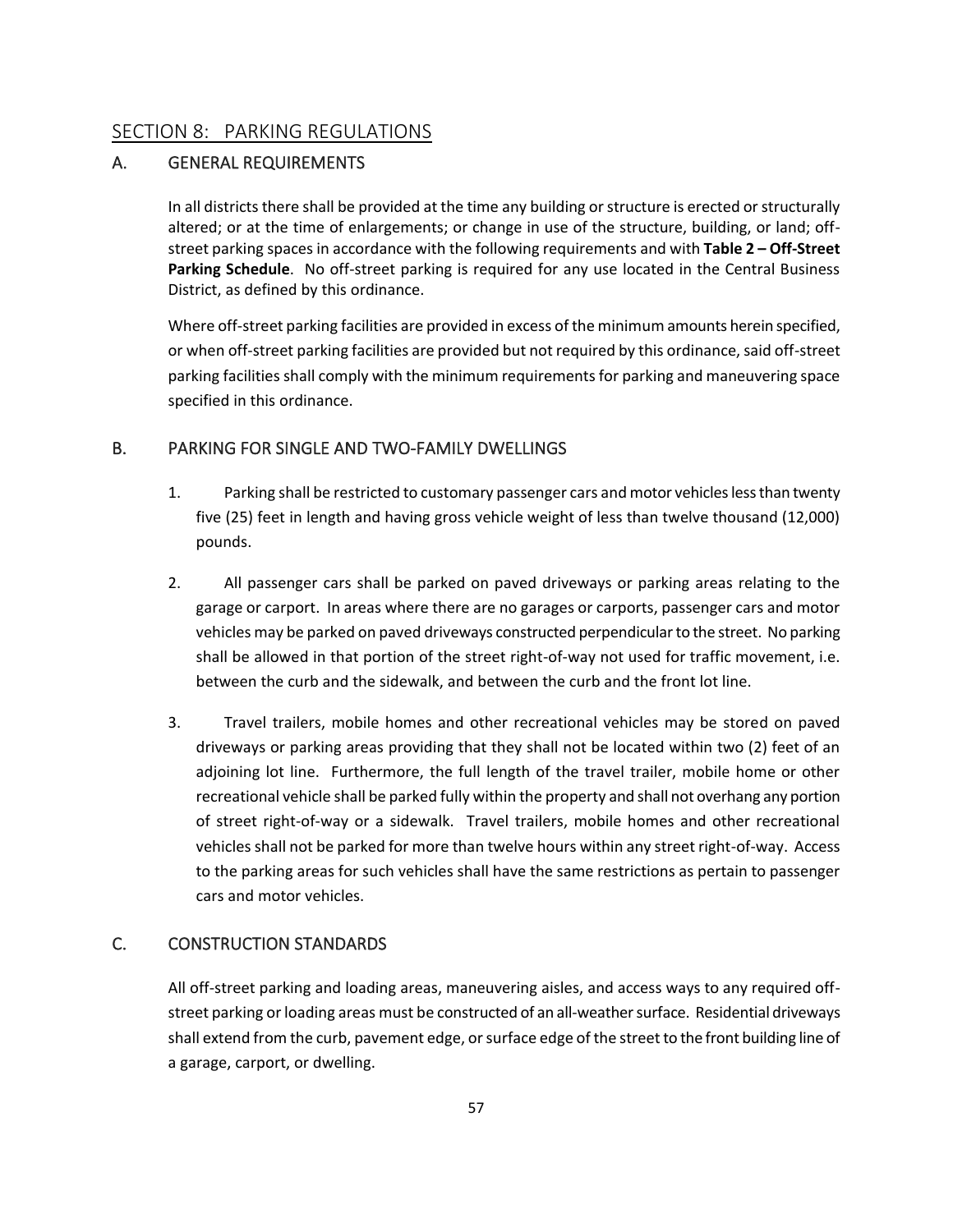## SECTION 8: PARKING REGULATIONS

### A. GENERAL REQUIREMENTS

In all districts there shall be provided at the time any building or structure is erected or structurally altered; or at the time of enlargements; or change in use of the structure, building, or land; off-street parking spaces in accordance with the following requirements and with **Table 2 – Off-Street Parking Schedule**. No off-street parking is required for any use located in the Central Business District, as defined by this ordinance.

Where off-street parking facilities are provided in excess of the minimum amounts herein specified, or when off-street parking facilities are provided but not required by this ordinance, said off-street parking facilities shall comply with the minimum requirements for parking and maneuvering space specified in this ordinance.

### B. PARKING FOR SINGLE AND TWO-FAMILY DWELLINGS

1. Parking shall be restricted to customary passenger cars and motor vehicles less than twenty five (25) feet in length and having gross vehicle weight of less than twelve thousand (12,000) pounds.

2. All passenger cars shall be parked on paved driveways or parking areas relating to the garage or carport. In areas where there are no garages or carports, passenger cars and motor vehicles may be parked on paved driveways constructed perpendicular to the street. No parking shall be allowed in that portion of the street right-of-way not used for traffic movement, i.e. between the curb and the sidewalk, and between the curb and the front lot line.

3. Travel trailers, mobile homes and other recreational vehicles may be stored on paved driveways or parking areas providing that they shall not be located within two (2) feet of an adjoining lot line. Furthermore, the full length of the travel trailer, mobile home or other recreational vehicle shall be parked fully within the property and shall not overhang any portion of street right-of-way or a sidewalk. Travel trailers, mobile homes and other recreational vehicles shall not be parked for more than twelve hours within any street right-of-way. Access to the parking areas for such vehicles shall have the same restrictions as pertain to passenger cars and motor vehicles.

### C. CONSTRUCTION STANDARDS

All off-street parking and loading areas, maneuvering aisles, and access ways to any required off-street parking or loading areas must be constructed of an all-weather surface. Residential driveways shall extend from the curb, pavement edge, or surface edge of the street to the front building line of a garage, carport, or dwelling.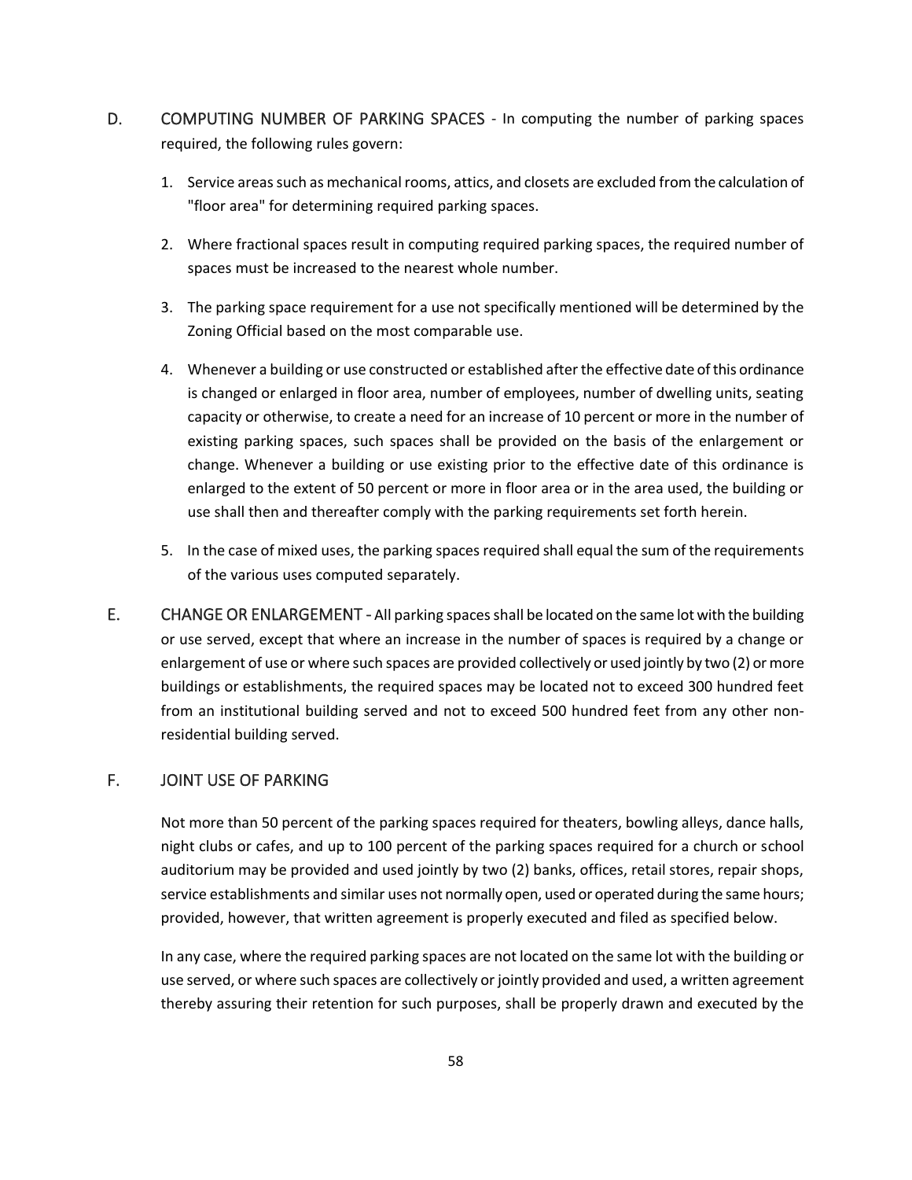D. COMPUTING NUMBER OF PARKING SPACES - In computing the number of parking spaces required, the following rules govern:

1. Service areas such as mechanical rooms, attics, and closets are excluded from the calculation of "floor area" for determining required parking spaces.

2. Where fractional spaces result in computing required parking spaces, the required number of spaces must be increased to the nearest whole number.

3. The parking space requirement for a use not specifically mentioned will be determined by the Zoning Official based on the most comparable use.

4. Whenever a building or use constructed or established after the effective date of this ordinance is changed or enlarged in floor area, number of employees, number of dwelling units, seating capacity or otherwise, to create a need for an increase of 10 percent or more in the number of existing parking spaces, such spaces shall be provided on the basis of the enlargement or change. Whenever a building or use existing prior to the effective date of this ordinance is enlarged to the extent of 50 percent or more in floor area or in the area used, the building or use shall then and thereafter comply with the parking requirements set forth herein.

5. In the case of mixed uses, the parking spaces required shall equal the sum of the requirements of the various uses computed separately.

E. CHANGE OR ENLARGEMENT - All parking spaces shall be located on the same lot with the building or use served, except that where an increase in the number of spaces is required by a change or enlargement of use or where such spaces are provided collectively or used jointly by two (2) or more buildings or establishments, the required spaces may be located not to exceed 300 hundred feet from an institutional building served and not to exceed 500 hundred feet from any other non-residential building served.

F. JOINT USE OF PARKING

Not more than 50 percent of the parking spaces required for theaters, bowling alleys, dance halls, night clubs or cafes, and up to 100 percent of the parking spaces required for a church or school auditorium may be provided and used jointly by two (2) banks, offices, retail stores, repair shops, service establishments and similar uses not normally open, used or operated during the same hours; provided, however, that written agreement is properly executed and filed as specified below.

In any case, where the required parking spaces are not located on the same lot with the building or use served, or where such spaces are collectively or jointly provided and used, a written agreement thereby assuring their retention for such purposes, shall be properly drawn and executed by the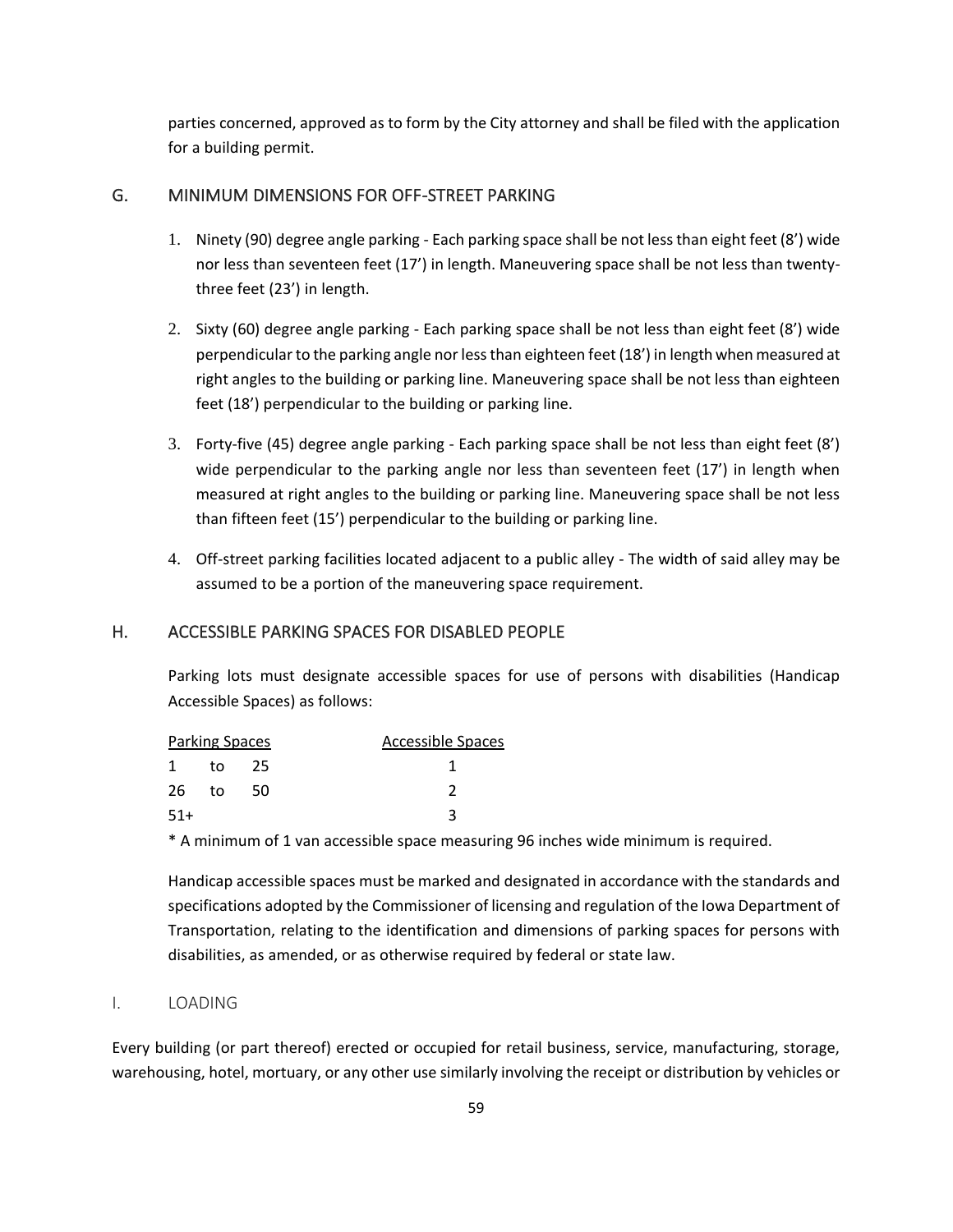parties concerned, approved as to form by the City attorney and shall be filed with the application for a building permit.

## G. MINIMUM DIMENSIONS FOR OFF-STREET PARKING

1. Ninety (90) degree angle parking - Each parking space shall be not less than eight feet (8') wide nor less than seventeen feet (17') in length. Maneuvering space shall be not less than twenty-three feet (23') in length.

2. Sixty (60) degree angle parking - Each parking space shall be not less than eight feet (8') wide perpendicular to the parking angle nor less than eighteen feet (18') in length when measured at right angles to the building or parking line. Maneuvering space shall be not less than eighteen feet (18') perpendicular to the building or parking line.

3. Forty-five (45) degree angle parking - Each parking space shall be not less than eight feet (8') wide perpendicular to the parking angle nor less than seventeen feet (17') in length when measured at right angles to the building or parking line. Maneuvering space shall be not less than fifteen feet (15') perpendicular to the building or parking line.

4. Off-street parking facilities located adjacent to a public alley - The width of said alley may be assumed to be a portion of the maneuvering space requirement.

## H. ACCESSIBLE PARKING SPACES FOR DISABLED PEOPLE

Parking lots must designate accessible spaces for use of persons with disabilities (Handicap Accessible Spaces) as follows:

| Parking Spaces | Accessible Spaces |
|---|---|
| 1 to 25 | 1 |
| 26 to 50 | 2 |
| 51+ | 3 |

* A minimum of 1 van accessible space measuring 96 inches wide minimum is required.

Handicap accessible spaces must be marked and designated in accordance with the standards and specifications adopted by the Commissioner of licensing and regulation of the Iowa Department of Transportation, relating to the identification and dimensions of parking spaces for persons with disabilities, as amended, or as otherwise required by federal or state law.

## I. LOADING

Every building (or part thereof) erected or occupied for retail business, service, manufacturing, storage, warehousing, hotel, mortuary, or any other use similarly involving the receipt or distribution by vehicles or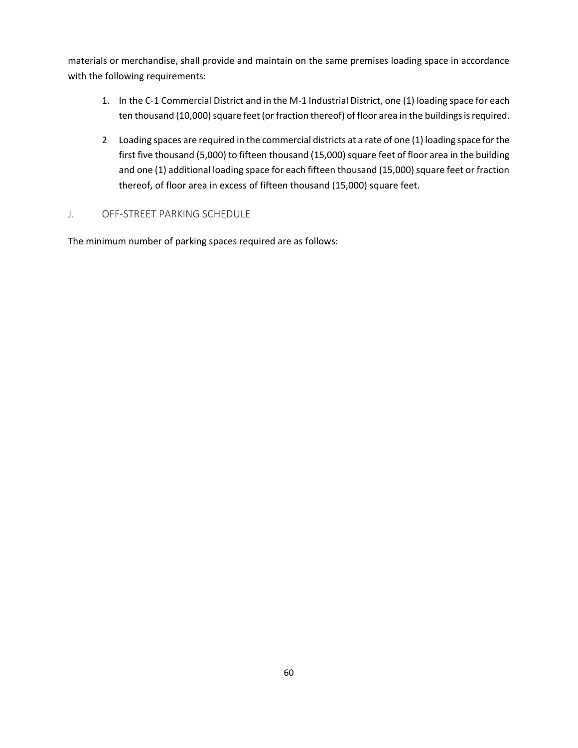materials or merchandise, shall provide and maintain on the same premises loading space in accordance with the following requirements:

1. In the C-1 Commercial District and in the M-1 Industrial District, one (1) loading space for each ten thousand (10,000) square feet (or fraction thereof) of floor area in the buildings is required.

2 Loading spaces are required in the commercial districts at a rate of one (1) loading space for the first five thousand (5,000) to fifteen thousand (15,000) square feet of floor area in the building and one (1) additional loading space for each fifteen thousand (15,000) square feet or fraction thereof, of floor area in excess of fifteen thousand (15,000) square feet.

## J. OFF-STREET PARKING SCHEDULE

The minimum number of parking spaces required are as follows: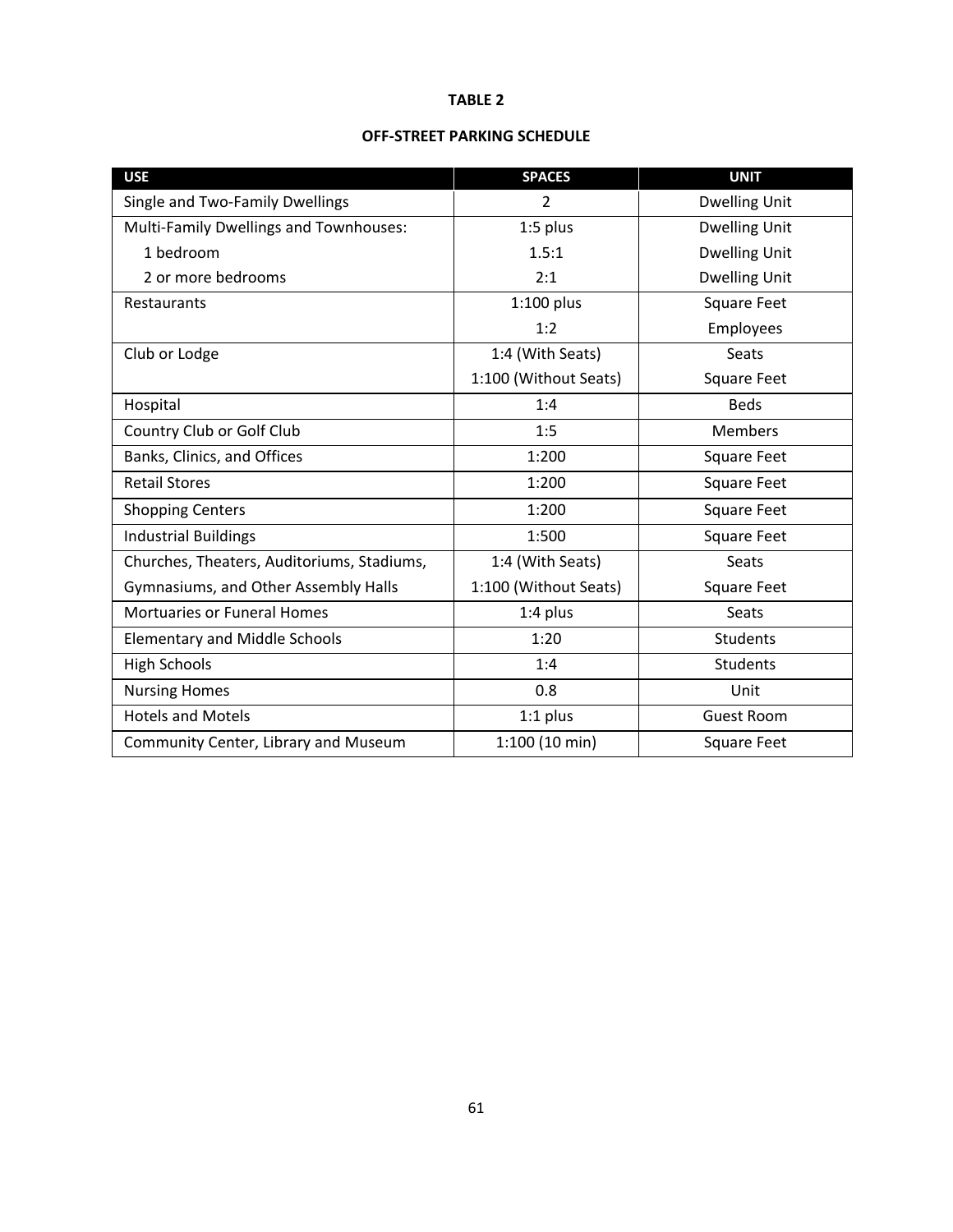**TABLE 2**

**OFF-STREET PARKING SCHEDULE**

| USE | SPACES | UNIT |
|---|---|---|
| Single and Two-Family Dwellings | 2 | Dwelling Unit |
| Multi-Family Dwellings and Townhouses: | 1:5 plus | Dwelling Unit |
| 1 bedroom | 1.5:1 | Dwelling Unit |
| 2 or more bedrooms | 2:1 | Dwelling Unit |
| Restaurants | 1:100 plus | Square Feet |
| | 1:2 | Employees |
| Club or Lodge | 1:4 (With Seats) | Seats |
| | 1:100 (Without Seats) | Square Feet |
| Hospital | 1:4 | Beds |
| Country Club or Golf Club | 1:5 | Members |
| Banks, Clinics, and Offices | 1:200 | Square Feet |
| Retail Stores | 1:200 | Square Feet |
| Shopping Centers | 1:200 | Square Feet |
| Industrial Buildings | 1:500 | Square Feet |
| Churches, Theaters, Auditoriums, Stadiums, | 1:4 (With Seats) | Seats |
| Gymnasiums, and Other Assembly Halls | 1:100 (Without Seats) | Square Feet |
| Mortuaries or Funeral Homes | 1:4 plus | Seats |
| Elementary and Middle Schools | 1:20 | Students |
| High Schools | 1:4 | Students |
| Nursing Homes | 0.8 | Unit |
| Hotels and Motels | 1:1 plus | Guest Room |
| Community Center, Library and Museum | 1:100 (10 min) | Square Feet |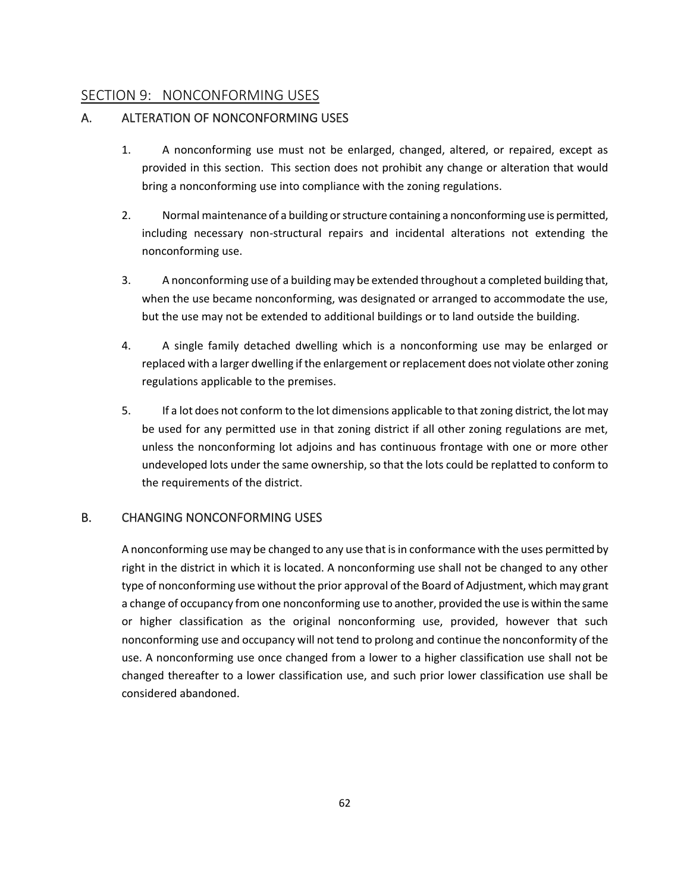## SECTION 9: NONCONFORMING USES

### A. ALTERATION OF NONCONFORMING USES

1. A nonconforming use must not be enlarged, changed, altered, or repaired, except as provided in this section. This section does not prohibit any change or alteration that would bring a nonconforming use into compliance with the zoning regulations.

2. Normal maintenance of a building or structure containing a nonconforming use is permitted, including necessary non-structural repairs and incidental alterations not extending the nonconforming use.

3. A nonconforming use of a building may be extended throughout a completed building that, when the use became nonconforming, was designated or arranged to accommodate the use, but the use may not be extended to additional buildings or to land outside the building.

4. A single family detached dwelling which is a nonconforming use may be enlarged or replaced with a larger dwelling if the enlargement or replacement does not violate other zoning regulations applicable to the premises.

5. If a lot does not conform to the lot dimensions applicable to that zoning district, the lot may be used for any permitted use in that zoning district if all other zoning regulations are met, unless the nonconforming lot adjoins and has continuous frontage with one or more other undeveloped lots under the same ownership, so that the lots could be replatted to conform to the requirements of the district.

### B. CHANGING NONCONFORMING USES

A nonconforming use may be changed to any use that is in conformance with the uses permitted by right in the district in which it is located. A nonconforming use shall not be changed to any other type of nonconforming use without the prior approval of the Board of Adjustment, which may grant a change of occupancy from one nonconforming use to another, provided the use is within the same or higher classification as the original nonconforming use, provided, however that such nonconforming use and occupancy will not tend to prolong and continue the nonconformity of the use. A nonconforming use once changed from a lower to a higher classification use shall not be changed thereafter to a lower classification use, and such prior lower classification use shall be considered abandoned.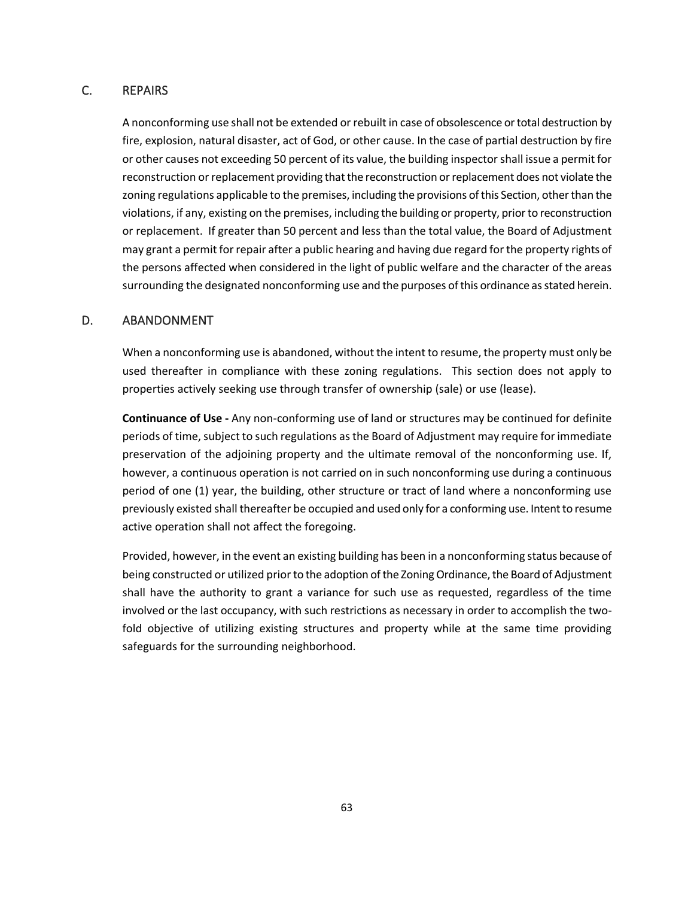## C. REPAIRS

A nonconforming use shall not be extended or rebuilt in case of obsolescence or total destruction by fire, explosion, natural disaster, act of God, or other cause. In the case of partial destruction by fire or other causes not exceeding 50 percent of its value, the building inspector shall issue a permit for reconstruction or replacement providing that the reconstruction or replacement does not violate the zoning regulations applicable to the premises, including the provisions of this Section, other than the violations, if any, existing on the premises, including the building or property, prior to reconstruction or replacement. If greater than 50 percent and less than the total value, the Board of Adjustment may grant a permit for repair after a public hearing and having due regard for the property rights of the persons affected when considered in the light of public welfare and the character of the areas surrounding the designated nonconforming use and the purposes of this ordinance as stated herein.

## D. ABANDONMENT

When a nonconforming use is abandoned, without the intent to resume, the property must only be used thereafter in compliance with these zoning regulations. This section does not apply to properties actively seeking use through transfer of ownership (sale) or use (lease).

**Continuance of Use -** Any non-conforming use of land or structures may be continued for definite periods of time, subject to such regulations as the Board of Adjustment may require for immediate preservation of the adjoining property and the ultimate removal of the nonconforming use. If, however, a continuous operation is not carried on in such nonconforming use during a continuous period of one (1) year, the building, other structure or tract of land where a nonconforming use previously existed shall thereafter be occupied and used only for a conforming use. Intent to resume active operation shall not affect the foregoing.

Provided, however, in the event an existing building has been in a nonconforming status because of being constructed or utilized prior to the adoption of the Zoning Ordinance, the Board of Adjustment shall have the authority to grant a variance for such use as requested, regardless of the time involved or the last occupancy, with such restrictions as necessary in order to accomplish the two-fold objective of utilizing existing structures and property while at the same time providing safeguards for the surrounding neighborhood.